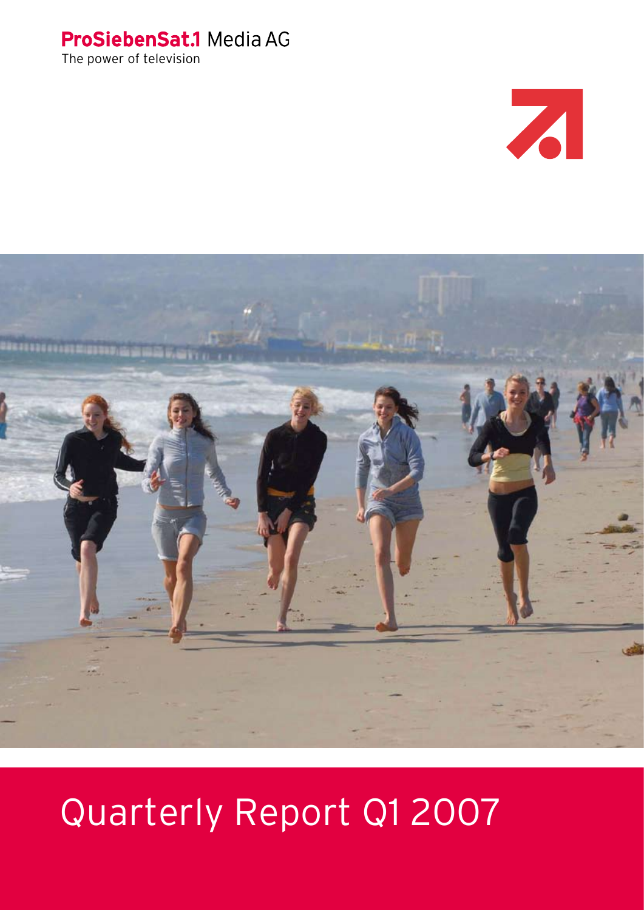**ProSiebenSat.1** Media AG

The power of television

# Quarterly Report Q1 2007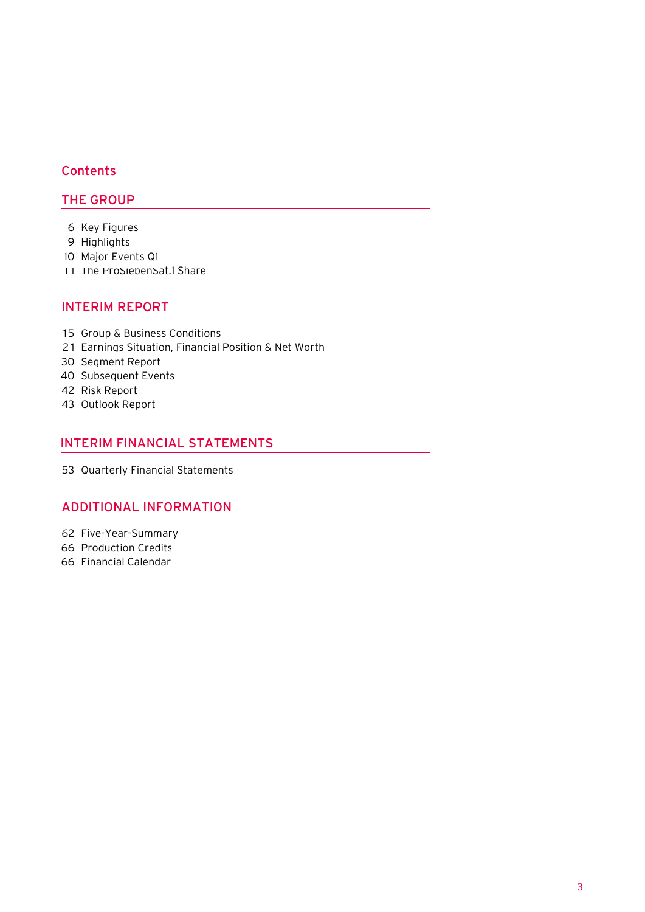# Contents

## THE GROUP

6 Key Figures
9 Highlights
10 Major Events Q1
11 The ProSiebenSat.1 Share

## INTERIM REPORT

15 Group & Business Conditions
21 Earnings Situation, Financial Position & Net Worth
30 Segment Report
40 Subsequent Events
42 Risk Report
43 Outlook Report

## INTERIM FINANCIAL STATEMENTS

53 Quarterly Financial Statements

## ADDITIONAL INFORMATION

62 Five-Year-Summary
66 Production Credits
66 Financial Calendar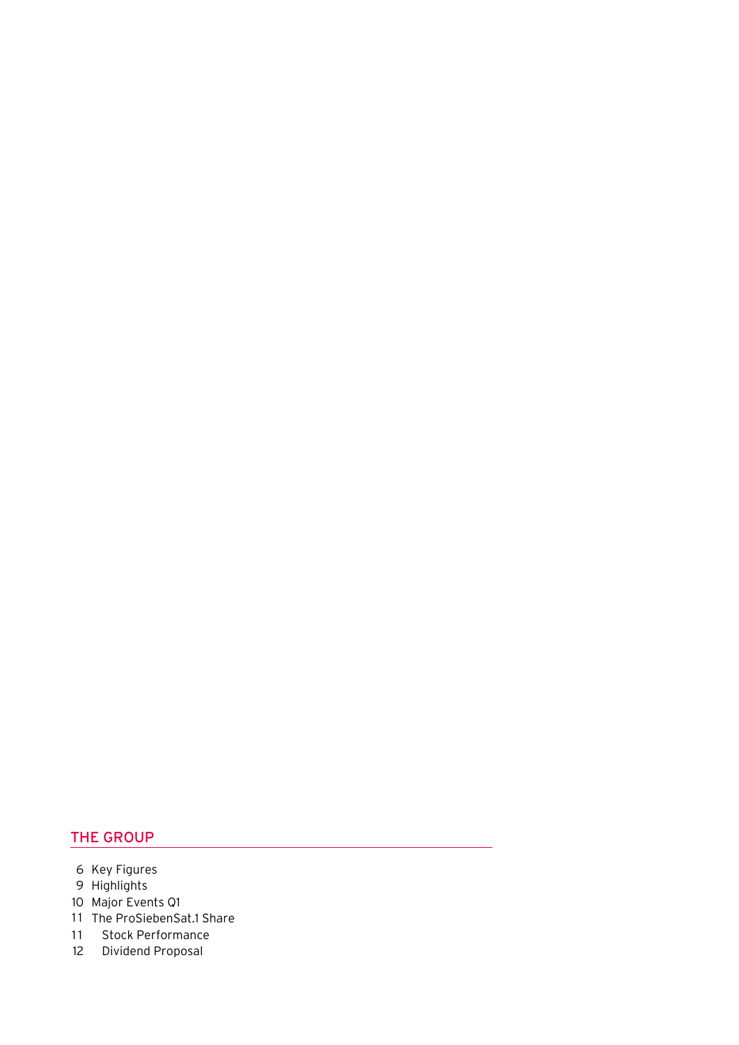## THE GROUP

- 6 Key Figures
- 9 Highlights
- 10 Major Events Q1
- 11 The ProSiebenSat.1 Share
  - 11 Stock Performance
  - 12 Dividend Proposal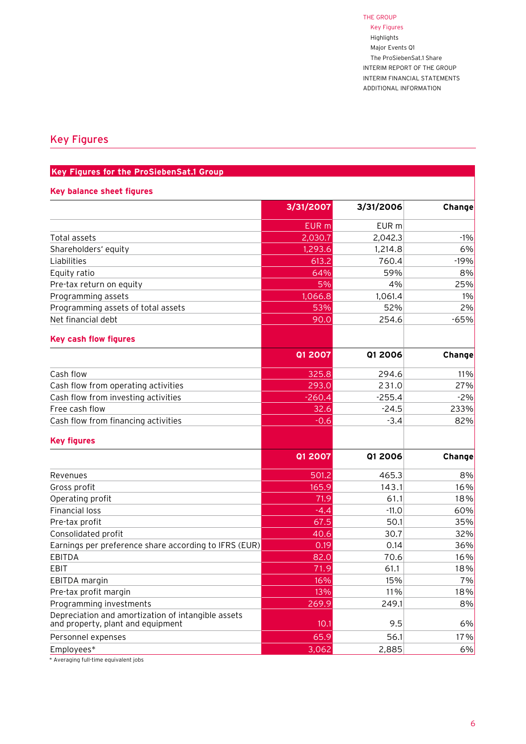## Key Figures

### Key Figures for the ProSiebenSat.1 Group

**Key balance sheet figures**

| | 3/31/2007 | 3/31/2006 | Change |
|---|---|---|---|
| | EUR m | EUR m | |
| Total assets | 2,030.7 | 2,042.3 | -1% |
| Shareholders' equity | 1,293.6 | 1,214.8 | 6% |
| Liabilities | 613.2 | 760.4 | -19% |
| Equity ratio | 64% | 59% | 8% |
| Pre-tax return on equity | 5% | 4% | 25% |
| Programming assets | 1,066.8 | 1,061.4 | 1% |
| Programming assets of total assets | 53% | 52% | 2% |
| Net financial debt | 90.0 | 254.6 | -65% |

**Key cash flow figures**

| | Q1 2007 | Q1 2006 | Change |
|---|---|---|---|
| Cash flow | 325.8 | 294.6 | 11% |
| Cash flow from operating activities | 293.0 | 231.0 | 27% |
| Cash flow from investing activities | -260.4 | -255.4 | -2% |
| Free cash flow | 32.6 | -24.5 | 233% |
| Cash flow from financing activities | -0.6 | -3.4 | 82% |

**Key figures**

| | Q1 2007 | Q1 2006 | Change |
|---|---|---|---|
| Revenues | 501.2 | 465.3 | 8% |
| Gross profit | 165.9 | 143.1 | 16% |
| Operating profit | 71.9 | 61.1 | 18% |
| Financial loss | -4.4 | -11.0 | 60% |
| Pre-tax profit | 67.5 | 50.1 | 35% |
| Consolidated profit | 40.6 | 30.7 | 32% |
| Earnings per preference share according to IFRS (EUR) | 0.19 | 0.14 | 36% |
| EBITDA | 82.0 | 70.6 | 16% |
| EBIT | 71.9 | 61.1 | 18% |
| EBITDA margin | 16% | 15% | 7% |
| Pre-tax profit margin | 13% | 11% | 18% |
| Programming investments | 269.9 | 249.1 | 8% |
| Depreciation and amortization of intangible assets and property, plant and equipment | 10.1 | 9.5 | 6% |
| Personnel expenses | 65.9 | 56.1 | 17% |
| Employees* | 3,062 | 2,885 | 6% |

\* Averaging full-time equivalent jobs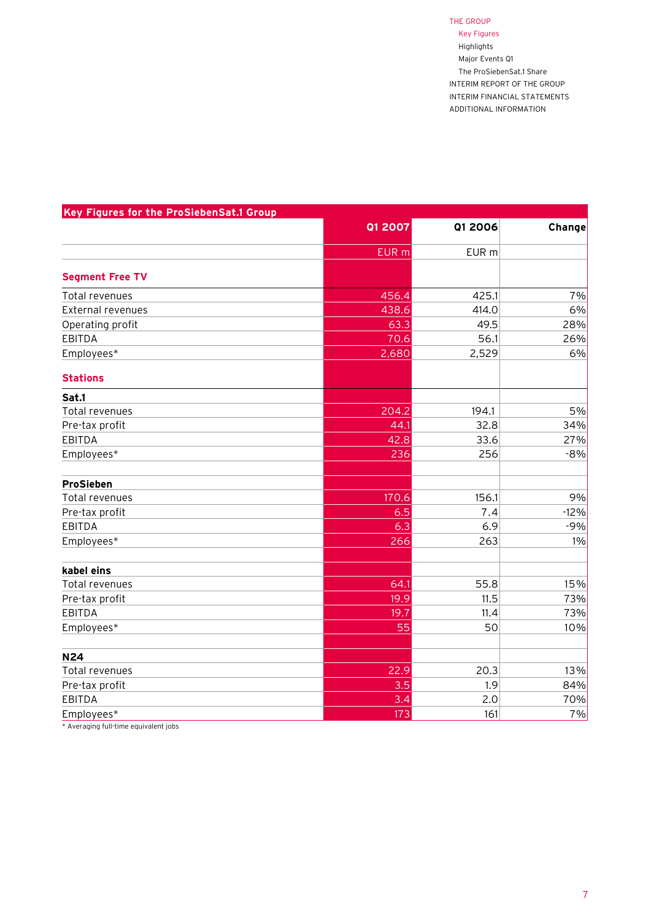## Key Figures for the ProSiebenSat.1 Group

| | Q1 2007 | Q1 2006 | Change |
|---|---|---|---|
| | EUR m | EUR m | |
| **Segment Free TV** | | | |
| Total revenues | 456.4 | 425.1 | 7% |
| External revenues | 438.6 | 414.0 | 6% |
| Operating profit | 63.3 | 49.5 | 28% |
| EBITDA | 70.6 | 56.1 | 26% |
| Employees* | 2,680 | 2,529 | 6% |
| **Stations** | | | |
| **Sat.1** | | | |
| Total revenues | 204.2 | 194.1 | 5% |
| Pre-tax profit | 44.1 | 32.8 | 34% |
| EBITDA | 42.8 | 33.6 | 27% |
| Employees* | 236 | 256 | -8% |
| | | | |
| **ProSieben** | | | |
| Total revenues | 170.6 | 156.1 | 9% |
| Pre-tax profit | 6.5 | 7.4 | -12% |
| EBITDA | 6.3 | 6.9 | -9% |
| Employees* | 266 | 263 | 1% |
| | | | |
| **kabel eins** | | | |
| Total revenues | 64.1 | 55.8 | 15% |
| Pre-tax profit | 19.9 | 11.5 | 73% |
| EBITDA | 19.7 | 11.4 | 73% |
| Employees* | 55 | 50 | 10% |
| | | | |
| **N24** | | | |
| Total revenues | 22.9 | 20.3 | 13% |
| Pre-tax profit | 3.5 | 1.9 | 84% |
| EBITDA | 3.4 | 2.0 | 70% |
| Employees* | 173 | 161 | 7% |

* Averaging full-time equivalent jobs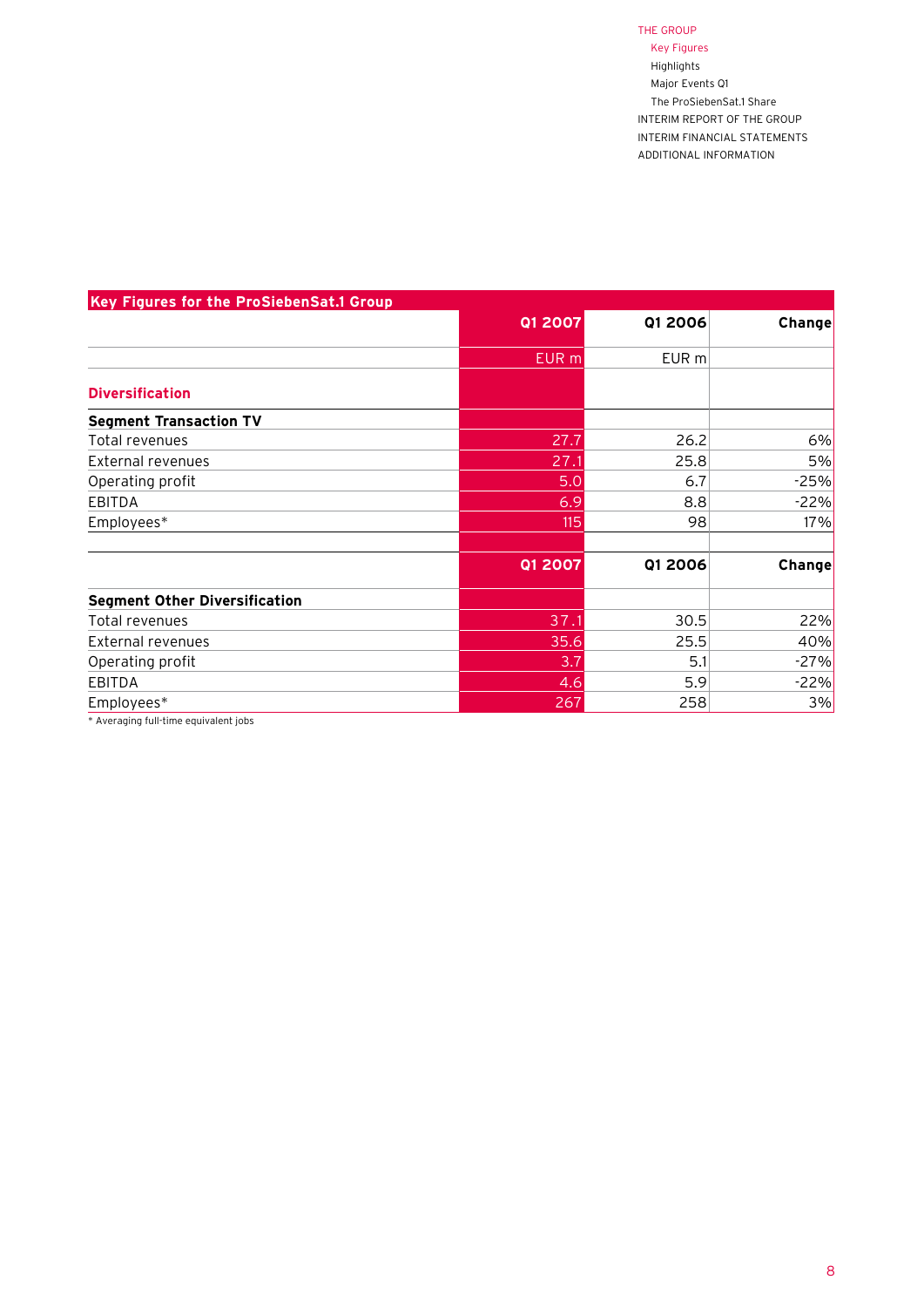## Key Figures for the ProSiebenSat.1 Group

| | Q1 2007 | Q1 2006 | Change |
|---|---|---|---|
| | EUR m | EUR m | |
| **Diversification** | | | |
| **Segment Transaction TV** | | | |
| Total revenues | 27.7 | 26.2 | 6% |
| External revenues | 27.1 | 25.8 | 5% |
| Operating profit | 5.0 | 6.7 | -25% |
| EBITDA | 6.9 | 8.8 | -22% |
| Employees* | 115 | 98 | 17% |
| | | | |
| | **Q1 2007** | **Q1 2006** | **Change** |
| **Segment Other Diversification** | | | |
| Total revenues | 37.1 | 30.5 | 22% |
| External revenues | 35.6 | 25.5 | 40% |
| Operating profit | 3.7 | 5.1 | -27% |
| EBITDA | 4.6 | 5.9 | -22% |
| Employees* | 267 | 258 | 3% |

\* Averaging full-time equivalent jobs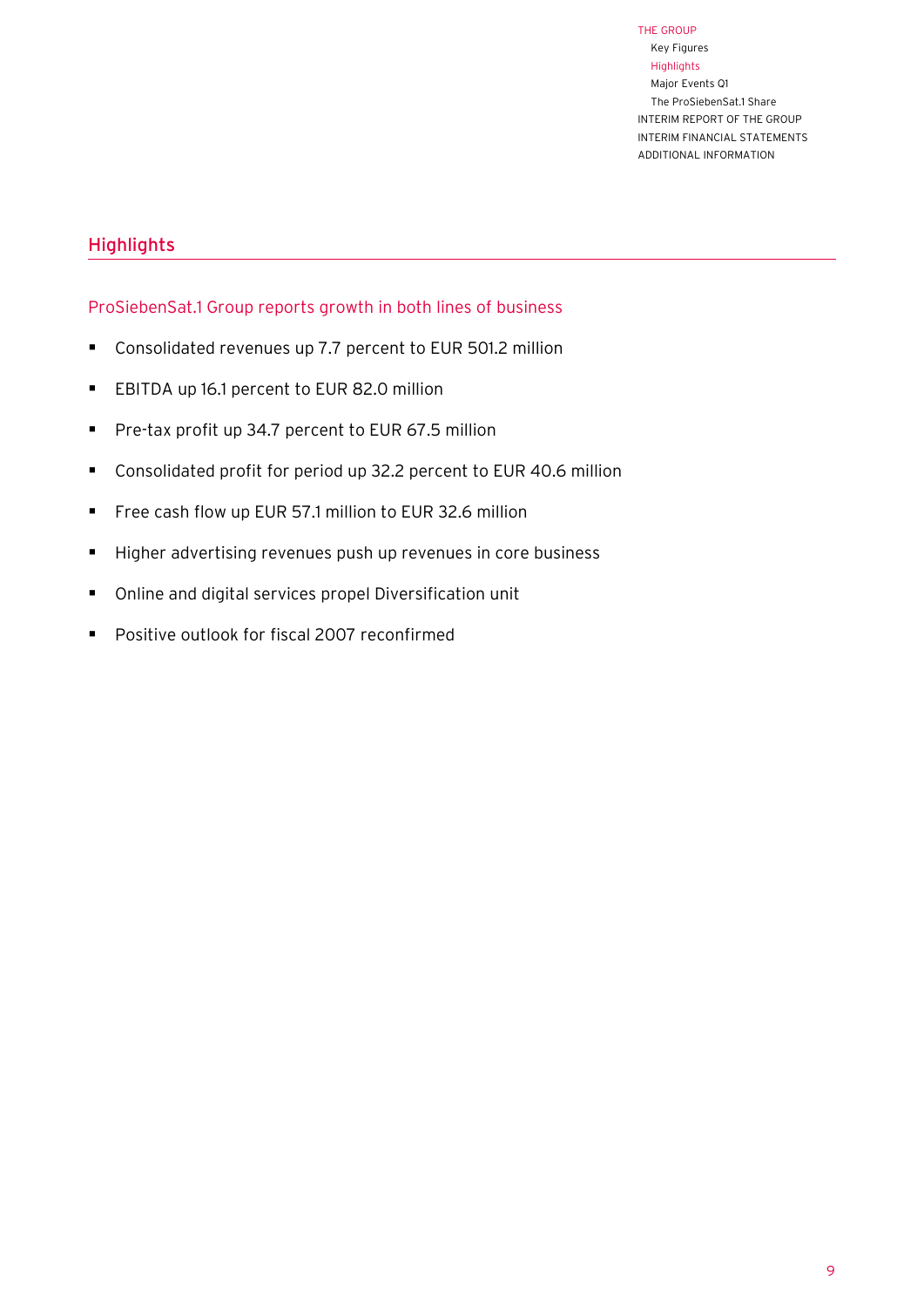## Highlights

### ProSiebenSat.1 Group reports growth in both lines of business

- Consolidated revenues up 7.7 percent to EUR 501.2 million
- EBITDA up 16.1 percent to EUR 82.0 million
- Pre-tax profit up 34.7 percent to EUR 67.5 million
- Consolidated profit for period up 32.2 percent to EUR 40.6 million
- Free cash flow up EUR 57.1 million to EUR 32.6 million
- Higher advertising revenues push up revenues in core business
- Online and digital services propel Diversification unit
- Positive outlook for fiscal 2007 reconfirmed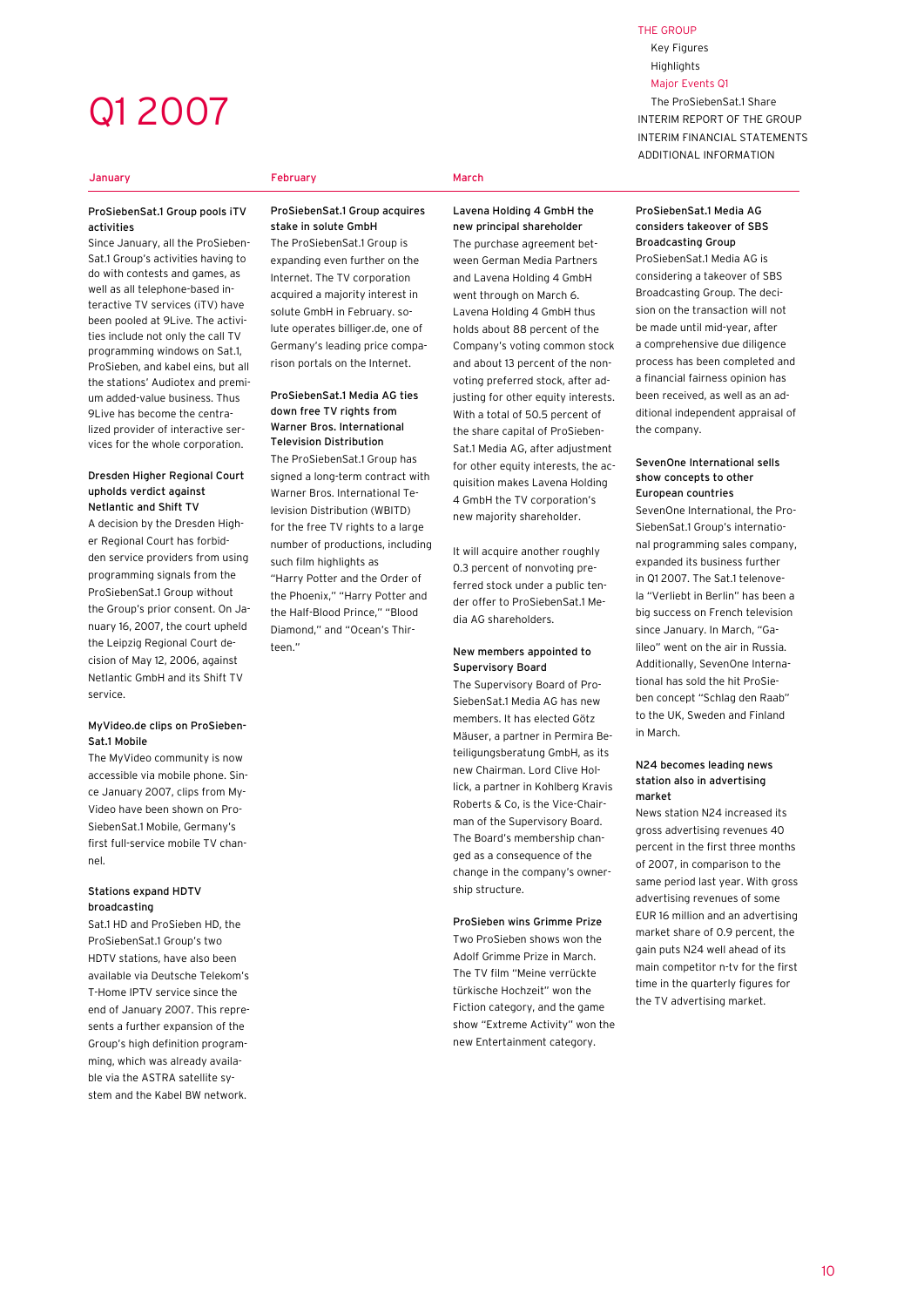# Q1 2007

## January

### ProSiebenSat.1 Group pools iTV activities

Since January, all the ProSiebenSat.1 Group's activities having to do with contests and games, as well as all telephone-based interactive TV services (iTV) have been pooled at 9Live. The activities include not only the call TV programming windows on Sat.1, ProSieben, and kabel eins, but all the stations' Audiotex and premium added-value business. Thus 9Live has become the centralized provider of interactive services for the whole corporation.

### Dresden Higher Regional Court upholds verdict against Netlantic and Shift TV

A decision by the Dresden Higher Regional Court has forbidden service providers from using programming signals from the ProSiebenSat.1 Group without the Group's prior consent. On January 16, 2007, the court upheld the Leipzig Regional Court decision of May 12, 2006, against Netlantic GmbH and its Shift TV service.

### MyVideo.de clips on ProSiebenSat.1 Mobile

The MyVideo community is now accessible via mobile phone. Since January 2007, clips from MyVideo have been shown on ProSiebenSat.1 Mobile, Germany's first full-service mobile TV channel.

### Stations expand HDTV broadcasting

Sat.1 HD and ProSieben HD, the ProSiebenSat.1 Group's two HDTV stations, have also been available via Deutsche Telekom's T-Home IPTV service since the end of January 2007. This represents a further expansion of the Group's high definition programming, which was already available via the ASTRA satellite system and the Kabel BW network.

## February

### ProSiebenSat.1 Group acquires stake in solute GmbH

The ProSiebenSat.1 Group is expanding even further on the Internet. The TV corporation acquired a majority interest in solute GmbH in February. solute operates billiger.de, one of Germany's leading price comparison portals on the Internet.

### ProSiebenSat.1 Media AG ties down free TV rights from Warner Bros. International Television Distribution

The ProSiebenSat.1 Group has signed a long-term contract with Warner Bros. International Television Distribution (WBITD) for the free TV rights to a large number of productions, including such film highlights as "Harry Potter and the Order of the Phoenix," "Harry Potter and the Half-Blood Prince," "Blood Diamond," and "Ocean's Thirteen."

## March

### Lavena Holding 4 GmbH the new principal shareholder

The purchase agreement between German Media Partners and Lavena Holding 4 GmbH went through on March 6. Lavena Holding 4 GmbH thus holds about 88 percent of the Company's voting common stock and about 13 percent of the nonvoting preferred stock, after adjusting for other equity interests. With a total of 50.5 percent of the share capital of ProSiebenSat.1 Media AG, after adjustment for other equity interests, the acquisition makes Lavena Holding 4 GmbH the TV corporation's new majority shareholder.

It will acquire another roughly 0.3 percent of nonvoting preferred stock under a public tender offer to ProSiebenSat.1 Media AG shareholders.

### New members appointed to Supervisory Board

The Supervisory Board of ProSiebenSat.1 Media AG has new members. It has elected Götz Mäuser, a partner in Permira Beteiligungsberatung GmbH, as its new Chairman. Lord Clive Hollick, a partner in Kohlberg Kravis Roberts & Co, is the Vice-Chairman of the Supervisory Board. The Board's membership changed as a consequence of the change in the company's ownership structure.

### ProSieben wins Grimme Prize

Two ProSieben shows won the Adolf Grimme Prize in March. The TV film "Meine verrückte türkische Hochzeit" won the Fiction category, and the game show "Extreme Activity" won the new Entertainment category.

### ProSiebenSat.1 Media AG considers takeover of SBS Broadcasting Group

ProSiebenSat.1 Media AG is considering a takeover of SBS Broadcasting Group. The decision on the transaction will not be made until mid-year, after a comprehensive due diligence process has been completed and a financial fairness opinion has been received, as well as an additional independent appraisal of the company.

### SevenOne International sells show concepts to other European countries

SevenOne International, the ProSiebenSat.1 Group's international programming sales company, expanded its business further in Q1 2007. The Sat.1 telenovela "Verliebt in Berlin" has been a big success on French television since January. In March, "Galileo" went on the air in Russia. Additionally, SevenOne International has sold the hit ProSieben concept "Schlag den Raab" to the UK, Sweden and Finland in March.

### N24 becomes leading news station also in advertising market

News station N24 increased its gross advertising revenues 40 percent in the first three months of 2007, in comparison to the same period last year. With gross advertising revenues of some EUR 16 million and an advertising market share of 0.9 percent, the gain puts N24 well ahead of its main competitor n-tv for the first time in the quarterly figures for the TV advertising market.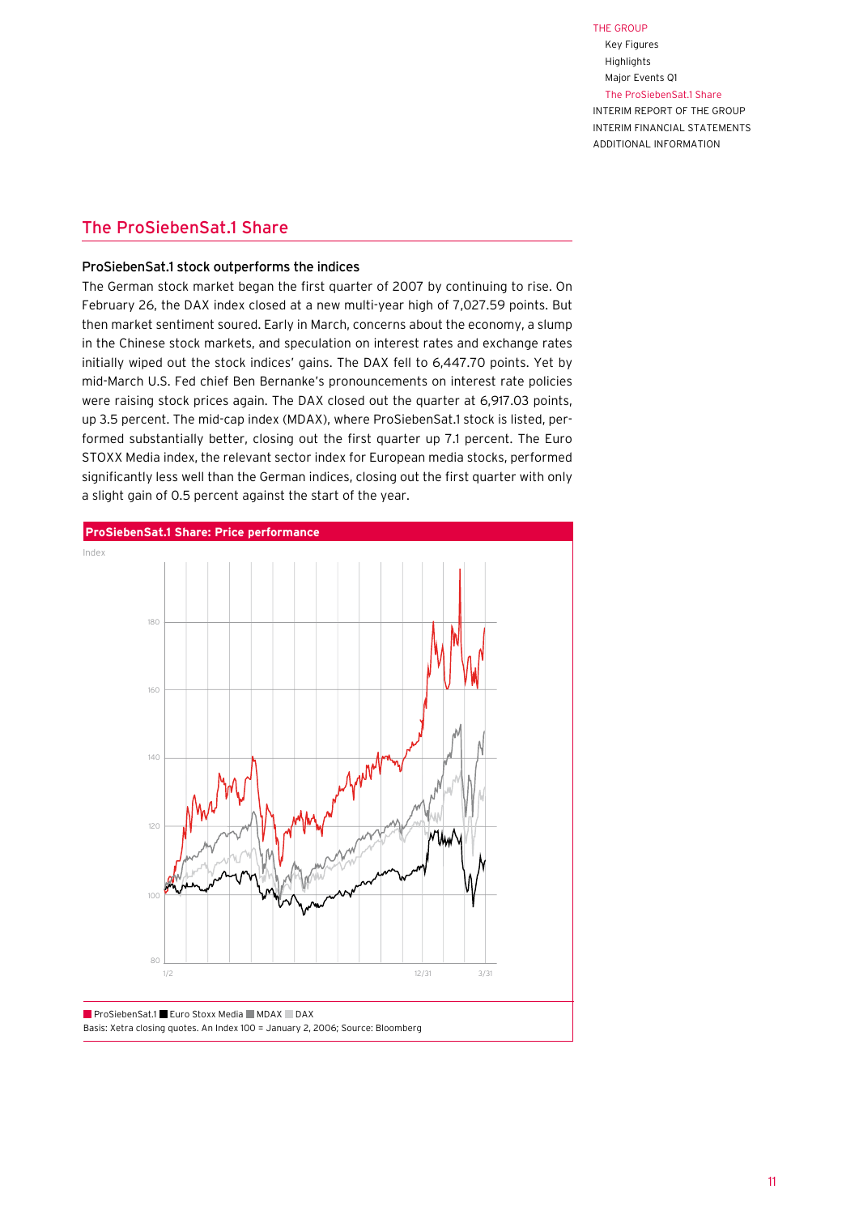## The ProSiebenSat.1 Share

### ProSiebenSat.1 stock outperforms the indices

The German stock market began the first quarter of 2007 by continuing to rise. On February 26, the DAX index closed at a new multi-year high of 7,027.59 points. But then market sentiment soured. Early in March, concerns about the economy, a slump in the Chinese stock markets, and speculation on interest rates and exchange rates initially wiped out the stock indices' gains. The DAX fell to 6,447.70 points. Yet by mid-March U.S. Fed chief Ben Bernanke's pronouncements on interest rate policies were raising stock prices again. The DAX closed out the quarter at 6,917.03 points, up 3.5 percent. The mid-cap index (MDAX), where ProSiebenSat.1 stock is listed, performed substantially better, closing out the first quarter up 7.1 percent. The Euro STOXX Media index, the relevant sector index for European media stocks, performed significantly less well than the German indices, closing out the first quarter with only a slight gain of 0.5 percent against the start of the year.

**ProSiebenSat.1 Share: Price performance**

Index

ProSiebenSat.1 ■ Euro Stoxx Media ■ MDAX ■ DAX

Basis: Xetra closing quotes. An Index 100 = January 2, 2006; Source: Bloomberg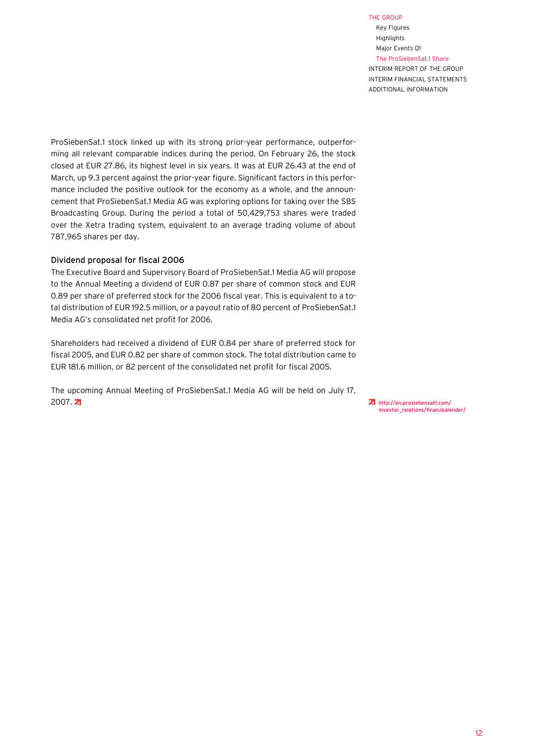ProSiebenSat.1 stock linked up with its strong prior-year performance, outperforming all relevant comparable indices during the period. On February 26, the stock closed at EUR 27.86, its highest level in six years. It was at EUR 26.43 at the end of March, up 9.3 percent against the prior-year figure. Significant factors in this performance included the positive outlook for the economy as a whole, and the announcement that ProSiebenSat.1 Media AG was exploring options for taking over the SBS Broadcasting Group. During the period a total of 50,429,753 shares were traded over the Xetra trading system, equivalent to an average trading volume of about 787,965 shares per day.

### Dividend proposal for fiscal 2006

The Executive Board and Supervisory Board of ProSiebenSat.1 Media AG will propose to the Annual Meeting a dividend of EUR 0.87 per share of common stock and EUR 0.89 per share of preferred stock for the 2006 fiscal year. This is equivalent to a total distribution of EUR 192.5 million, or a payout ratio of 80 percent of ProSiebenSat.1 Media AG's consolidated net profit for 2006.

Shareholders had received a dividend of EUR 0.84 per share of preferred stock for fiscal 2005, and EUR 0.82 per share of common stock. The total distribution came to EUR 181.6 million, or 82 percent of the consolidated net profit for fiscal 2005.

The upcoming Annual Meeting of ProSiebenSat.1 Media AG will be held on July 17, 2007.

http://en.prosiebensat1.com/investor_relations/finanzkalender/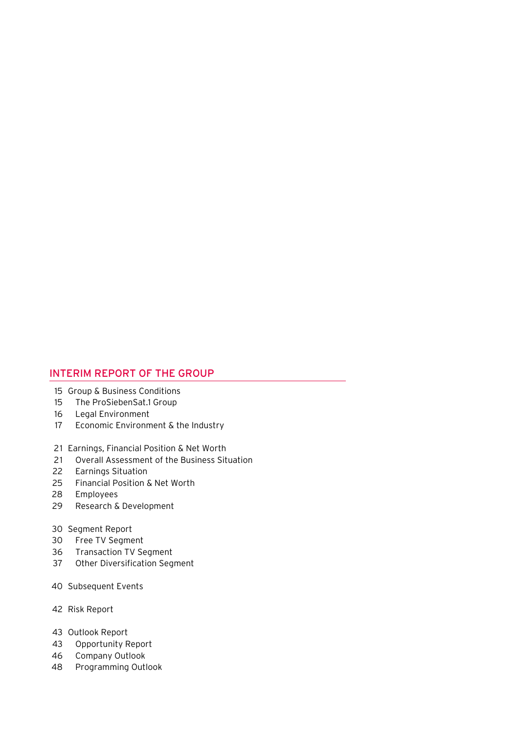## INTERIM REPORT OF THE GROUP

- 15 Group & Business Conditions
  - 15 The ProSiebenSat.1 Group
  - 16 Legal Environment
  - 17 Economic Environment & the Industry
- 21 Earnings, Financial Position & Net Worth
  - 21 Overall Assessment of the Business Situation
  - 22 Earnings Situation
  - 25 Financial Position & Net Worth
  - 28 Employees
  - 29 Research & Development
- 30 Segment Report
  - 30 Free TV Segment
  - 36 Transaction TV Segment
  - 37 Other Diversification Segment
- 40 Subsequent Events
- 42 Risk Report
- 43 Outlook Report
  - 43 Opportunity Report
  - 46 Company Outlook
  - 48 Programming Outlook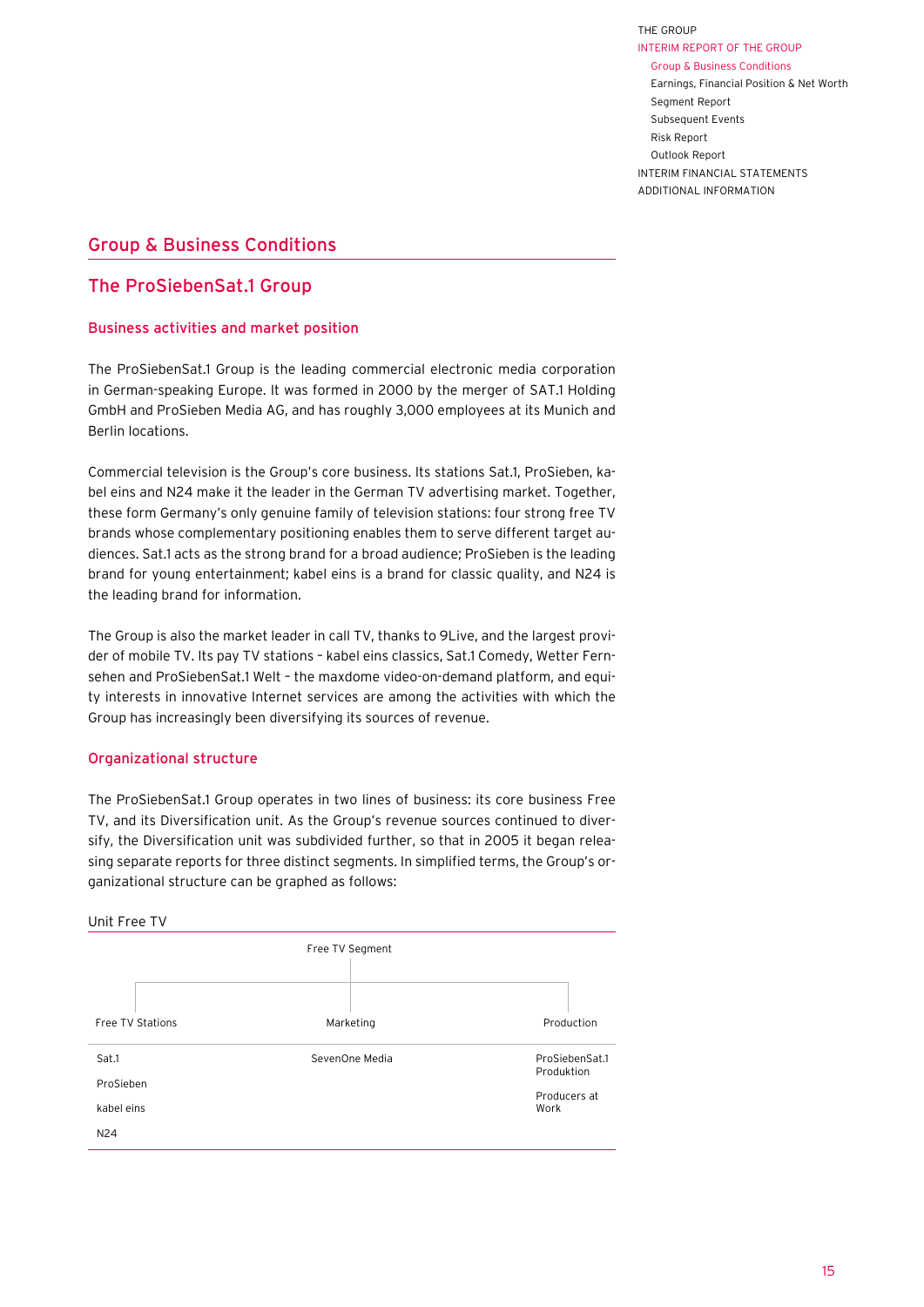## Group & Business Conditions

### The ProSiebenSat.1 Group

#### Business activities and market position

The ProSiebenSat.1 Group is the leading commercial electronic media corporation in German-speaking Europe. It was formed in 2000 by the merger of SAT.1 Holding GmbH and ProSieben Media AG, and has roughly 3,000 employees at its Munich and Berlin locations.

Commercial television is the Group's core business. Its stations Sat.1, ProSieben, kabel eins and N24 make it the leader in the German TV advertising market. Together, these form Germany's only genuine family of television stations: four strong free TV brands whose complementary positioning enables them to serve different target audiences. Sat.1 acts as the strong brand for a broad audience; ProSieben is the leading brand for young entertainment; kabel eins is a brand for classic quality, and N24 is the leading brand for information.

The Group is also the market leader in call TV, thanks to 9Live, and the largest provider of mobile TV. Its pay TV stations – kabel eins classics, Sat.1 Comedy, Wetter Fernsehen and ProSiebenSat.1 Welt – the maxdome video-on-demand platform, and equity interests in innovative Internet services are among the activities with which the Group has increasingly been diversifying its sources of revenue.

#### Organizational structure

The ProSiebenSat.1 Group operates in two lines of business: its core business Free TV, and its Diversification unit. As the Group's revenue sources continued to diversify, the Diversification unit was subdivided further, so that in 2005 it began releasing separate reports for three distinct segments. In simplified terms, the Group's organizational structure can be graphed as follows:

Unit Free TV

Free TV Segment

| Free TV Stations | Marketing | Production |
|---|---|---|
| Sat.1 | SevenOne Media | ProSiebenSat.1 Produktion |
| ProSieben | | Producers at Work |
| kabel eins | | |
| N24 | | |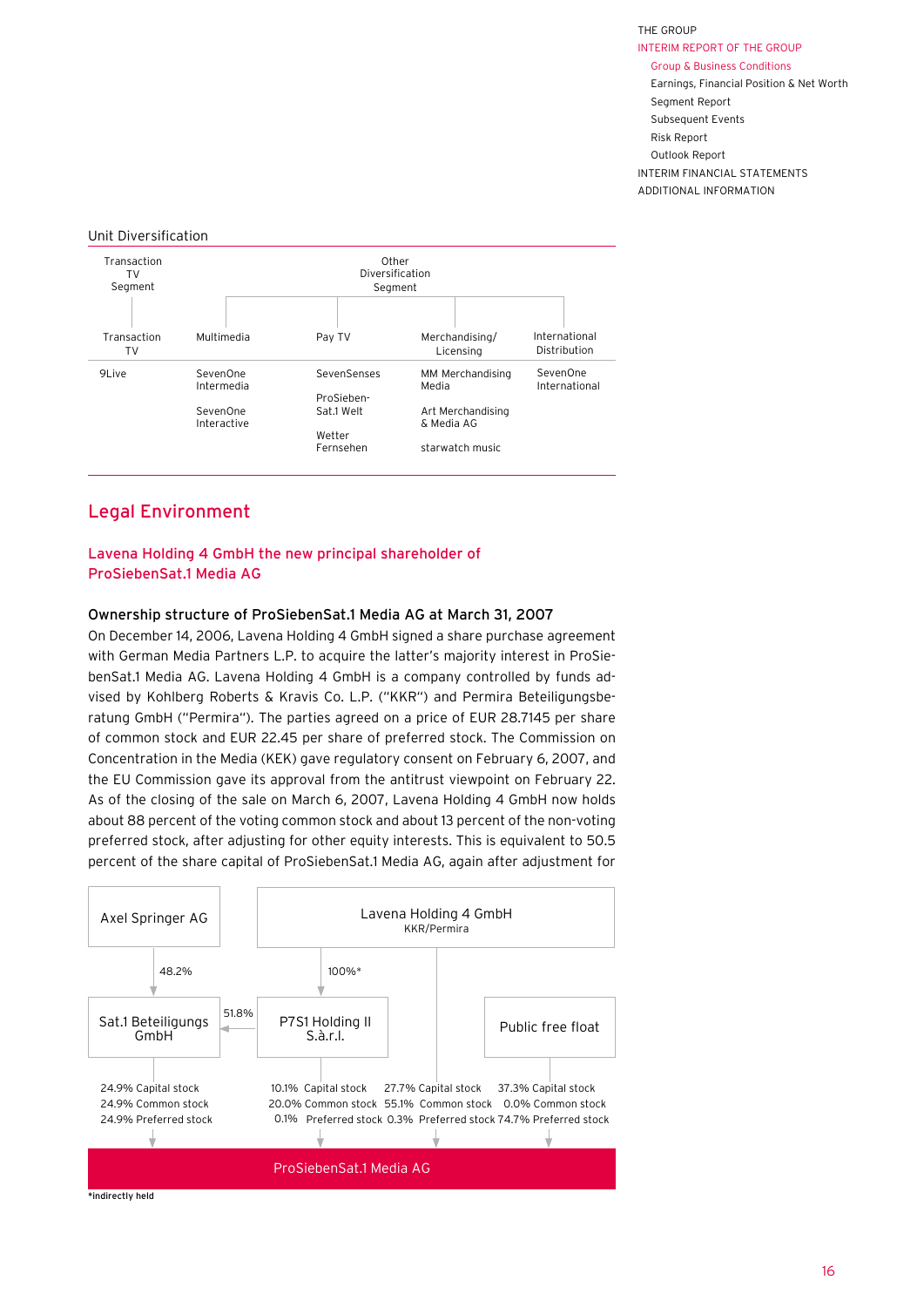### Unit Diversification

| Transaction TV Segment | Other Diversification Segment | | | |
|---|---|---|---|---|
| Transaction TV | Multimedia | Pay TV | Merchandising/ Licensing | International Distribution |
| 9Live | SevenOne Intermedia<br><br>SevenOne Interactive | SevenSenses<br><br>ProSieben-Sat.1 Welt<br><br>Wetter Fernsehen | MM Merchandising Media<br><br>Art Merchandising & Media AG<br><br>starwatch music | SevenOne International |

## Legal Environment

### Lavena Holding 4 GmbH the new principal shareholder of ProSiebenSat.1 Media AG

**Ownership structure of ProSiebenSat.1 Media AG at March 31, 2007**

On December 14, 2006, Lavena Holding 4 GmbH signed a share purchase agreement with German Media Partners L.P. to acquire the latter's majority interest in ProSiebenSat.1 Media AG. Lavena Holding 4 GmbH is a company controlled by funds advised by Kohlberg Roberts & Kravis Co. L.P. ("KKR") and Permira Beteiligungsberatung GmbH ("Permira"). The parties agreed on a price of EUR 28.7145 per share of common stock and EUR 22.45 per share of preferred stock. The Commission on Concentration in the Media (KEK) gave regulatory consent on February 6, 2007, and the EU Commission gave its approval from the antitrust viewpoint on February 22. As of the closing of the sale on March 6, 2007, Lavena Holding 4 GmbH now holds about 88 percent of the voting common stock and about 13 percent of the non-voting preferred stock, after adjusting for other equity interests. This is equivalent to 50.5 percent of the share capital of ProSiebenSat.1 Media AG, again after adjustment for

- Axel Springer AG — 48.2% → Sat.1 Beteiligungs GmbH
- Lavena Holding 4 GmbH (KKR/Permira) — 100%* → P7S1 Holding II S.à.r.l.
- P7S1 Holding II S.à.r.l. — 51.8% → Sat.1 Beteiligungs GmbH

Shareholdings in ProSiebenSat.1 Media AG:

| Shareholder | Capital stock | Common stock | Preferred stock |
|---|---|---|---|
| Sat.1 Beteiligungs GmbH | 24.9% | 24.9% | 24.9% |
| P7S1 Holding II S.à.r.l. | 10.1% | 20.0% | 0.1% |
| Lavena Holding 4 GmbH | 27.7% | 55.1% | 0.3% |
| Public free float | 37.3% | 0.0% | 74.7% |

*indirectly held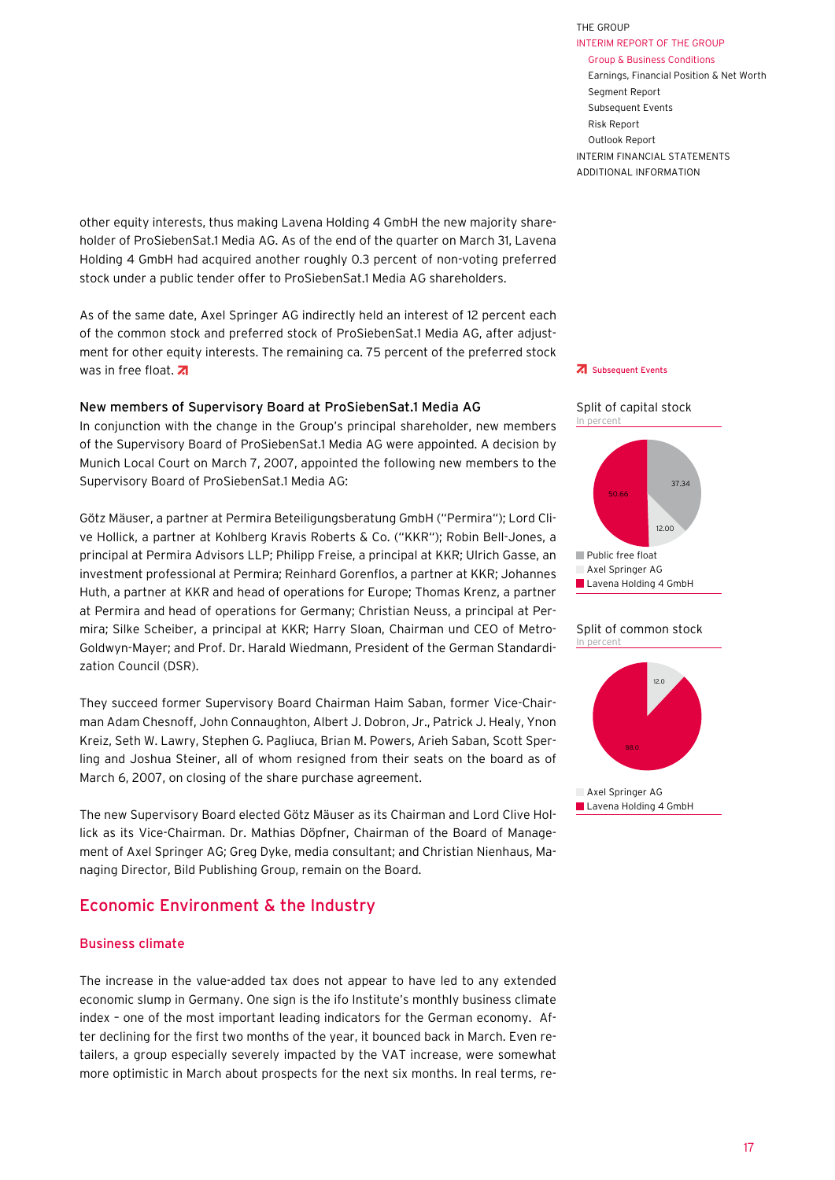other equity interests, thus making Lavena Holding 4 GmbH the new majority shareholder of ProSiebenSat.1 Media AG. As of the end of the quarter on March 31, Lavena Holding 4 GmbH had acquired another roughly 0.3 percent of non-voting preferred stock under a public tender offer to ProSiebenSat.1 Media AG shareholders.

As of the same date, Axel Springer AG indirectly held an interest of 12 percent each of the common stock and preferred stock of ProSiebenSat.1 Media AG, after adjustment for other equity interests. The remaining ca. 75 percent of the preferred stock was in free float.

Subsequent Events

**Split of capital stock**
In percent

| | |
|---|---|
| Public free float | 37.34 |
| Axel Springer AG | 12.00 |
| Lavena Holding 4 GmbH | 50.66 |

**Split of common stock**
In percent

| | |
|---|---|
| Axel Springer AG | 12.0 |
| Lavena Holding 4 GmbH | 88.0 |

### New members of Supervisory Board at ProSiebenSat.1 Media AG

In conjunction with the change in the Group's principal shareholder, new members of the Supervisory Board at ProSiebenSat.1 Media AG were appointed. A decision by Munich Local Court on March 7, 2007, appointed the following new members to the Supervisory Board of ProSiebenSat.1 Media AG:

Götz Mäuser, a partner at Permira Beteiligungsberatung GmbH ("Permira"); Lord Clive Hollick, a partner at Kohlberg Kravis Roberts & Co. ("KKR"); Robin Bell-Jones, a principal at Permira Advisors LLP; Philipp Freise, a principal at KKR; Ulrich Gasse, an investment professional at Permira; Reinhard Gorenflos, a partner at KKR; Johannes Huth, a partner at KKR and head of operations for Europe; Thomas Krenz, a partner at Permira and head of operations for Germany; Christian Neuss, a principal at Permira; Silke Scheiber, a principal at KKR; Harry Sloan, Chairman und CEO of Metro-Goldwyn-Mayer; and Prof. Dr. Harald Wiedmann, President of the German Standardization Council (DSR).

They succeed former Supervisory Board Chairman Haim Saban, former Vice-Chairman Adam Chesnoff, John Connaughton, Albert J. Dobron, Jr., Patrick J. Healy, Ynon Kreiz, Seth W. Lawry, Stephen G. Pagliuca, Brian M. Powers, Arieh Saban, Scott Sperling and Joshua Steiner, all of whom resigned from their seats on the board as of March 6, 2007, on closing of the share purchase agreement.

The new Supervisory Board elected Götz Mäuser as its Chairman and Lord Clive Hollick as its Vice-Chairman. Dr. Mathias Döpfner, Chairman of the Board of Management of Axel Springer AG; Greg Dyke, media consultant; and Christian Nienhaus, Managing Director, Bild Publishing Group, remain on the Board.

## Economic Environment & the Industry

### Business climate

The increase in the value-added tax does not appear to have led to any extended economic slump in Germany. One sign is the ifo Institute's monthly business climate index – one of the most important leading indicators for the German economy. After declining for the first two months of the year, it bounced back in March. Even retailers, a group especially severely impacted by the VAT increase, were somewhat more optimistic in March about prospects for the next six months. In real terms, re-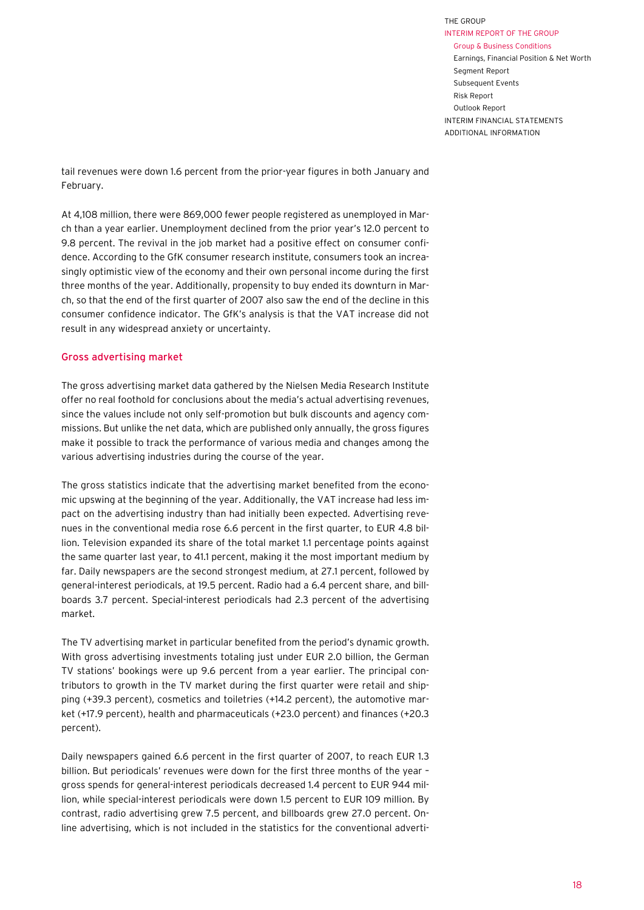tail revenues were down 1.6 percent from the prior-year figures in both January and February.

At 4,108 million, there were 869,000 fewer people registered as unemployed in March than a year earlier. Unemployment declined from the prior year's 12.0 percent to 9.8 percent. The revival in the job market had a positive effect on consumer confidence. According to the GfK consumer research institute, consumers took an increasingly optimistic view of the economy and their own personal income during the first three months of the year. Additionally, propensity to buy ended its downturn in March, so that the end of the first quarter of 2007 also saw the end of the decline in this consumer confidence indicator. The GfK's analysis is that the VAT increase did not result in any widespread anxiety or uncertainty.

## Gross advertising market

The gross advertising market data gathered by the Nielsen Media Research Institute offer no real foothold for conclusions about the media's actual advertising revenues, since the values include not only self-promotion but bulk discounts and agency commissions. But unlike the net data, which are published only annually, the gross figures make it possible to track the performance of various media and changes among the various advertising industries during the course of the year.

The gross statistics indicate that the advertising market benefited from the economic upswing at the beginning of the year. Additionally, the VAT increase had less impact on the advertising industry than had initially been expected. Advertising revenues in the conventional media rose 6.6 percent in the first quarter, to EUR 4.8 billion. Television expanded its share of the total market 1.1 percentage points against the same quarter last year, to 41.1 percent, making it the most important medium by far. Daily newspapers are the second strongest medium, at 27.1 percent, followed by general-interest periodicals, at 19.5 percent. Radio had a 6.4 percent share, and billboards 3.7 percent. Special-interest periodicals had 2.3 percent of the advertising market.

The TV advertising market in particular benefited from the period's dynamic growth. With gross advertising investments totaling just under EUR 2.0 billion, the German TV stations' bookings were up 9.6 percent from a year earlier. The principal contributors to growth in the TV market during the first quarter were retail and shipping (+39.3 percent), cosmetics and toiletries (+14.2 percent), the automotive market (+17.9 percent), health and pharmaceuticals (+23.0 percent) and finances (+20.3 percent).

Daily newspapers gained 6.6 percent in the first quarter of 2007, to reach EUR 1.3 billion. But periodicals' revenues were down for the first three months of the year – gross spends for general-interest periodicals decreased 1.4 percent to EUR 944 million, while special-interest periodicals were down 1.5 percent to EUR 109 million. By contrast, radio advertising grew 7.5 percent, and billboards grew 27.0 percent. Online advertising, which is not included in the statistics for the conventional adverti-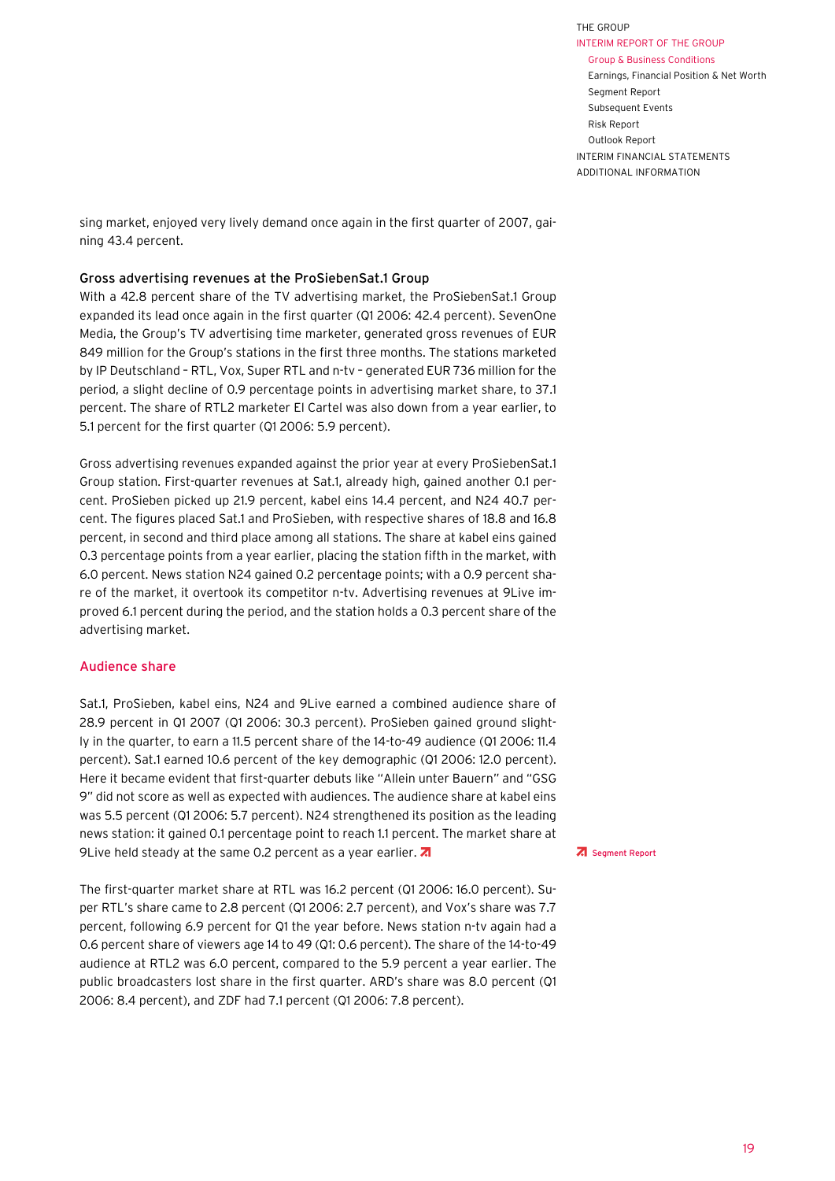sing market, enjoyed very lively demand once again in the first quarter of 2007, gaining 43.4 percent.

### Gross advertising revenues at the ProSiebenSat.1 Group

With a 42.8 percent share of the TV advertising market, the ProSiebenSat.1 Group expanded its lead once again in the first quarter (Q1 2006: 42.4 percent). SevenOne Media, the Group's TV advertising time marketer, generated gross revenues of EUR 849 million for the Group's stations in the first three months. The stations marketed by IP Deutschland – RTL, Vox, Super RTL and n-tv – generated EUR 736 million for the period, a slight decline of 0.9 percentage points in advertising market share, to 37.1 percent. The share of RTL2 marketer El Cartel was also down from a year earlier, to 5.1 percent for the first quarter (Q1 2006: 5.9 percent).

Gross advertising revenues expanded against the prior year at every ProSiebenSat.1 Group station. First-quarter revenues at Sat.1, already high, gained another 0.1 percent. ProSieben picked up 21.9 percent, kabel eins 14.4 percent, and N24 40.7 percent. The figures placed Sat.1 and ProSieben, with respective shares of 18.8 and 16.8 percent, in second and third place among all stations. The share at kabel eins gained 0.3 percentage points from a year earlier, placing the station fifth in the market, with 6.0 percent. News station N24 gained 0.2 percentage points; with a 0.9 percent share of the market, it overtook its competitor n-tv. Advertising revenues at 9Live improved 6.1 percent during the period, and the station holds a 0.3 percent share of the advertising market.

## Audience share

Sat.1, ProSieben, kabel eins, N24 and 9Live earned a combined audience share of 28.9 percent in Q1 2007 (Q1 2006: 30.3 percent). ProSieben gained ground slightly in the quarter, to earn a 11.5 percent share of the 14-to-49 audience (Q1 2006: 11.4 percent). Sat.1 earned 10.6 percent of the key demographic (Q1 2006: 12.0 percent). Here it became evident that first-quarter debuts like "Allein unter Bauern" and "GSG 9" did not score as well as expected with audiences. The audience share at kabel eins was 5.5 percent (Q1 2006: 5.7 percent). N24 strengthened its position as the leading news station: it gained 0.1 percentage point to reach 1.1 percent. The market share at 9Live held steady at the same 0.2 percent as a year earlier. ↗

↗ Segment Report

The first-quarter market share at RTL was 16.2 percent (Q1 2006: 16.0 percent). Super RTL's share came to 2.8 percent (Q1 2006: 2.7 percent), and Vox's share was 7.7 percent, following 6.9 percent for Q1 the year before. News station n-tv again had a 0.6 percent share of viewers age 14 to 49 (Q1: 0.6 percent). The share of the 14-to-49 audience at RTL2 was 6.0 percent, compared to the 5.9 percent a year earlier. The public broadcasters lost share in the first quarter. ARD's share was 8.0 percent (Q1 2006: 8.4 percent), and ZDF had 7.1 percent (Q1 2006: 7.8 percent).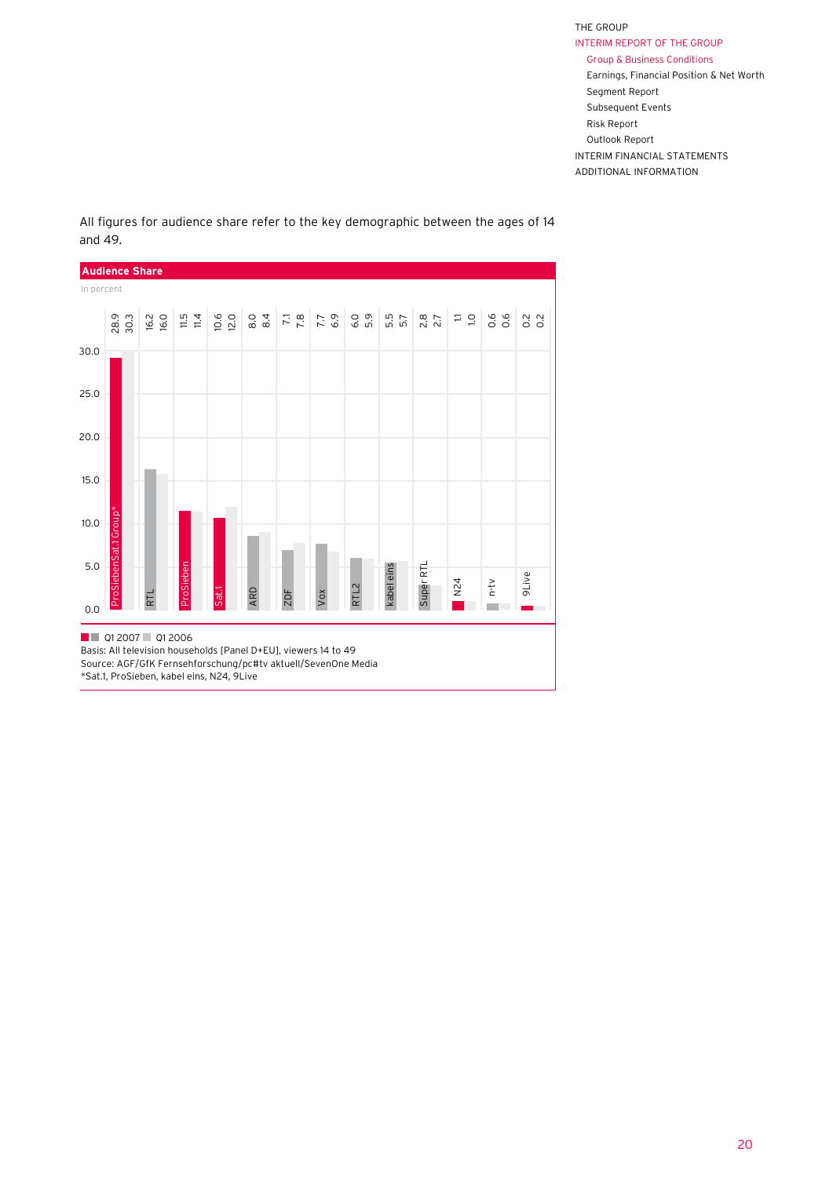All figures for audience share refer to the key demographic between the ages of 14 and 49.

**Audience Share**

In percent

| | Q1 2007 | Q1 2006 |
|---|---|---|
| ProSiebenSat.1 Group* | 28.9 | 30.3 |
| RTL | 16.2 | 16.0 |
| ProSieben | 11.5 | 11.4 |
| Sat.1 | 10.6 | 12.0 |
| ARD | 8.0 | 8.4 |
| ZDF | 7.1 | 7.8 |
| Vox | 7.7 | 6.9 |
| RTL2 | 6.0 | 5.9 |
| kabel eins | 5.5 | 5.7 |
| Super RTL | 2.8 | 2.7 |
| N24 | 1.1 | 1.0 |
| n-tv | 0.6 | 0.6 |
| 9Live | 0.2 | 0.2 |

Q1 2007 Q1 2006

Basis: All television households [Panel D+EU], viewers 14 to 49

Source: AGF/GfK Fernsehforschung/pc#tv aktuell/SevenOne Media

*Sat.1, ProSieben, kabel eins, N24, 9Live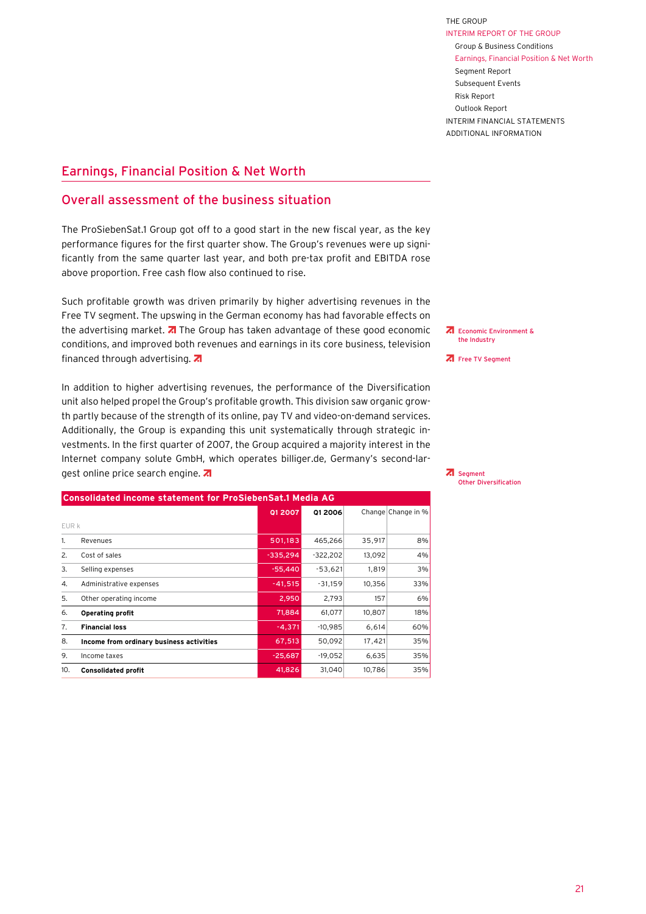## Earnings, Financial Position & Net Worth

### Overall assessment of the business situation

The ProSiebenSat.1 Group got off to a good start in the new fiscal year, as the key performance figures for the first quarter show. The Group's revenues were up significantly from the same quarter last year, and both pre-tax profit and EBITDA rose above proportion. Free cash flow also continued to rise.

Such profitable growth was driven primarily by higher advertising revenues in the Free TV segment. The upswing in the German economy has had favorable effects on the advertising market. The Group has taken advantage of these good economic conditions, and improved both revenues and earnings in its core business, television financed through advertising.

Economic Environment & the Industry

Free TV Segment

In addition to higher advertising revenues, the performance of the Diversification unit also helped propel the Group's profitable growth. This division saw organic growth partly because of the strength of its online, pay TV and video-on-demand services. Additionally, the Group is expanding this unit systematically through strategic investments. In the first quarter of 2007, the Group acquired a majority interest in the Internet company solute GmbH, which operates billiger.de, Germany's second-largest online price search engine.

Segment Other Diversification

**Consolidated income statement for ProSiebenSat.1 Media AG**

| EUR k | | Q1 2007 | Q1 2006 | Change | Change in % |
|---|---|---|---|---|---|
| 1. | Revenues | 501,183 | 465,266 | 35,917 | 8% |
| 2. | Cost of sales | -335,294 | -322,202 | 13,092 | 4% |
| 3. | Selling expenses | -55,440 | -53,621 | 1,819 | 3% |
| 4. | Administrative expenses | -41,515 | -31,159 | 10,356 | 33% |
| 5. | Other operating income | 2,950 | 2,793 | 157 | 6% |
| 6. | **Operating profit** | 71,884 | 61,077 | 10,807 | 18% |
| 7. | **Financial loss** | -4,371 | -10,985 | 6,614 | 60% |
| 8. | **Income from ordinary business activities** | 67,513 | 50,092 | 17,421 | 35% |
| 9. | Income taxes | -25,687 | -19,052 | 6,635 | 35% |
| 10. | **Consolidated profit** | 41,826 | 31,040 | 10,786 | 35% |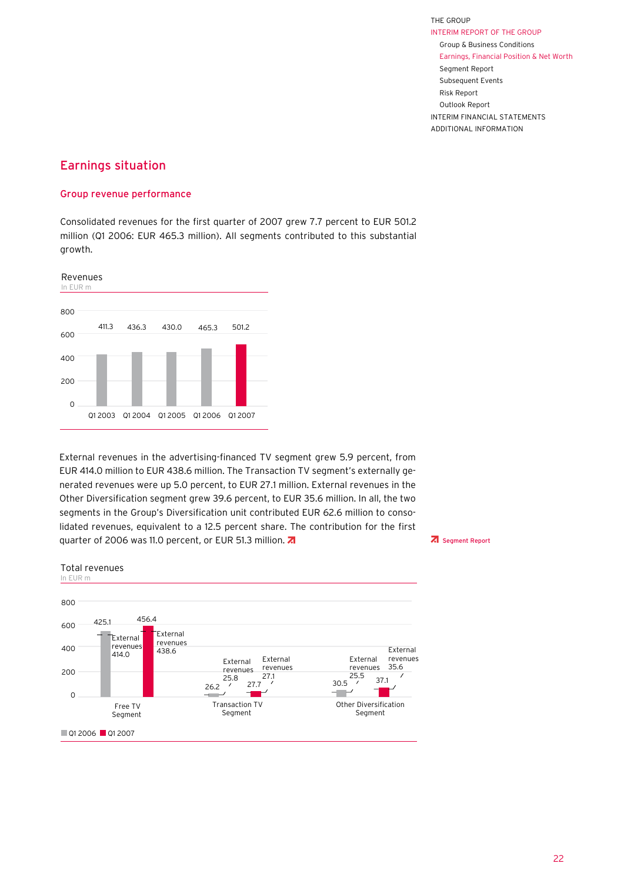## Earnings situation

### Group revenue performance

Consolidated revenues for the first quarter of 2007 grew 7.7 percent to EUR 501.2 million (Q1 2006: EUR 465.3 million). All segments contributed to this substantial growth.

Revenues
In EUR m

| Q1 2003 | Q1 2004 | Q1 2005 | Q1 2006 | Q1 2007 |
|---|---|---|---|---|
| 411.3 | 436.3 | 430.0 | 465.3 | 501.2 |

External revenues in the advertising-financed TV segment grew 5.9 percent, from EUR 414.0 million to EUR 438.6 million. The Transaction TV segment's externally generated revenues were up 5.0 percent, to EUR 27.1 million. External revenues in the Other Diversification segment grew 39.6 percent, to EUR 35.6 million. In all, the two segments in the Group's Diversification unit contributed EUR 62.6 million to consolidated revenues, equivalent to a 12.5 percent share. The contribution for the first quarter of 2006 was 11.0 percent, or EUR 51.3 million.

Segment Report

Total revenues
In EUR m

| Segment | Q1 2006 total | Q1 2006 external revenues | Q1 2007 total | Q1 2007 external revenues |
|---|---|---|---|---|
| Free TV Segment | 425.1 | 414.0 | 456.4 | 438.6 |
| Transaction TV Segment | 26.2 | 25.8 | 27.7 | 27.1 |
| Other Diversification Segment | 30.5 | 25.5 | 37.1 | 35.6 |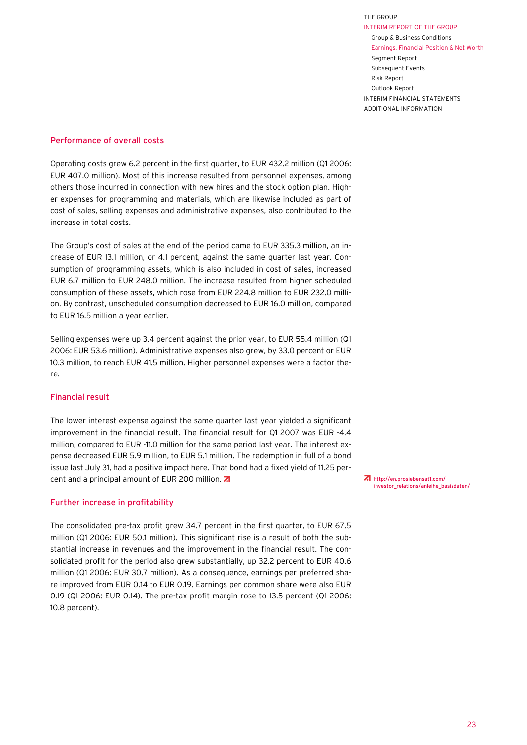## Performance of overall costs

Operating costs grew 6.2 percent in the first quarter, to EUR 432.2 million (Q1 2006: EUR 407.0 million). Most of this increase resulted from personnel expenses, among others those incurred in connection with new hires and the stock option plan. Higher expenses for programming and materials, which are likewise included as part of cost of sales, selling expenses and administrative expenses, also contributed to the increase in total costs.

The Group's cost of sales at the end of the period came to EUR 335.3 million, an increase of EUR 13.1 million, or 4.1 percent, against the same quarter last year. Consumption of programming assets, which is also included in cost of sales, increased EUR 6.7 million to EUR 248.0 million. The increase resulted from higher scheduled consumption of these assets, which rose from EUR 224.8 million to EUR 232.0 million. By contrast, unscheduled consumption decreased to EUR 16.0 million, compared to EUR 16.5 million a year earlier.

Selling expenses were up 3.4 percent against the prior year, to EUR 55.4 million (Q1 2006: EUR 53.6 million). Administrative expenses also grew, by 33.0 percent or EUR 10.3 million, to reach EUR 41.5 million. Higher personnel expenses were a factor there.

## Financial result

The lower interest expense against the same quarter last year yielded a significant improvement in the financial result. The financial result for Q1 2007 was EUR -4.4 million, compared to EUR -11.0 million for the same period last year. The interest expense decreased EUR 5.9 million, to EUR 5.1 million. The redemption in full of a bond issue last July 31, had a positive impact here. That bond had a fixed yield of 11.25 percent and a principal amount of EUR 200 million.

http://en.prosiebensat1.com/investor_relations/anleihe_basisdaten/

## Further increase in profitability

The consolidated pre-tax profit grew 34.7 percent in the first quarter, to EUR 67.5 million (Q1 2006: EUR 50.1 million). This significant rise is a result of both the substantial increase in revenues and the improvement in the financial result. The consolidated profit for the period also grew substantially, up 32.2 percent to EUR 40.6 million (Q1 2006: EUR 30.7 million). As a consequence, earnings per preferred share improved from EUR 0.14 to EUR 0.19. Earnings per common share were also EUR 0.19 (Q1 2006: EUR 0.14). The pre-tax profit margin rose to 13.5 percent (Q1 2006: 10.8 percent).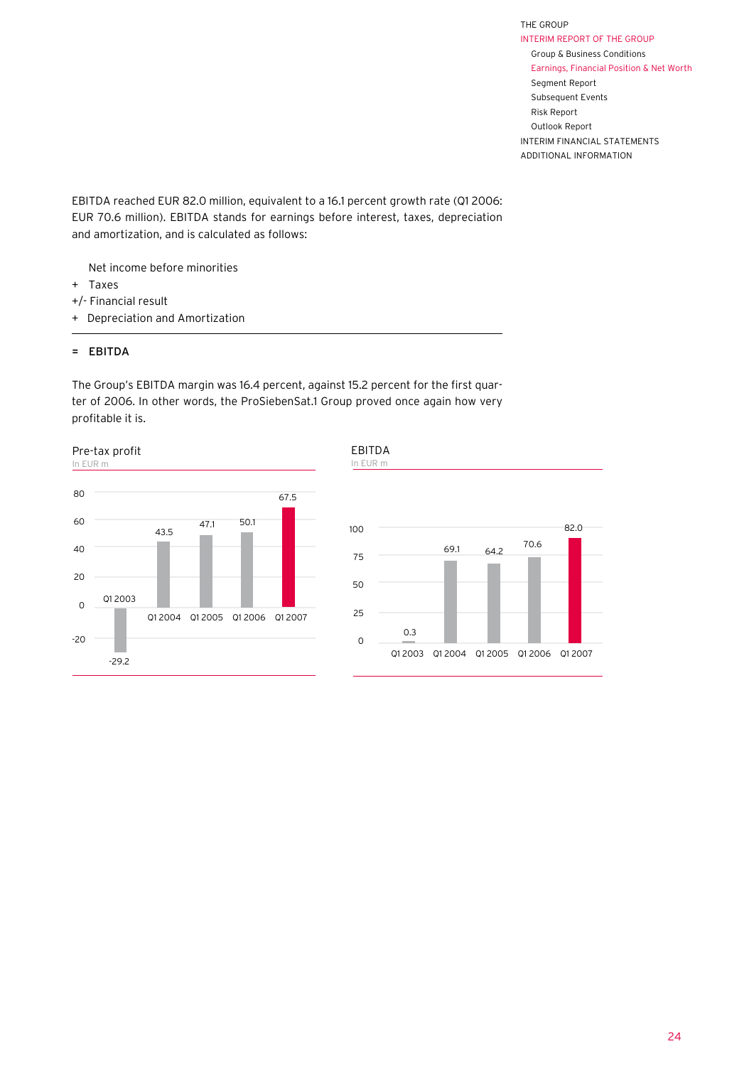EBITDA reached EUR 82.0 million, equivalent to a 16.1 percent growth rate (Q1 2006: EUR 70.6 million). EBITDA stands for earnings before interest, taxes, depreciation and amortization, and is calculated as follows:

  Net income before minorities
+ Taxes
+/- Financial result
+ Depreciation and Amortization

---

**= EBITDA**

The Group's EBITDA margin was 16.4 percent, against 15.2 percent for the first quarter of 2006. In other words, the ProSiebenSat.1 Group proved once again how very profitable it is.

**Pre-tax profit**
In EUR m

| Q1 2003 | Q1 2004 | Q1 2005 | Q1 2006 | Q1 2007 |
|---|---|---|---|---|
| -29.2 | 43.5 | 47.1 | 50.1 | 67.5 |

**EBITDA**
In EUR m

| Q1 2003 | Q1 2004 | Q1 2005 | Q1 2006 | Q1 2007 |
|---|---|---|---|---|
| 0.3 | 69.1 | 64.2 | 70.6 | 82.0 |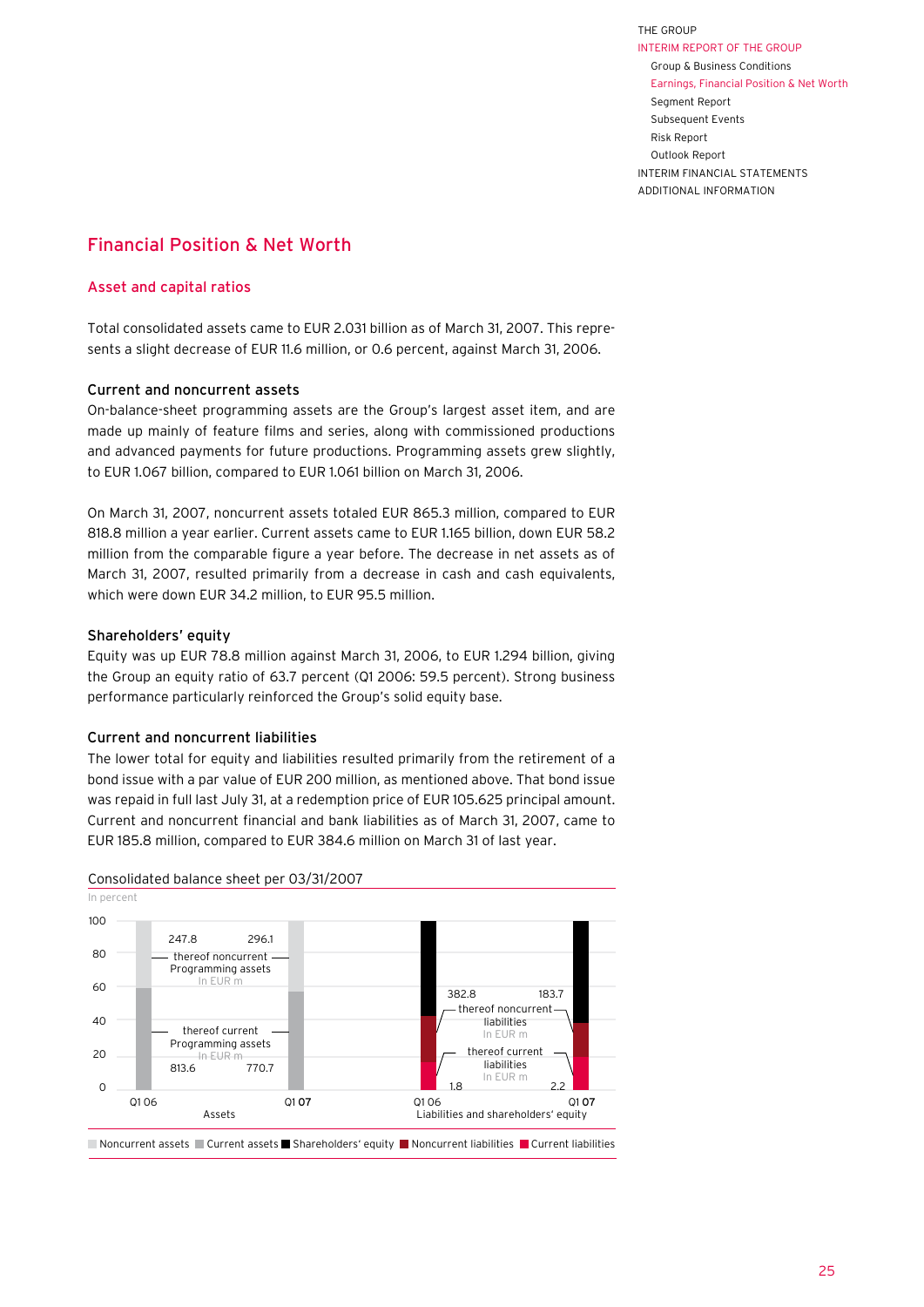## Financial Position & Net Worth

### Asset and capital ratios

Total consolidated assets came to EUR 2.031 billion as of March 31, 2007. This represents a slight decrease of EUR 11.6 million, or 0.6 percent, against March 31, 2006.

#### Current and noncurrent assets

On-balance-sheet programming assets are the Group's largest asset item, and are made up mainly of feature films and series, along with commissioned productions and advanced payments for future productions. Programming assets grew slightly, to EUR 1.067 billion, compared to EUR 1.061 billion on March 31, 2006.

On March 31, 2007, noncurrent assets totaled EUR 865.3 million, compared to EUR 818.8 million a year earlier. Current assets came to EUR 1.165 billion, down EUR 58.2 million from the comparable figure a year before. The decrease in net assets as of March 31, 2007, resulted primarily from a decrease in cash and cash equivalents, which were down EUR 34.2 million, to EUR 95.5 million.

#### Shareholders' equity

Equity was up EUR 78.8 million against March 31, 2006, to EUR 1.294 billion, giving the Group an equity ratio of 63.7 percent (Q1 2006: 59.5 percent). Strong business performance particularly reinforced the Group's solid equity base.

#### Current and noncurrent liabilities

The lower total for equity and liabilities resulted primarily from the retirement of a bond issue with a par value of EUR 200 million, as mentioned above. That bond issue was repaid in full last July 31, at a redemption price of EUR 105.625 principal amount. Current and noncurrent financial and bank liabilities as of March 31, 2007, came to EUR 185.8 million, compared to EUR 384.6 million on March 31 of last year.

Consolidated balance sheet per 03/31/2007

In percent

| | Q1 06 | Q1 07 |
|---|---|---|
| **Assets** | | |
| thereof noncurrent Programming assets (In EUR m) | 247.8 | 296.1 |
| thereof current Programming assets (In EUR m) | 813.6 | 770.7 |
| **Liabilities and shareholders' equity** | | |
| thereof noncurrent liabilities (In EUR m) | 382.8 | 183.7 |
| thereof current liabilities (In EUR m) | 1.8 | 2.2 |

Noncurrent assets | Current assets | Shareholders' equity | Noncurrent liabilities | Current liabilities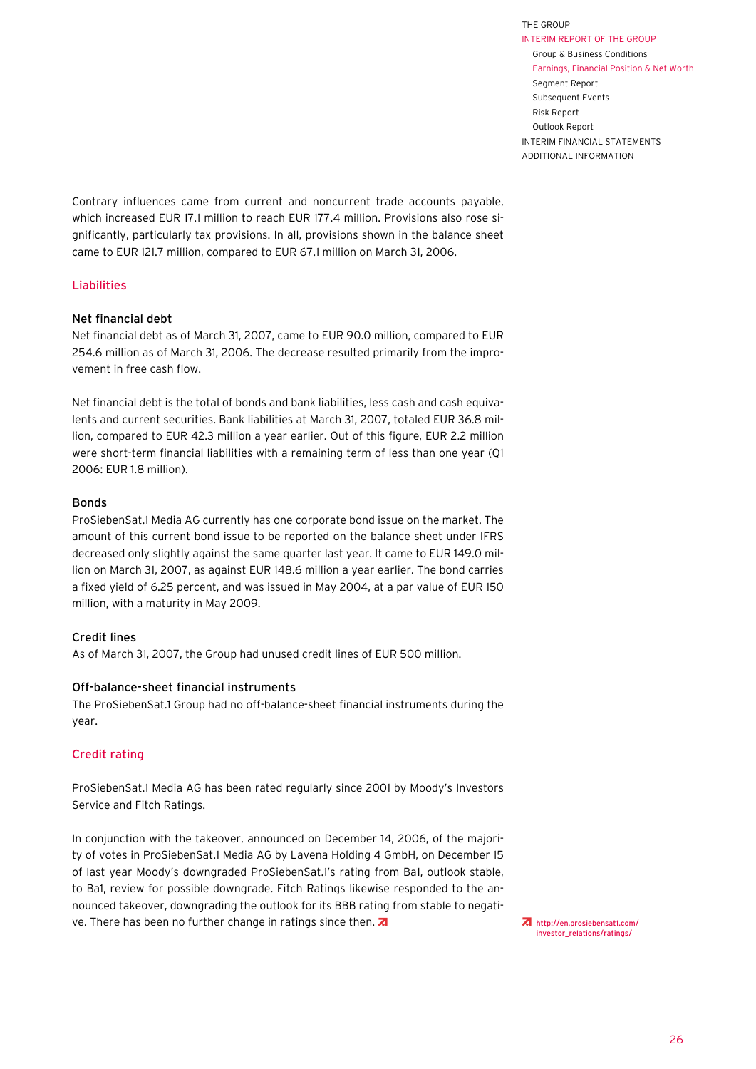Contrary influences came from current and noncurrent trade accounts payable, which increased EUR 17.1 million to reach EUR 177.4 million. Provisions also rose significantly, particularly tax provisions. In all, provisions shown in the balance sheet came to EUR 121.7 million, compared to EUR 67.1 million on March 31, 2006.

## Liabilities

### Net financial debt

Net financial debt as of March 31, 2007, came to EUR 90.0 million, compared to EUR 254.6 million as of March 31, 2006. The decrease resulted primarily from the improvement in free cash flow.

Net financial debt is the total of bonds and bank liabilities, less cash and cash equivalents and current securities. Bank liabilities at March 31, 2007, totaled EUR 36.8 million, compared to EUR 42.3 million a year earlier. Out of this figure, EUR 2.2 million were short-term financial liabilities with a remaining term of less than one year (Q1 2006: EUR 1.8 million).

### Bonds

ProSiebenSat.1 Media AG currently has one corporate bond issue on the market. The amount of this current bond issue to be reported on the balance sheet under IFRS decreased only slightly against the same quarter last year. It came to EUR 149.0 million on March 31, 2007, as against EUR 148.6 million a year earlier. The bond carries a fixed yield of 6.25 percent, and was issued in May 2004, at a par value of EUR 150 million, with a maturity in May 2009.

### Credit lines

As of March 31, 2007, the Group had unused credit lines of EUR 500 million.

### Off-balance-sheet financial instruments

The ProSiebenSat.1 Group had no off-balance-sheet financial instruments during the year.

## Credit rating

ProSiebenSat.1 Media AG has been rated regularly since 2001 by Moody's Investors Service and Fitch Ratings.

In conjunction with the takeover, announced on December 14, 2006, of the majority of votes in ProSiebenSat.1 Media AG by Lavena Holding 4 GmbH, on December 15 of last year Moody's downgraded ProSiebenSat.1's rating from Ba1, outlook stable, to Ba1, review for possible downgrade. Fitch Ratings likewise responded to the announced takeover, downgrading the outlook for its BBB rating from stable to negative. There has been no further change in ratings since then.

http://en.prosiebensat1.com/investor_relations/ratings/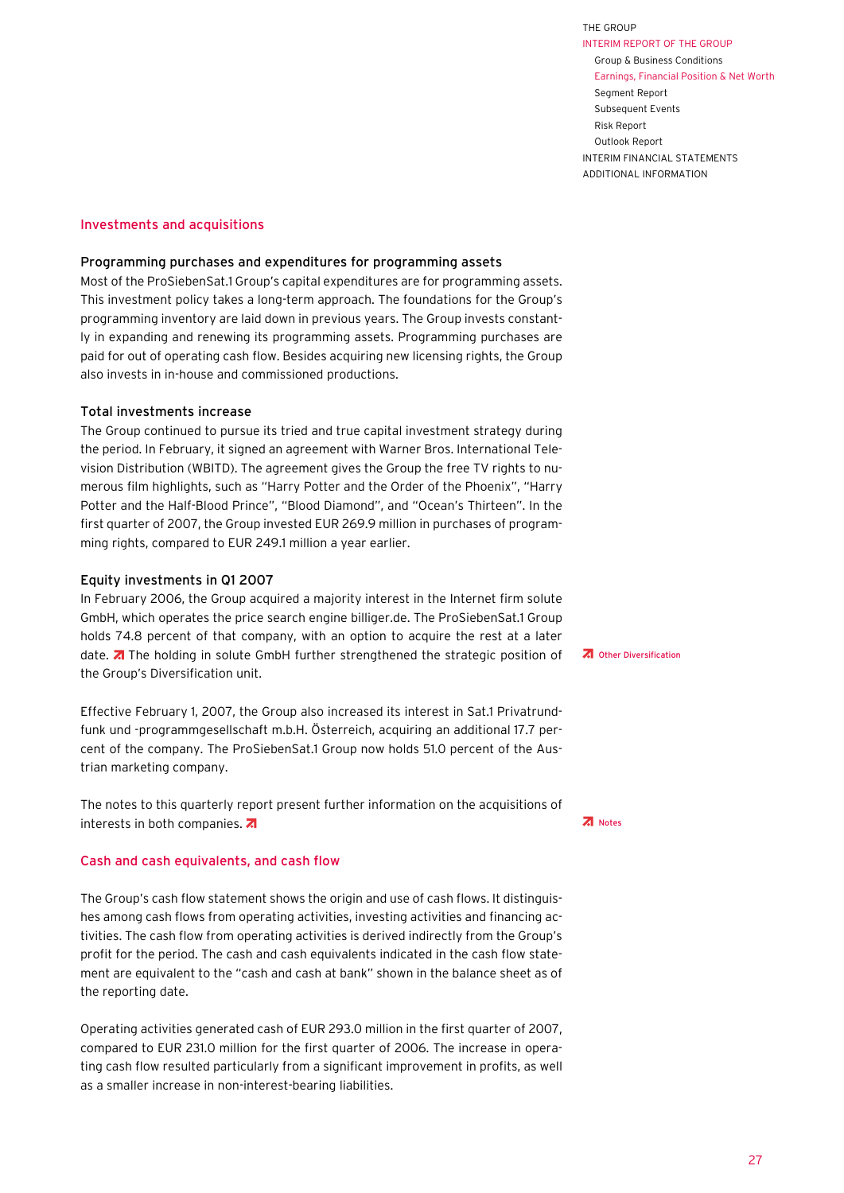## Investments and acquisitions

### Programming purchases and expenditures for programming assets

Most of the ProSiebenSat.1 Group's capital expenditures are for programming assets. This investment policy takes a long-term approach. The foundations for the Group's programming inventory are laid down in previous years. The Group invests constantly in expanding and renewing its programming assets. Programming purchases are paid for out of operating cash flow. Besides acquiring new licensing rights, the Group also invests in in-house and commissioned productions.

### Total investments increase

The Group continued to pursue its tried and true capital investment strategy during the period. In February, it signed an agreement with Warner Bros. International Television Distribution (WBITD). The agreement gives the Group the free TV rights to numerous film highlights, such as "Harry Potter and the Order of the Phoenix", "Harry Potter and the Half-Blood Prince", "Blood Diamond", and "Ocean's Thirteen". In the first quarter of 2007, the Group invested EUR 269.9 million in purchases of programming rights, compared to EUR 249.1 million a year earlier.

### Equity investments in Q1 2007

In February 2006, the Group acquired a majority interest in the Internet firm solute GmbH, which operates the price search engine billiger.de. The ProSiebenSat.1 Group holds 74.8 percent of that company, with an option to acquire the rest at a later date. ↗ The holding in solute GmbH further strengthened the strategic position of the Group's Diversification unit.

↗ Other Diversification

Effective February 1, 2007, the Group also increased its interest in Sat.1 Privatrundfunk und -programmgesellschaft m.b.H. Österreich, acquiring an additional 17.7 percent of the company. The ProSiebenSat.1 Group now holds 51.0 percent of the Austrian marketing company.

The notes to this quarterly report present further information on the acquisitions of interests in both companies. ↗

↗ Notes

## Cash and cash equivalents, and cash flow

The Group's cash flow statement shows the origin and use of cash flows. It distinguishes among cash flows from operating activities, investing activities and financing activities. The cash flow from operating activities is derived indirectly from the Group's profit for the period. The cash and cash equivalents indicated in the cash flow statement are equivalent to the "cash and cash at bank" shown in the balance sheet as of the reporting date.

Operating activities generated cash of EUR 293.0 million in the first quarter of 2007, compared to EUR 231.0 million for the first quarter of 2006. The increase in operating cash flow resulted particularly from a significant improvement in profits, as well as a smaller increase in non-interest-bearing liabilities.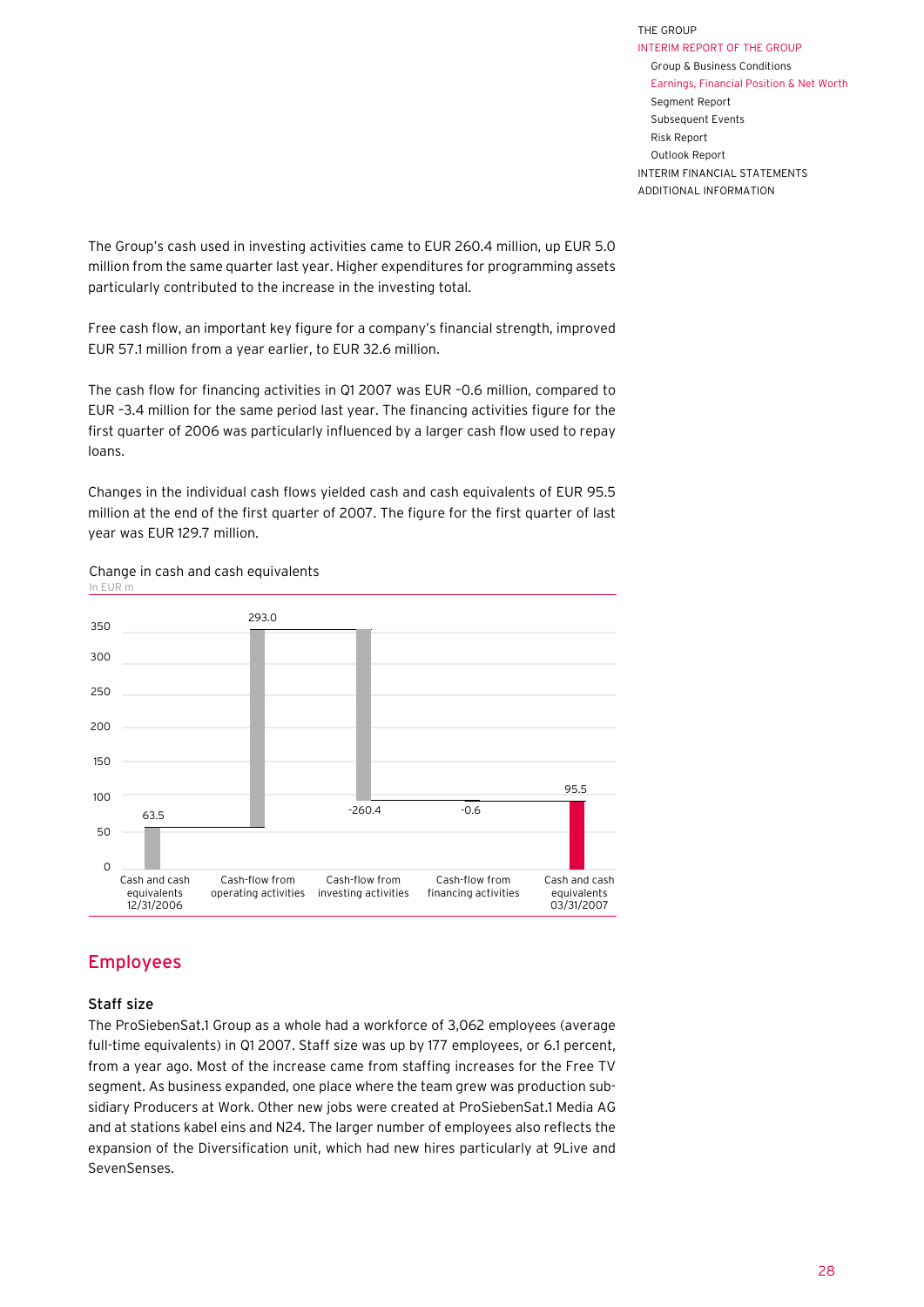The Group's cash used in investing activities came to EUR 260.4 million, up EUR 5.0 million from the same quarter last year. Higher expenditures for programming assets particularly contributed to the increase in the investing total.

Free cash flow, an important key figure for a company's financial strength, improved EUR 57.1 million from a year earlier, to EUR 32.6 million.

The cash flow for financing activities in Q1 2007 was EUR –0.6 million, compared to EUR –3.4 million for the same period last year. The financing activities figure for the first quarter of 2006 was particularly influenced by a larger cash flow used to repay loans.

Changes in the individual cash flows yielded cash and cash equivalents of EUR 95.5 million at the end of the first quarter of 2007. The figure for the first quarter of last year was EUR 129.7 million.

Change in cash and cash equivalents

In EUR m

| Cash and cash equivalents 12/31/2006 | Cash-flow from operating activities | Cash-flow from investing activities | Cash-flow from financing activities | Cash and cash equivalents 03/31/2007 |
|---|---|---|---|---|
| 63.5 | 293.0 | -260.4 | -0.6 | 95.5 |

## Employees

### Staff size

The ProSiebenSat.1 Group as a whole had a workforce of 3,062 employees (average full-time equivalents) in Q1 2007. Staff size was up by 177 employees, or 6.1 percent, from a year ago. Most of the increase came from staffing increases for the Free TV segment. As business expanded, one place where the team grew was production subsidiary Producers at Work. Other new jobs were created at ProSiebenSat.1 Media AG and at stations kabel eins and N24. The larger number of employees also reflects the expansion of the Diversification unit, which had new hires particularly at 9Live and SevenSenses.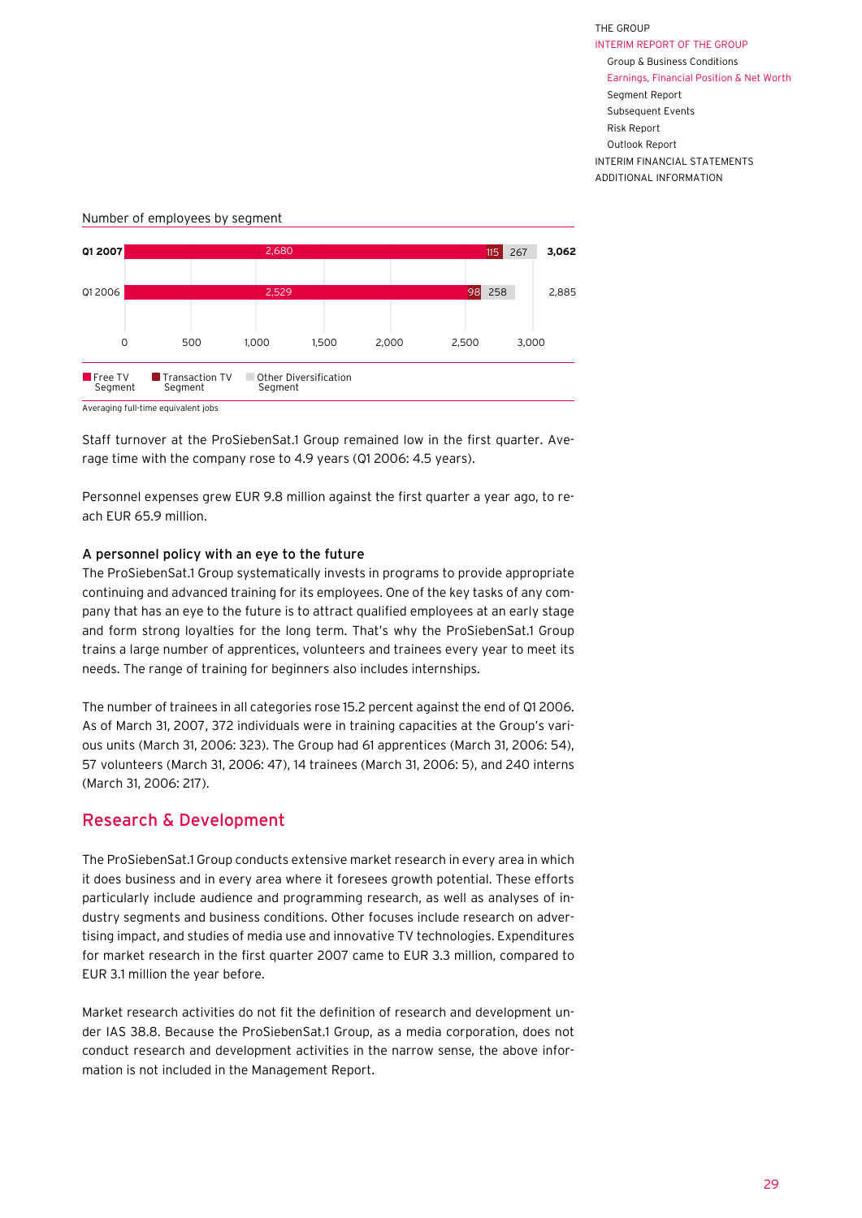Number of employees by segment

| | Free TV Segment | Transaction TV Segment | Other Diversification Segment | Total |
|---|---|---|---|---|
| **Q1 2007** | 2,680 | 115 | 267 | **3,062** |
| Q1 2006 | 2,529 | 98 | 258 | 2,885 |

Averaging full-time equivalent jobs

Staff turnover at the ProSiebenSat.1 Group remained low in the first quarter. Average time with the company rose to 4.9 years (Q1 2006: 4.5 years).

Personnel expenses grew EUR 9.8 million against the first quarter a year ago, to reach EUR 65.9 million.

### A personnel policy with an eye to the future

The ProSiebenSat.1 Group systematically invests in programs to provide appropriate continuing and advanced training for its employees. One of the key tasks of any company that has an eye to the future is to attract qualified employees at an early stage and form strong loyalties for the long term. That's why the ProSiebenSat.1 Group trains a large number of apprentices, volunteers and trainees every year to meet its needs. The range of training for beginners also includes internships.

The number of trainees in all categories rose 15.2 percent against the end of Q1 2006. As of March 31, 2007, 372 individuals were in training capacities at the Group's various units (March 31, 2006: 323). The Group had 61 apprentices (March 31, 2006: 54), 57 volunteers (March 31, 2006: 47), 14 trainees (March 31, 2006: 5), and 240 interns (March 31, 2006: 217).

## Research & Development

The ProSiebenSat.1 Group conducts extensive market research in every area in which it does business and in every area where it foresees growth potential. These efforts particularly include audience and programming research, as well as analyses of industry segments and business conditions. Other focuses include research on advertising impact, and studies of media use and innovative TV technologies. Expenditures for market research in the first quarter 2007 came to EUR 3.3 million, compared to EUR 3.1 million the year before.

Market research activities do not fit the definition of research and development under IAS 38.8. Because the ProSiebenSat.1 Group, as a media corporation, does not conduct research and development activities in the narrow sense, the above information is not included in the Management Report.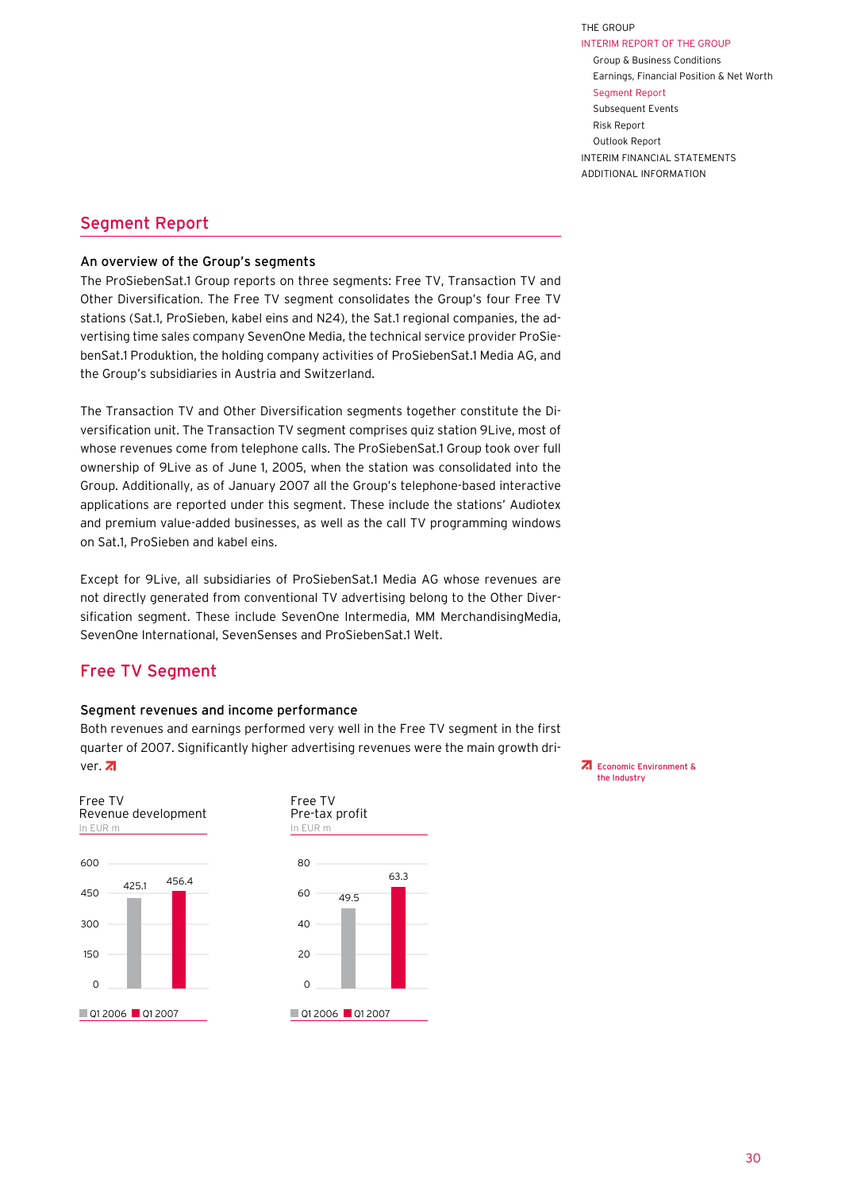## Segment Report

### An overview of the Group's segments

The ProSiebenSat.1 Group reports on three segments: Free TV, Transaction TV and Other Diversification. The Free TV segment consolidates the Group's four Free TV stations (Sat.1, ProSieben, kabel eins and N24), the Sat.1 regional companies, the advertising time sales company SevenOne Media, the technical service provider ProSiebenSat.1 Produktion, the holding company activities of ProSiebenSat.1 Media AG, and the Group's subsidiaries in Austria and Switzerland.

The Transaction TV and Other Diversification segments together constitute the Diversification unit. The Transaction TV segment comprises quiz station 9Live, most of whose revenues come from telephone calls. The ProSiebenSat.1 Group took over full ownership of 9Live as of June 1, 2005, when the station was consolidated into the Group. Additionally, as of January 2007 all the Group's telephone-based interactive applications are reported under this segment. These include the stations' Audiotex and premium value-added businesses, as well as the call TV programming windows on Sat.1, ProSieben and kabel eins.

Except for 9Live, all subsidiaries of ProSiebenSat.1 Media AG whose revenues are not directly generated from conventional TV advertising belong to the Other Diversification segment. These include SevenOne Intermedia, MM MerchandisingMedia, SevenOne International, SevenSenses and ProSiebenSat.1 Welt.

## Free TV Segment

### Segment revenues and income performance

Both revenues and earnings performed very well in the Free TV segment in the first quarter of 2007. Significantly higher advertising revenues were the main growth driver.

Economic Environment & the Industry

Free TV
Revenue development
In EUR m

| | Q1 2006 | Q1 2007 |
|---|---|---|
| Revenues | 425.1 | 456.4 |

Free TV
Pre-tax profit
In EUR m

| | Q1 2006 | Q1 2007 |
|---|---|---|
| Pre-tax profit | 49.5 | 63.3 |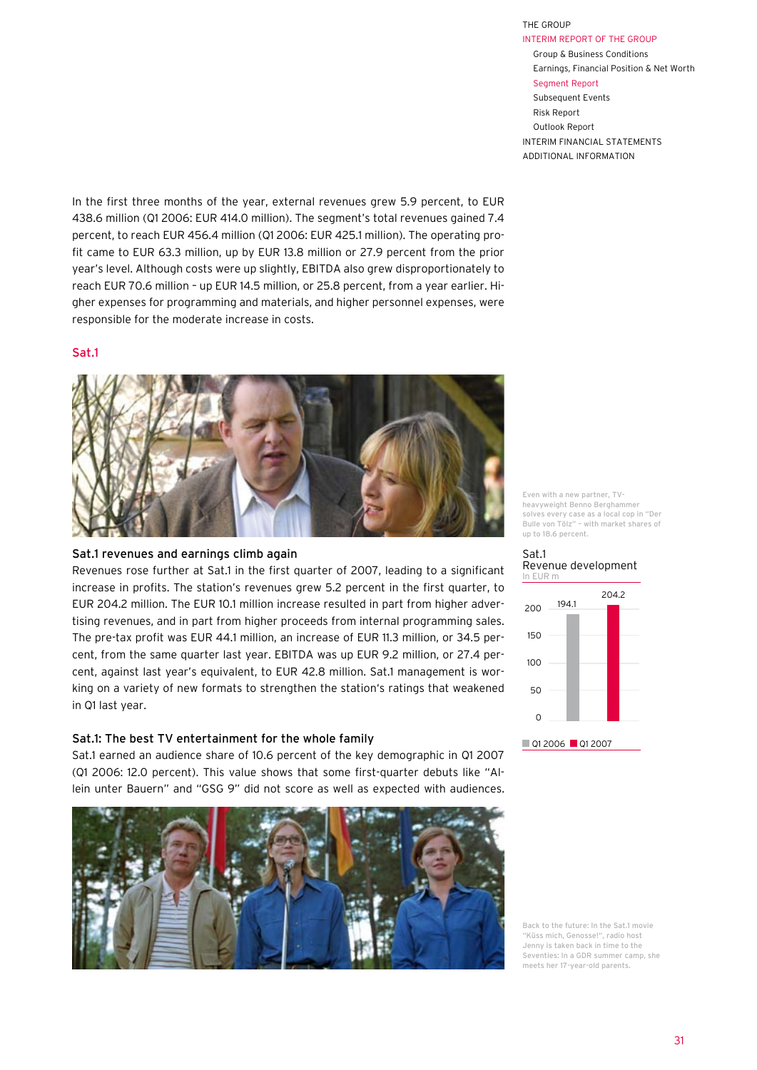In the first three months of the year, external revenues grew 5.9 percent, to EUR 438.6 million (Q1 2006: EUR 414.0 million). The segment's total revenues gained 7.4 percent, to reach EUR 456.4 million (Q1 2006: EUR 425.1 million). The operating profit came to EUR 63.3 million, up by EUR 13.8 million or 27.9 percent from the prior year's level. Although costs were up slightly, EBITDA also grew disproportionately to reach EUR 70.6 million – up EUR 14.5 million, or 25.8 percent, from a year earlier. Higher expenses for programming and materials, and higher personnel expenses, were responsible for the moderate increase in costs.

## Sat.1

Even with a new partner, TV-heavyweight Benno Berghammer solves every case as a local cop in "Der Bulle von Tölz" – with market shares of up to 18.6 percent.

### Sat.1 revenues and earnings climb again

Revenues rose further at Sat.1 in the first quarter of 2007, leading to a significant increase in profits. The station's revenues grew 5.2 percent in the first quarter, to EUR 204.2 million. The EUR 10.1 million increase resulted in part from higher advertising revenues, and in part from higher proceeds from internal programming sales. The pre-tax profit was EUR 44.1 million, an increase of EUR 11.3 million, or 34.5 percent, from the same quarter last year. EBITDA was up EUR 9.2 million, or 27.4 percent, against last year's equivalent, to EUR 42.8 million. Sat.1 management is working on a variety of new formats to strengthen the station's ratings that weakened in Q1 last year.

**Sat.1**
**Revenue development**
In EUR m

| | Q1 2006 | Q1 2007 |
|---|---|---|
| Revenue | 194.1 | 204.2 |

### Sat.1: The best TV entertainment for the whole family

Sat.1 earned an audience share of 10.6 percent of the key demographic in Q1 2007 (Q1 2006: 12.0 percent). This value shows that some first-quarter debuts like "Allein unter Bauern" and "GSG 9" did not score as well as expected with audiences.

Back to the future: In the Sat.1 movie "Küss mich, Genosse!", radio host Jenny is taken back in time to the Seventies: In a GDR summer camp, she meets her 17-year-old parents.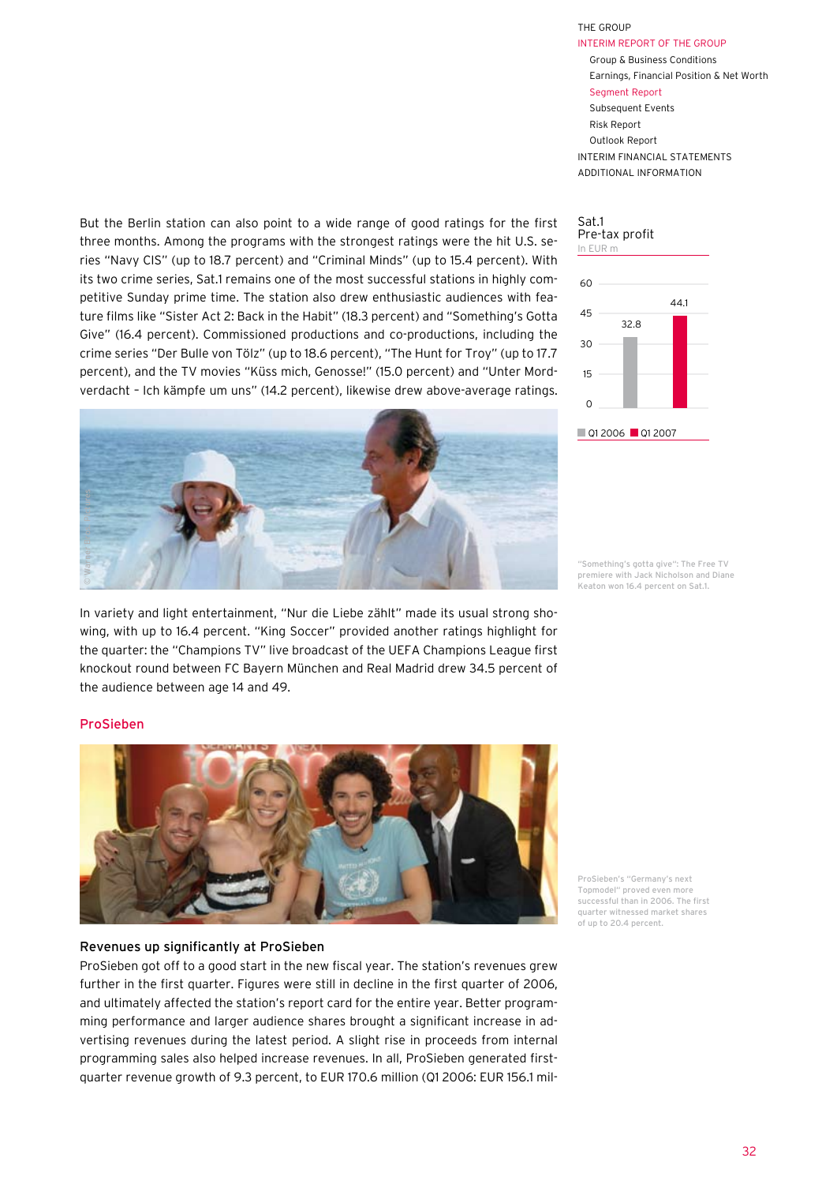But the Berlin station can also point to a wide range of good ratings for the first three months. Among the programs with the strongest ratings were the hit U.S. series "Navy CIS" (up to 18.7 percent) and "Criminal Minds" (up to 15.4 percent). With its two crime series, Sat.1 remains one of the most successful stations in highly competitive Sunday prime time. The station also drew enthusiastic audiences with feature films like "Sister Act 2: Back in the Habit" (18.3 percent) and "Something's Gotta Give" (16.4 percent). Commissioned productions and co-productions, including the crime series "Der Bulle von Tölz" (up to 18.6 percent), "The Hunt for Troy" (up to 17.7 percent), and the TV movies "Küss mich, Genosse!" (15.0 percent) and "Unter Mordverdacht – Ich kämpfe um uns" (14.2 percent), likewise drew above-average ratings.

**Sat.1 Pre-tax profit**
In EUR m

| | Q1 2006 | Q1 2007 |
|---|---|---|
| Pre-tax profit | 32.8 | 44.1 |

"Something's gotta give": The Free TV premiere with Jack Nicholson and Diane Keaton won 16.4 percent on Sat.1.

In variety and light entertainment, "Nur die Liebe zählt" made its usual strong showing, with up to 16.4 percent. "King Soccer" provided another ratings highlight for the quarter: the "Champions TV" live broadcast of the UEFA Champions League first knockout round between FC Bayern München and Real Madrid drew 34.5 percent of the audience between age 14 and 49.

## ProSieben

ProSieben's "Germany's next Topmodel" proved even more successful than in 2006. The first quarter witnessed market shares of up to 20.4 percent.

### Revenues up significantly at ProSieben

ProSieben got off to a good start in the new fiscal year. The station's revenues grew further in the first quarter. Figures were still in decline in the first quarter of 2006, and ultimately affected the station's report card for the entire year. Better programming performance and larger audience shares brought a significant increase in advertising revenues during the latest period. A slight rise in proceeds from internal programming sales also helped increase revenues. In all, ProSieben generated first-quarter revenue growth of 9.3 percent, to EUR 170.6 million (Q1 2006: EUR 156.1 mil-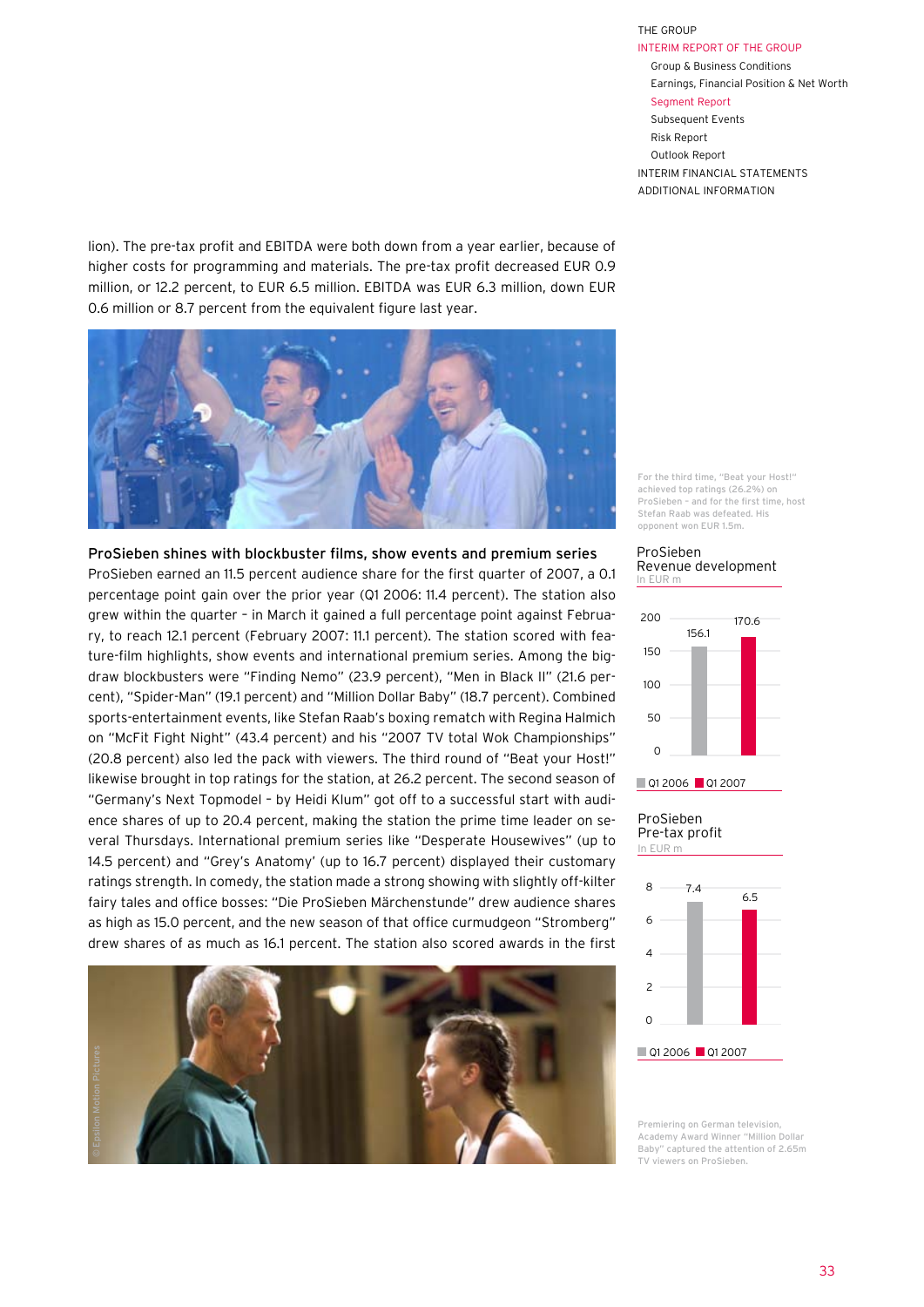lion). The pre-tax profit and EBITDA were both down from a year earlier, because of higher costs for programming and materials. The pre-tax profit decreased EUR 0.9 million, or 12.2 percent, to EUR 6.5 million. EBITDA was EUR 6.3 million, down EUR 0.6 million or 8.7 percent from the equivalent figure last year.

For the third time, "Beat your Host!" achieved top ratings (26.2%) on ProSieben – and for the first time, host Stefan Raab was defeated. His opponent won EUR 1.5m.

### ProSieben shines with blockbuster films, show events and premium series

ProSieben earned an 11.5 percent audience share for the first quarter of 2007, a 0.1 percentage point gain over the prior year (Q1 2006: 11.4 percent). The station also grew within the quarter – in March it gained a full percentage point against February, to reach 12.1 percent (February 2007: 11.1 percent). The station scored with feature-film highlights, show events and international premium series. Among the big-draw blockbusters were "Finding Nemo" (23.9 percent), "Men in Black II" (21.6 percent), "Spider-Man" (19.1 percent) and "Million Dollar Baby" (18.7 percent). Combined sports-entertainment events, like Stefan Raab's boxing rematch with Regina Halmich on "McFit Fight Night" (43.4 percent) and his "2007 TV total Wok Championships" (20.8 percent) also led the pack with viewers. The third round of "Beat your Host!" likewise brought in top ratings for the station, at 26.2 percent. The second season of "Germany's Next Topmodel – by Heidi Klum" got off to a successful start with audience shares of up to 20.4 percent, making the station the prime time leader on several Thursdays. International premium series like "Desperate Housewives" (up to 14.5 percent) and "Grey's Anatomy" (up to 16.7 percent) displayed their customary ratings strength. In comedy, the station made a strong showing with slightly off-kilter fairy tales and office bosses: "Die ProSieben Märchenstunde" drew audience shares as high as 15.0 percent, and the new season of that office curmudgeon "Stromberg" drew shares of as much as 16.1 percent. The station also scored awards in the first

**ProSieben Revenue development**
In EUR m

| | Q1 2006 | Q1 2007 |
|---|---|---|
| Revenue | 156.1 | 170.6 |

**ProSieben Pre-tax profit**
In EUR m

| | Q1 2006 | Q1 2007 |
|---|---|---|
| Pre-tax profit | 7.4 | 6.5 |

© Epsilon Motion Pictures

Premiering on German television, Academy Award Winner "Million Dollar Baby" captured the attention of 2.65m TV viewers on ProSieben.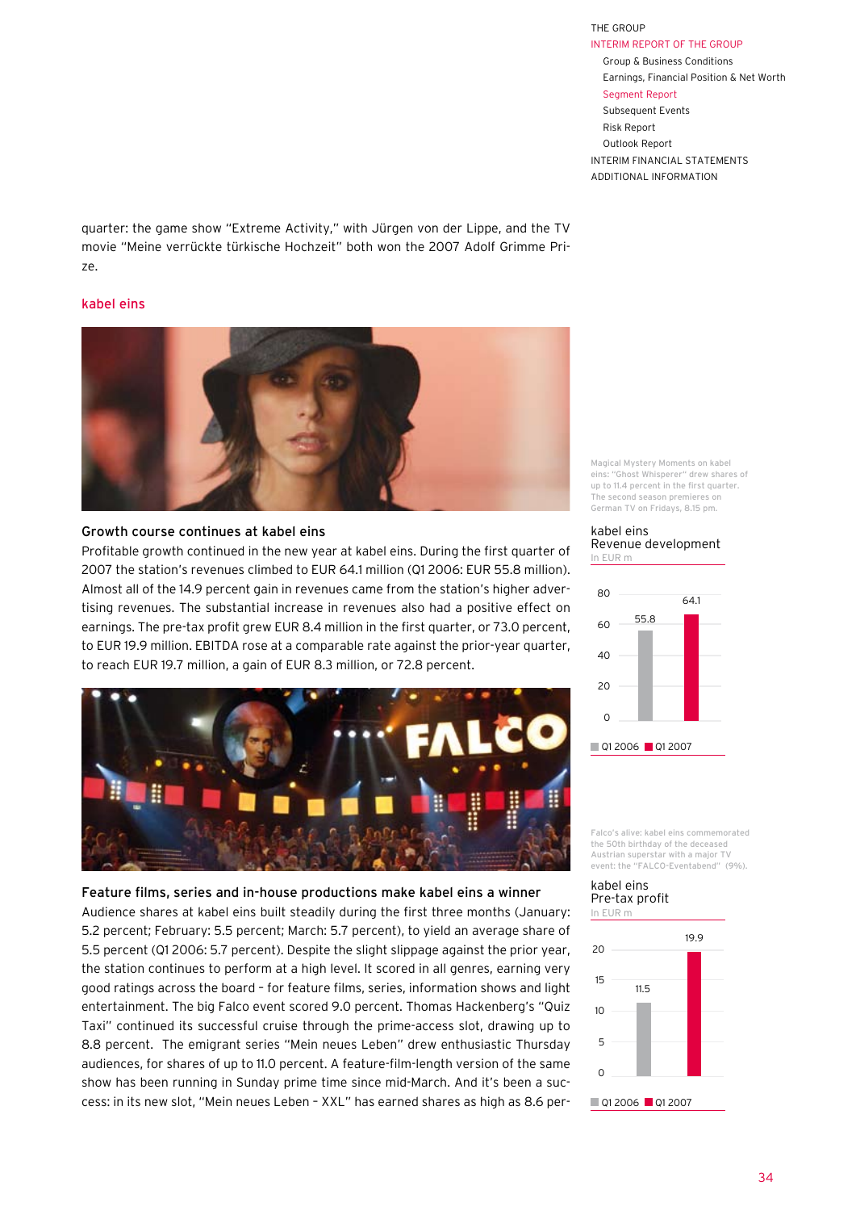quarter: the game show "Extreme Activity," with Jürgen von der Lippe, and the TV movie "Meine verrückte türkische Hochzeit" both won the 2007 Adolf Grimme Prize.

## kabel eins

Magical Mystery Moments on kabel eins: "Ghost Whisperer" drew shares of up to 11.4 percent in the first quarter. The second season premieres on German TV on Fridays, 8.15 pm.

### Growth course continues at kabel eins

Profitable growth continued in the new year at kabel eins. During the first quarter of 2007 the station's revenues climbed to EUR 64.1 million (Q1 2006: EUR 55.8 million). Almost all of the 14.9 percent gain in revenues came from the station's higher advertising revenues. The substantial increase in revenues also had a positive effect on earnings. The pre-tax profit grew EUR 8.4 million in the first quarter, or 73.0 percent, to EUR 19.9 million. EBITDA rose at a comparable rate against the prior-year quarter, to reach EUR 19.7 million, a gain of EUR 8.3 million, or 72.8 percent.

**kabel eins**
**Revenue development**
In EUR m

| | Q1 2006 | Q1 2007 |
|---|---|---|
| Revenue | 55.8 | 64.1 |

Falco's alive: kabel eins commemorated the 50th birthday of the deceased Austrian superstar with a major TV event: the "FALCO-Eventabend" (9%).

### Feature films, series and in-house productions make kabel eins a winner

Audience shares at kabel eins built steadily during the first three months (January: 5.2 percent; February: 5.5 percent; March: 5.7 percent), to yield an average share of 5.5 percent (Q1 2006: 5.7 percent). Despite the slight slippage against the prior year, the station continues to perform at a high level. It scored in all genres, earning very good ratings across the board – for feature films, series, information shows and light entertainment. The big Falco event scored 9.0 percent. Thomas Hackenberg's "Quiz Taxi" continued its successful cruise through the prime-access slot, drawing up to 8.8 percent. The emigrant series "Mein neues Leben" drew enthusiastic Thursday audiences, for shares of up to 11.0 percent. A feature-film-length version of the same show has been running in Sunday prime time since mid-March. And it's been a success: in its new slot, "Mein neues Leben – XXL" has earned shares as high as 8.6 per-

**kabel eins**
**Pre-tax profit**
In EUR m

| | Q1 2006 | Q1 2007 |
|---|---|---|
| Pre-tax profit | 11.5 | 19.9 |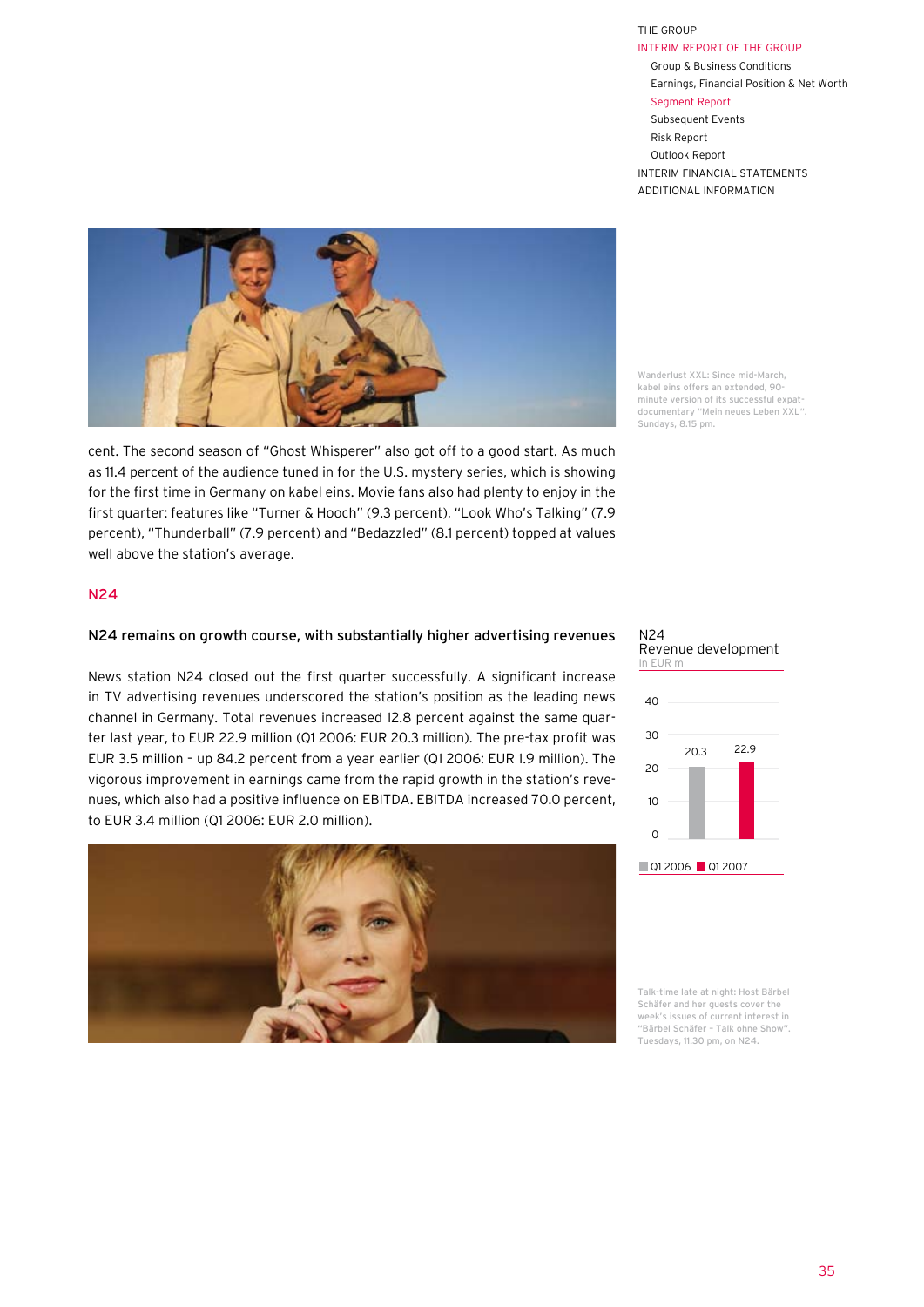Wanderlust XXL: Since mid-March, kabel eins offers an extended, 90-minute version of its successful expat-documentary "Mein neues Leben XXL". Sundays, 8.15 pm.

cent. The second season of "Ghost Whisperer" also got off to a good start. As much as 11.4 percent of the audience tuned in for the U.S. mystery series, which is showing for the first time in Germany on kabel eins. Movie fans also had plenty to enjoy in the first quarter: features like "Turner & Hooch" (9.3 percent), "Look Who's Talking" (7.9 percent), "Thunderball" (7.9 percent) and "Bedazzled" (8.1 percent) topped at values well above the station's average.

## N24

### N24 remains on growth course, with substantially higher advertising revenues

News station N24 closed out the first quarter successfully. A significant increase in TV advertising revenues underscored the station's position as the leading news channel in Germany. Total revenues increased 12.8 percent against the same quarter last year, to EUR 22.9 million (Q1 2006: EUR 20.3 million). The pre-tax profit was EUR 3.5 million – up 84.2 percent from a year earlier (Q1 2006: EUR 1.9 million). The vigorous improvement in earnings came from the rapid growth in the station's revenues, which also had a positive influence on EBITDA. EBITDA increased 70.0 percent, to EUR 3.4 million (Q1 2006: EUR 2.0 million).

**N24**
**Revenue development**
In EUR m

| | Q1 2006 | Q1 2007 |
|---|---|---|
| Revenue | 20.3 | 22.9 |

Talk-time late at night: Host Bärbel Schäfer and her guests cover the week's issues of current interest in "Bärbel Schäfer – Talk ohne Show". Tuesdays, 11.30 pm, on N24.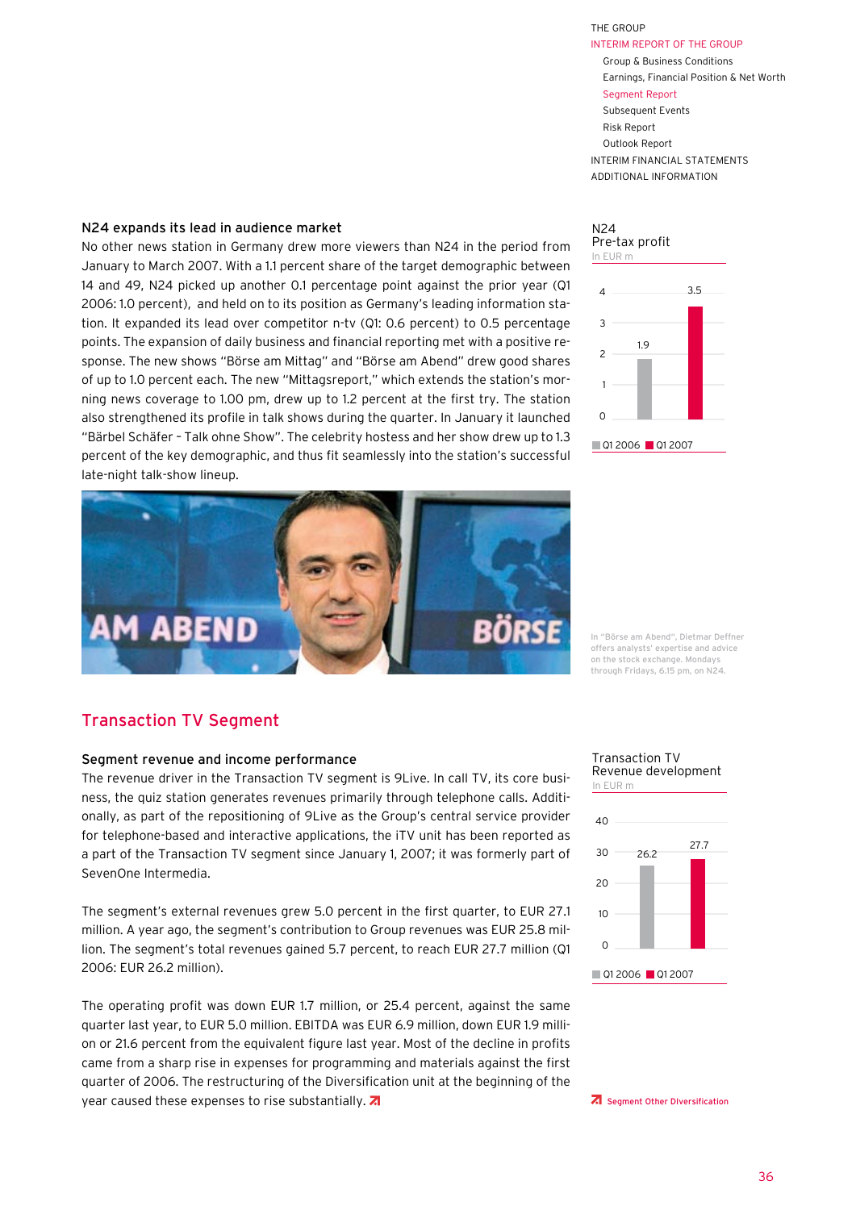## N24 expands its lead in audience market

No other news station in Germany drew more viewers than N24 in the period from January to March 2007. With a 1.1 percent share of the target demographic between 14 and 49, N24 picked up another 0.1 percentage point against the prior year (Q1 2006: 1.0 percent), and held on to its position as Germany's leading information station. It expanded its lead over competitor n-tv (Q1: 0.6 percent) to 0.5 percentage points. The expansion of daily business and financial reporting met with a positive response. The new shows "Börse am Mittag" and "Börse am Abend" drew good shares of up to 1.0 percent each. The new "Mittagsreport," which extends the station's morning news coverage to 1.00 pm, drew up to 1.2 percent at the first try. The station also strengthened its profile in talk shows during the quarter. In January it launched "Bärbel Schäfer – Talk ohne Show". The celebrity hostess and her show drew up to 1.3 percent of the key demographic, and thus fit seamlessly into the station's successful late-night talk-show lineup.

**N24**
**Pre-tax profit**
In EUR m

| | Q1 2006 | Q1 2007 |
|---|---|---|
| Pre-tax profit | 1.9 | 3.5 |

In "Börse am Abend", Dietmar Deffner offers analysts' expertise and advice on the stock exchange. Mondays through Fridays, 6.15 pm, on N24.

# Transaction TV Segment

## Segment revenue and income performance

The revenue driver in the Transaction TV segment is 9Live. In call TV, its core business, the quiz station generates revenues primarily through telephone calls. Additionally, as part of the repositioning of 9Live as the Group's central service provider for telephone-based and interactive applications, the iTV unit has been reported as a part of the Transaction TV segment since January 1, 2007; it was formerly part of SevenOne Intermedia.

The segment's external revenues grew 5.0 percent in the first quarter, to EUR 27.1 million. A year ago, the segment's contribution to Group revenues was EUR 25.8 million. The segment's total revenues gained 5.7 percent, to reach EUR 27.7 million (Q1 2006: EUR 26.2 million).

The operating profit was down EUR 1.7 million, or 25.4 percent, against the same quarter last year, to EUR 5.0 million. EBITDA was EUR 6.9 million, down EUR 1.9 million or 21.6 percent from the equivalent figure last year. Most of the decline in profits came from a sharp rise in expenses for programming and materials against the first quarter of 2006. The restructuring of the Diversification unit at the beginning of the year caused these expenses to rise substantially.

**Transaction TV**
**Revenue development**
In EUR m

| | Q1 2006 | Q1 2007 |
|---|---|---|
| Revenue | 26.2 | 27.7 |

Segment Other Diversification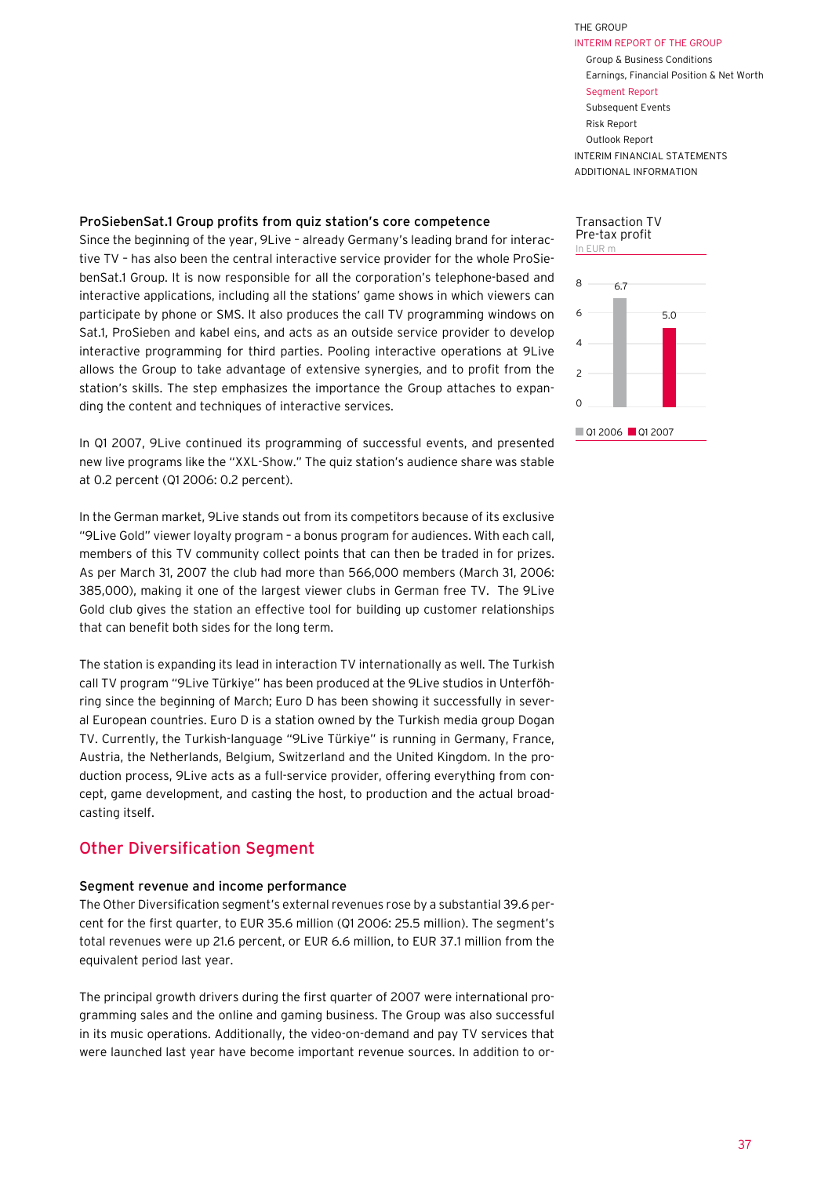### ProSiebenSat.1 Group profits from quiz station's core competence

Since the beginning of the year, 9Live – already Germany's leading brand for interactive TV – has also been the central interactive service provider for the whole ProSiebenSat.1 Group. It is now responsible for all the corporation's telephone-based and interactive applications, including all the stations' game shows in which viewers can participate by phone or SMS. It also produces the call TV programming windows on Sat.1, ProSieben and kabel eins, and acts as an outside service provider to develop interactive programming for third parties. Pooling interactive operations at 9Live allows the Group to take advantage of extensive synergies, and to profit from the station's skills. The step emphasizes the importance the Group attaches to expanding the content and techniques of interactive services.

In Q1 2007, 9Live continued its programming of successful events, and presented new live programs like the "XXL-Show." The quiz station's audience share was stable at 0.2 percent (Q1 2006: 0.2 percent).

In the German market, 9Live stands out from its competitors because of its exclusive "9Live Gold" viewer loyalty program – a bonus program for audiences. With each call, members of this TV community collect points that can then be traded in for prizes. As per March 31, 2007 the club had more than 566,000 members (March 31, 2006: 385,000), making it one of the largest viewer clubs in German free TV. The 9Live Gold club gives the station an effective tool for building up customer relationships that can benefit both sides for the long term.

The station is expanding its lead in interaction TV internationally as well. The Turkish call TV program "9Live Türkiye" has been produced at the 9Live studios in Unterföhring since the beginning of March; Euro D has been showing it successfully in several European countries. Euro D is a station owned by the Turkish media group Dogan TV. Currently, the Turkish-language "9Live Türkiye" is running in Germany, France, Austria, the Netherlands, Belgium, Switzerland and the United Kingdom. In the production process, 9Live acts as a full-service provider, offering everything from concept, game development, and casting the host, to production and the actual broadcasting itself.

Transaction TV
Pre-tax profit
In EUR m

| | Q1 2006 | Q1 2007 |
|---|---|---|
| Pre-tax profit | 6.7 | 5.0 |

## Other Diversification Segment

### Segment revenue and income performance

The Other Diversification segment's external revenues rose by a substantial 39.6 percent for the first quarter, to EUR 35.6 million (Q1 2006: 25.5 million). The segment's total revenues were up 21.6 percent, or EUR 6.6 million, to EUR 37.1 million from the equivalent period last year.

The principal growth drivers during the first quarter of 2007 were international programming sales and the online and gaming business. The Group was also successful in its music operations. Additionally, the video-on-demand and pay TV services that were launched last year have become important revenue sources. In addition to or-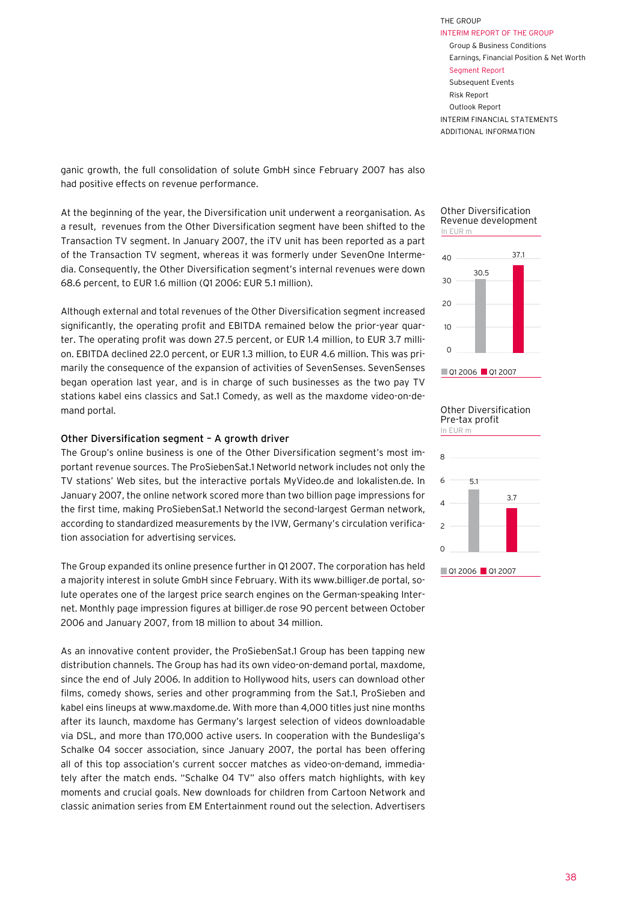ganic growth, the full consolidation of solute GmbH since February 2007 has also had positive effects on revenue performance.

At the beginning of the year, the Diversification unit underwent a reorganisation. As a result, revenues from the Other Diversification segment have been shifted to the Transaction TV segment. In January 2007, the iTV unit has been reported as a part of the Transaction TV segment, whereas it was formerly under SevenOne Intermedia. Consequently, the Other Diversification segment's internal revenues were down 68.6 percent, to EUR 1.6 million (Q1 2006: EUR 5.1 million).

Although external and total revenues of the Other Diversification segment increased significantly, the operating profit and EBITDA remained below the prior-year quarter. The operating profit was down 27.5 percent, or EUR 1.4 million, to EUR 3.7 million. EBITDA declined 22.0 percent, or EUR 1.3 million, to EUR 4.6 million. This was primarily the consequence of the expansion of activities of SevenSenses. SevenSenses began operation last year, and is in charge of such businesses as the two pay TV stations kabel eins classics and Sat.1 Comedy, as well as the maxdome video-on-demand portal.

**Other Diversification Revenue development**
In EUR m

| | Q1 2006 | Q1 2007 |
|---|---|---|
| Revenue | 30.5 | 37.1 |

**Other Diversification Pre-tax profit**
In EUR m

| | Q1 2006 | Q1 2007 |
|---|---|---|
| Pre-tax profit | 5.1 | 3.7 |

### Other Diversification segment – A growth driver

The Group's online business is one of the Other Diversification segment's most important revenue sources. The ProSiebenSat.1 Networld network includes not only the TV stations' Web sites, but the interactive portals MyVideo.de and lokalisten.de. In January 2007, the online network scored more than two billion page impressions for the first time, making ProSiebenSat.1 Networld the second-largest German network, according to standardized measurements by the IVW, Germany's circulation verification association for advertising services.

The Group expanded its online presence further in Q1 2007. The corporation has held a majority interest in solute GmbH since February. With its www.billiger.de portal, solute operates one of the largest price search engines on the German-speaking Internet. Monthly page impression figures at billiger.de rose 90 percent between October 2006 and January 2007, from 18 million to about 34 million.

As an innovative content provider, the ProSiebenSat.1 Group has been tapping new distribution channels. The Group has had its own video-on-demand portal, maxdome, since the end of July 2006. In addition to Hollywood hits, users can download other films, comedy shows, series and other programming from the Sat.1, ProSieben and kabel eins lineups at www.maxdome.de. With more than 4,000 titles just nine months after its launch, maxdome has Germany's largest selection of videos downloadable via DSL, and more than 170,000 active users. In cooperation with the Bundesliga's Schalke 04 soccer association, since January 2007, the portal has been offering all of this top association's current soccer matches as video-on-demand, immediately after the match ends. "Schalke 04 TV" also offers match highlights, with key moments and crucial goals. New downloads for children from Cartoon Network and classic animation series from EM Entertainment round out the selection. Advertisers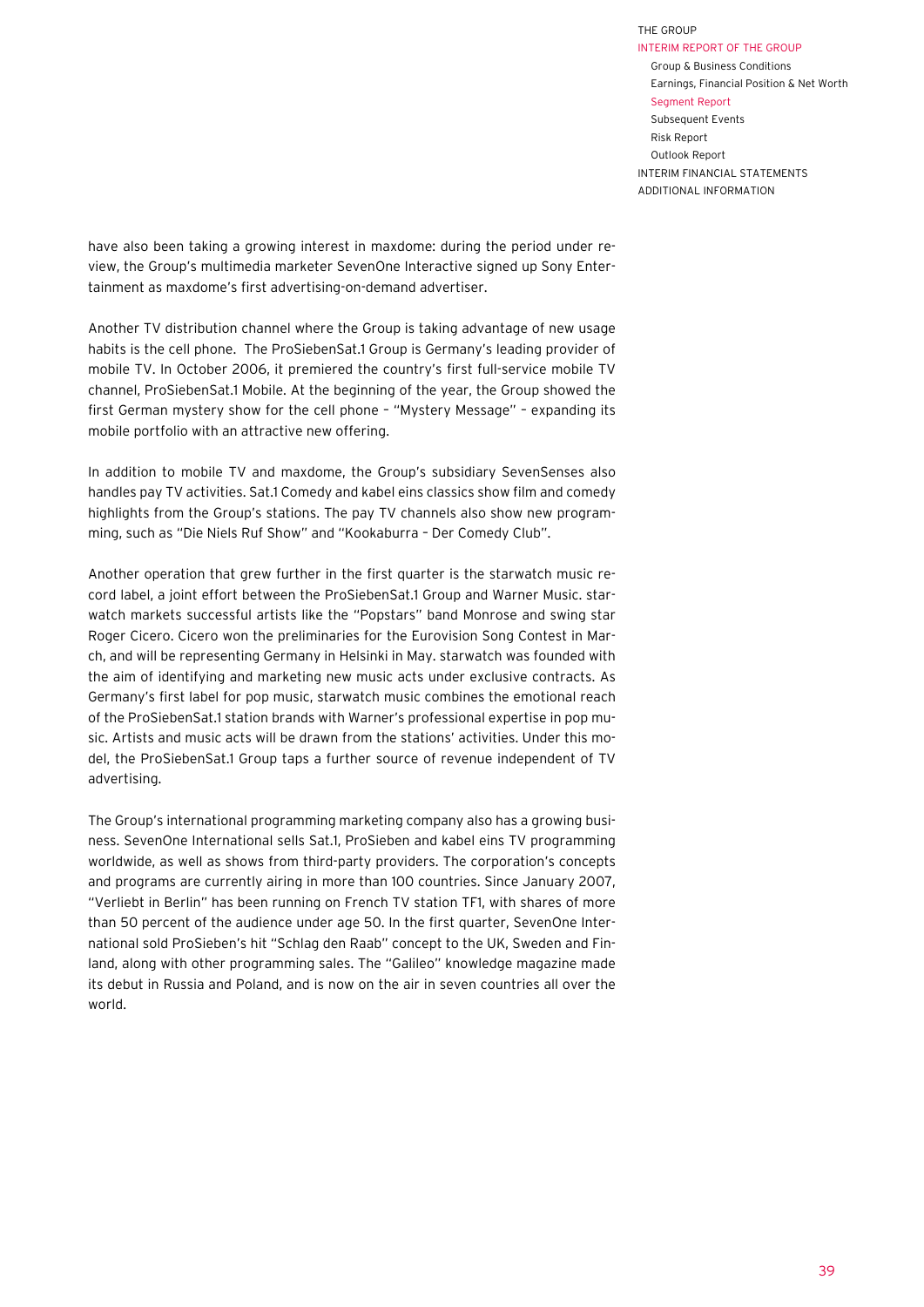have also been taking a growing interest in maxdome: during the period under review, the Group's multimedia marketer SevenOne Interactive signed up Sony Entertainment as maxdome's first advertising-on-demand advertiser.

Another TV distribution channel where the Group is taking advantage of new usage habits is the cell phone. The ProSiebenSat.1 Group is Germany's leading provider of mobile TV. In October 2006, it premiered the country's first full-service mobile TV channel, ProSiebenSat.1 Mobile. At the beginning of the year, the Group showed the first German mystery show for the cell phone – "Mystery Message" – expanding its mobile portfolio with an attractive new offering.

In addition to mobile TV and maxdome, the Group's subsidiary SevenSenses also handles pay TV activities. Sat.1 Comedy and kabel eins classics show film and comedy highlights from the Group's stations. The pay TV channels also show new programming, such as "Die Niels Ruf Show" and "Kookaburra – Der Comedy Club".

Another operation that grew further in the first quarter is the starwatch music record label, a joint effort between the ProSiebenSat.1 Group and Warner Music. starwatch markets successful artists like the "Popstars" band Monrose and swing star Roger Cicero. Cicero won the preliminaries for the Eurovision Song Contest in March, and will be representing Germany in Helsinki in May. starwatch was founded with the aim of identifying and marketing new music acts under exclusive contracts. As Germany's first label for pop music, starwatch music combines the emotional reach of the ProSiebenSat.1 station brands with Warner's professional expertise in pop music. Artists and music acts will be drawn from the stations' activities. Under this model, the ProSiebenSat.1 Group taps a further source of revenue independent of TV advertising.

The Group's international programming marketing company also has a growing business. SevenOne International sells Sat.1, ProSieben and kabel eins TV programming worldwide, as well as shows from third-party providers. The corporation's concepts and programs are currently airing in more than 100 countries. Since January 2007, "Verliebt in Berlin" has been running on French TV station TF1, with shares of more than 50 percent of the audience under age 50. In the first quarter, SevenOne International sold ProSieben's hit "Schlag den Raab" concept to the UK, Sweden and Finland, along with other programming sales. The "Galileo" knowledge magazine made its debut in Russia and Poland, and is now on the air in seven countries all over the world.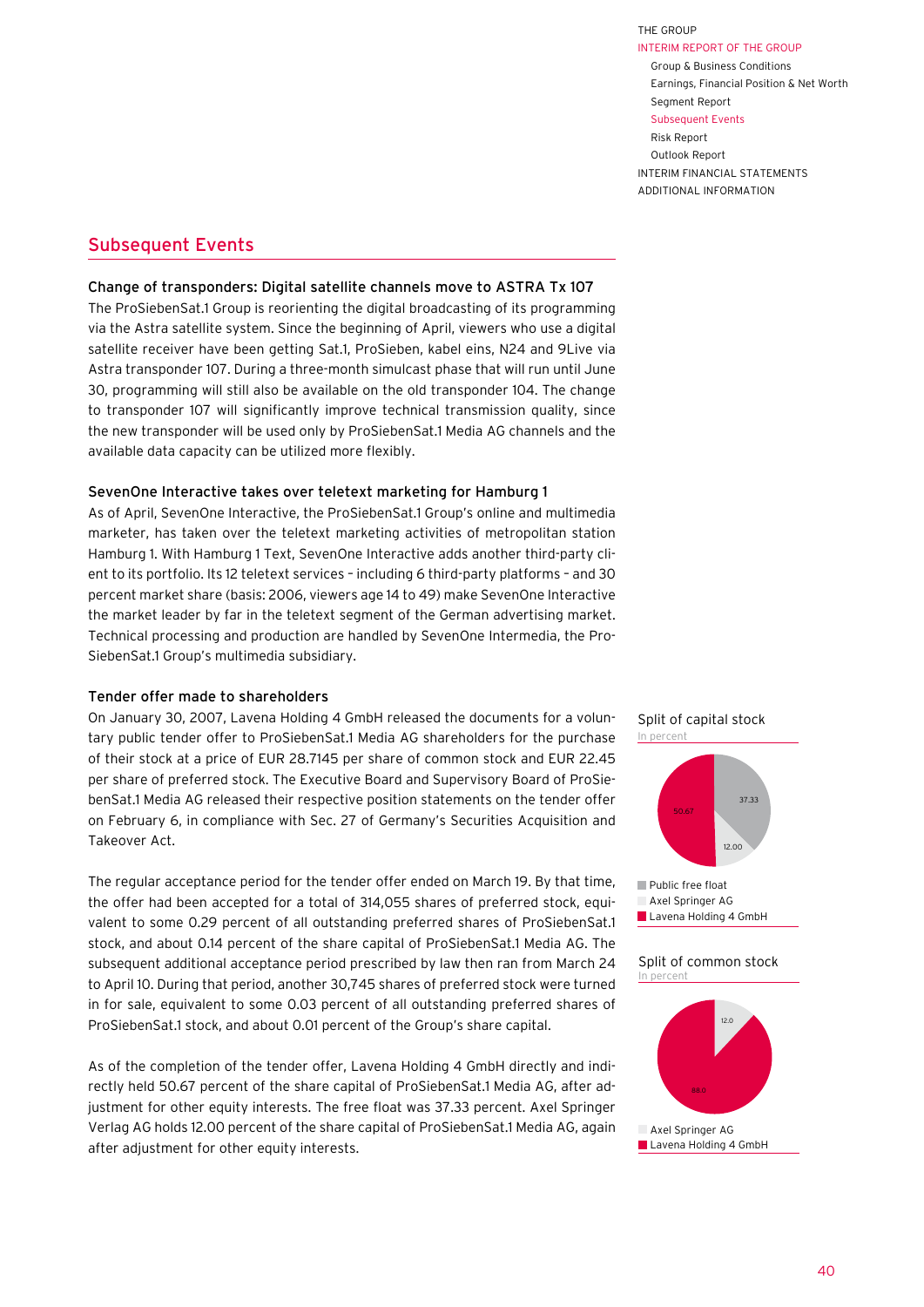## Subsequent Events

### Change of transponders: Digital satellite channels move to ASTRA Tx 107

The ProSiebenSat.1 Group is reorienting the digital broadcasting of its programming via the Astra satellite system. Since the beginning of April, viewers who use a digital satellite receiver have been getting Sat.1, ProSieben, kabel eins, N24 and 9Live via Astra transponder 107. During a three-month simulcast phase that will run until June 30, programming will still also be available on the old transponder 104. The change to transponder 107 will significantly improve technical transmission quality, since the new transponder will be used only by ProSiebenSat.1 Media AG channels and the available data capacity can be utilized more flexibly.

### SevenOne Interactive takes over teletext marketing for Hamburg 1

As of April, SevenOne Interactive, the ProSiebenSat.1 Group's online and multimedia marketer, has taken over the teletext marketing activities of metropolitan station Hamburg 1. With Hamburg 1 Text, SevenOne Interactive adds another third-party client to its portfolio. Its 12 teletext services – including 6 third-party platforms – and 30 percent market share (basis: 2006, viewers age 14 to 49) make SevenOne Interactive the market leader by far in the teletext segment of the German advertising market. Technical processing and production are handled by SevenOne Intermedia, the ProSiebenSat.1 Group's multimedia subsidiary.

### Tender offer made to shareholders

On January 30, 2007, Lavena Holding 4 GmbH released the documents for a voluntary public tender offer to ProSiebenSat.1 Media AG shareholders for the purchase of their stock at a price of EUR 28.7145 per share of common stock and EUR 22.45 per share of preferred stock. The Executive Board and Supervisory Board of ProSiebenSat.1 Media AG released their respective position statements on the tender offer on February 6, in compliance with Sec. 27 of Germany's Securities Acquisition and Takeover Act.

The regular acceptance period for the tender offer ended on March 19. By that time, the offer had been accepted for a total of 314,055 shares of preferred stock, equivalent to some 0.29 percent of all outstanding preferred shares of ProSiebenSat.1 stock, and about 0.14 percent of the share capital of ProSiebenSat.1 Media AG. The subsequent additional acceptance period prescribed by law then ran from March 24 to April 10. During that period, another 30,745 shares of preferred stock were turned in for sale, equivalent to some 0.03 percent of all outstanding preferred shares of ProSiebenSat.1 stock, and about 0.01 percent of the Group's share capital.

As of the completion of the tender offer, Lavena Holding 4 GmbH directly and indirectly held 50.67 percent of the share capital of ProSiebenSat.1 Media AG, after adjustment for other equity interests. The free float was 37.33 percent. Axel Springer Verlag AG holds 12.00 percent of the share capital of ProSiebenSat.1 Media AG, again after adjustment for other equity interests.

**Split of capital stock**
In percent

| | Percent |
|---|---|
| Public free float | 37.33 |
| Axel Springer AG | 12.00 |
| Lavena Holding 4 GmbH | 50.67 |

**Split of common stock**
In percent

| | Percent |
|---|---|
| Axel Springer AG | 12.0 |
| Lavena Holding 4 GmbH | 88.0 |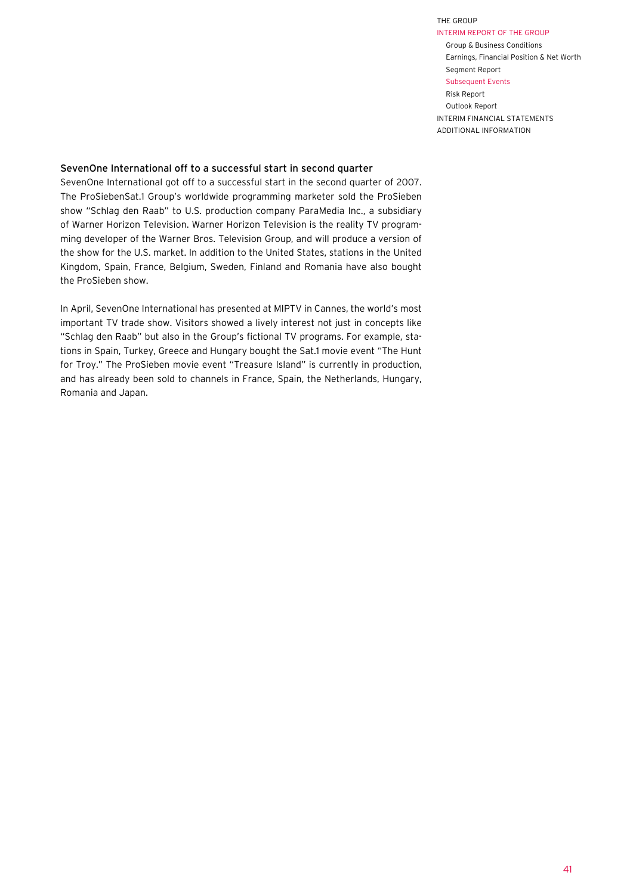### SevenOne International off to a successful start in second quarter

SevenOne International got off to a successful start in the second quarter of 2007. The ProSiebenSat.1 Group's worldwide programming marketer sold the ProSieben show "Schlag den Raab" to U.S. production company ParaMedia Inc., a subsidiary of Warner Horizon Television. Warner Horizon Television is the reality TV programming developer of the Warner Bros. Television Group, and will produce a version of the show for the U.S. market. In addition to the United States, stations in the United Kingdom, Spain, France, Belgium, Sweden, Finland and Romania have also bought the ProSieben show.

In April, SevenOne International has presented at MIPTV in Cannes, the world's most important TV trade show. Visitors showed a lively interest not just in concepts like "Schlag den Raab" but also in the Group's fictional TV programs. For example, stations in Spain, Turkey, Greece and Hungary bought the Sat.1 movie event "The Hunt for Troy." The ProSieben movie event "Treasure Island" is currently in production, and has already been sold to channels in France, Spain, the Netherlands, Hungary, Romania and Japan.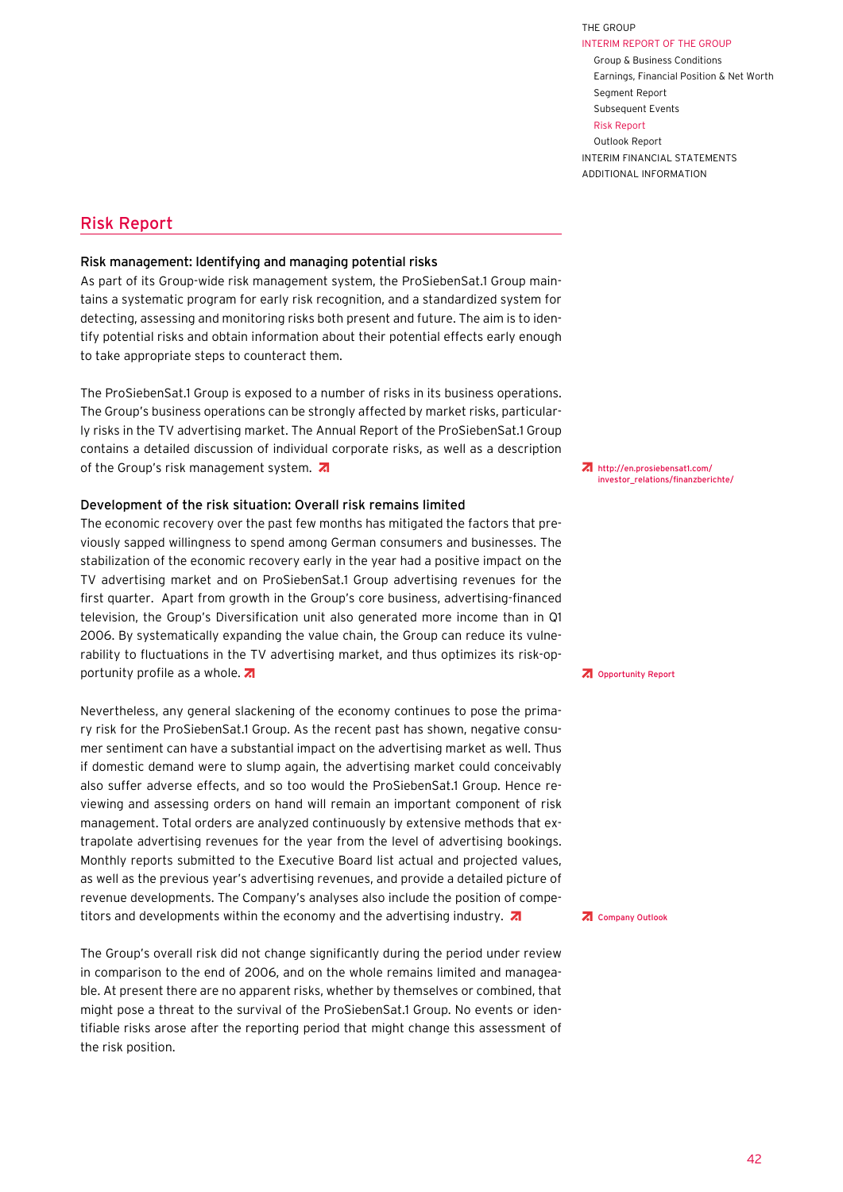## Risk Report

### Risk management: Identifying and managing potential risks

As part of its Group-wide risk management system, the ProSiebenSat.1 Group maintains a systematic program for early risk recognition, and a standardized system for detecting, assessing and monitoring risks both present and future. The aim is to identify potential risks and obtain information about their potential effects early enough to take appropriate steps to counteract them.

The ProSiebenSat.1 Group is exposed to a number of risks in its business operations. The Group's business operations can be strongly affected by market risks, particularly risks in the TV advertising market. The Annual Report of the ProSiebenSat.1 Group contains a detailed discussion of individual corporate risks, as well as a description of the Group's risk management system.

http://en.prosiebensat1.com/investor_relations/finanzberichte/

### Development of the risk situation: Overall risk remains limited

The economic recovery over the past few months has mitigated the factors that previously sapped willingness to spend among German consumers and businesses. The stabilization of the economic recovery early in the year had a positive impact on the TV advertising market and on ProSiebenSat.1 Group advertising revenues for the first quarter. Apart from growth in the Group's core business, advertising-financed television, the Group's Diversification unit also generated more income than in Q1 2006. By systematically expanding the value chain, the Group can reduce its vulnerability to fluctuations in the TV advertising market, and thus optimizes its risk-opportunity profile as a whole.

Opportunity Report

Nevertheless, any general slackening of the economy continues to pose the primary risk for the ProSiebenSat.1 Group. As the recent past has shown, negative consumer sentiment can have a substantial impact on the advertising market as well. Thus if domestic demand were to slump again, the advertising market could conceivably also suffer adverse effects, and so too would the ProSiebenSat.1 Group. Hence reviewing and assessing orders on hand will remain an important component of risk management. Total orders are analyzed continuously by extensive methods that extrapolate advertising revenues for the year from the level of advertising bookings. Monthly reports submitted to the Executive Board list actual and projected values, as well as the previous year's advertising revenues, and provide a detailed picture of revenue developments. The Company's analyses also include the position of competitors and developments within the economy and the advertising industry.

Company Outlook

The Group's overall risk did not change significantly during the period under review in comparison to the end of 2006, and on the whole remains limited and manageable. At present there are no apparent risks, whether by themselves or combined, that might pose a threat to the survival of the ProSiebenSat.1 Group. No events or identifiable risks arose after the reporting period that might change this assessment of the risk position.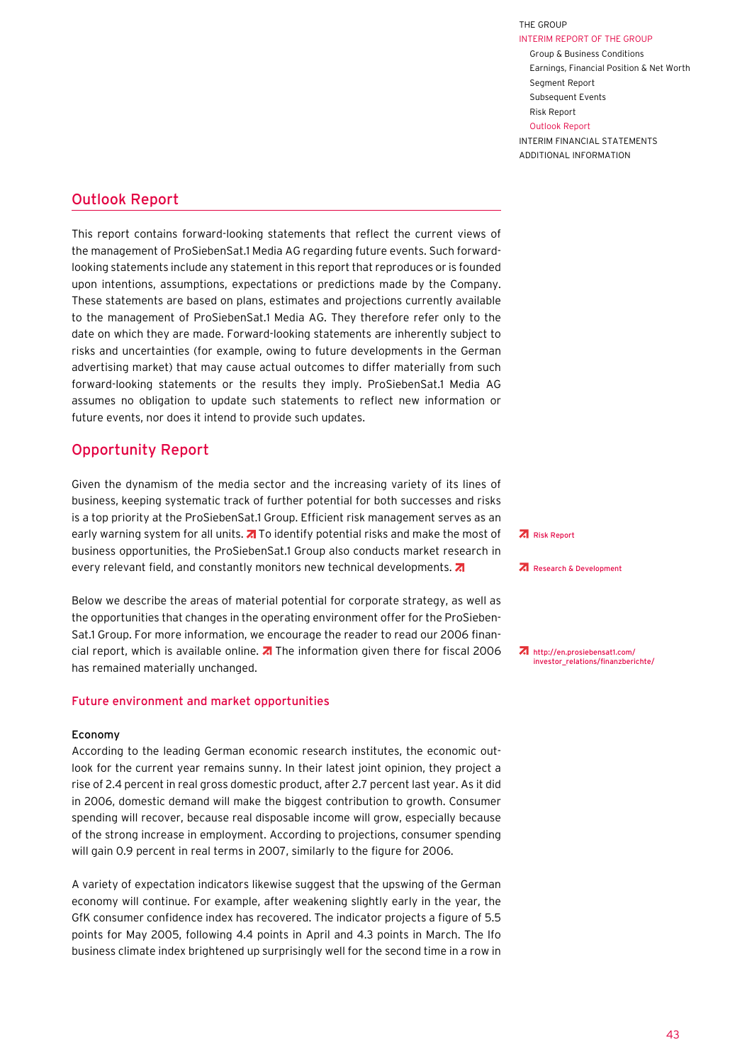## Outlook Report

This report contains forward-looking statements that reflect the current views of the management of ProSiebenSat.1 Media AG regarding future events. Such forward-looking statements include any statement in this report that reproduces or is founded upon intentions, assumptions, expectations or predictions made by the Company. These statements are based on plans, estimates and projections currently available to the management of ProSiebenSat.1 Media AG. They therefore refer only to the date on which they are made. Forward-looking statements are inherently subject to risks and uncertainties (for example, owing to future developments in the German advertising market) that may cause actual outcomes to differ materially from such forward-looking statements or the results they imply. ProSiebenSat.1 Media AG assumes no obligation to update such statements to reflect new information or future events, nor does it intend to provide such updates.

## Opportunity Report

Given the dynamism of the media sector and the increasing variety of its lines of business, keeping systematic track of further potential for both successes and risks is a top priority at the ProSiebenSat.1 Group. Efficient risk management serves as an early warning system for all units. ↗ To identify potential risks and make the most of business opportunities, the ProSiebenSat.1 Group also conducts market research in every relevant field, and constantly monitors new technical developments. ↗

↗ Risk Report

↗ Research & Development

Below we describe the areas of material potential for corporate strategy, as well as the opportunities that changes in the operating environment offer for the ProSiebenSat.1 Group. For more information, we encourage the reader to read our 2006 financial report, which is available online. ↗ The information given there for fiscal 2006 has remained materially unchanged.

↗ http://en.prosiebensat1.com/investor_relations/finanzberichte/

### Future environment and market opportunities

**Economy**

According to the leading German economic research institutes, the economic outlook for the current year remains sunny. In their latest joint opinion, they project a rise of 2.4 percent in real gross domestic product, after 2.7 percent last year. As it did in 2006, domestic demand will make the biggest contribution to growth. Consumer spending will recover, because real disposable income will grow, especially because of the strong increase in employment. According to projections, consumer spending will gain 0.9 percent in real terms in 2007, similarly to the figure for 2006.

A variety of expectation indicators likewise suggest that the upswing of the German economy will continue. For example, after weakening slightly early in the year, the GfK consumer confidence index has recovered. The indicator projects a figure of 5.5 points for May 2005, following 4.4 points in April and 4.3 points in March. The Ifo business climate index brightened up surprisingly well for the second time in a row in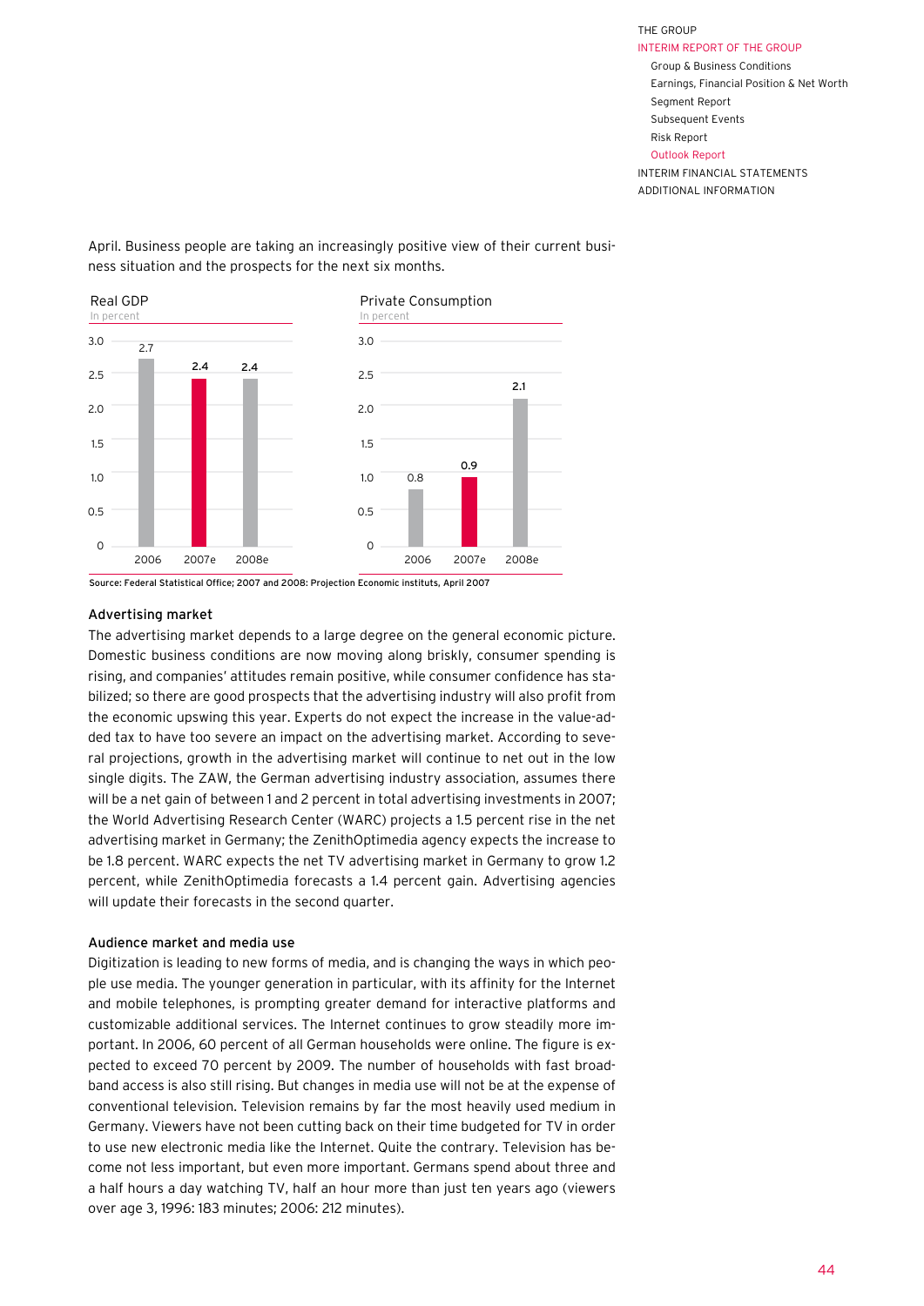April. Business people are taking an increasingly positive view of their current business situation and the prospects for the next six months.

**Real GDP**
In percent

| | 2006 | 2007e | 2008e |
|---|---|---|---|
| Real GDP | 2.7 | 2.4 | 2.4 |

**Private Consumption**
In percent

| | 2006 | 2007e | 2008e |
|---|---|---|---|
| Private Consumption | 0.8 | 0.9 | 2.1 |

Source: Federal Statistical Office; 2007 and 2008: Projection Economic instituts, April 2007

### Advertising market

The advertising market depends to a large degree on the general economic picture. Domestic business conditions are now moving along briskly, consumer spending is rising, and companies' attitudes remain positive, while consumer confidence has stabilized; so there are good prospects that the advertising industry will also profit from the economic upswing this year. Experts do not expect the increase in the value-added tax to have too severe an impact on the advertising market. According to several projections, growth in the advertising market will continue to net out in the low single digits. The ZAW, the German advertising industry association, assumes there will be a net gain of between 1 and 2 percent in total advertising investments in 2007; the World Advertising Research Center (WARC) projects a 1.5 percent rise in the net advertising market in Germany; the ZenithOptimedia agency expects the increase to be 1.8 percent. WARC expects the net TV advertising market in Germany to grow 1.2 percent, while ZenithOptimedia forecasts a 1.4 percent gain. Advertising agencies will update their forecasts in the second quarter.

### Audience market and media use

Digitization is leading to new forms of media, and is changing the ways in which people use media. The younger generation in particular, with its affinity for the Internet and mobile telephones, is prompting greater demand for interactive platforms and customizable additional services. The Internet continues to grow steadily more important. In 2006, 60 percent of all German households were online. The figure is expected to exceed 70 percent by 2009. The number of households with fast broadband access is also still rising. But changes in media use will not be at the expense of conventional television. Television remains by far the most heavily used medium in Germany. Viewers have not been cutting back on their time budgeted for TV in order to use new electronic media like the Internet. Quite the contrary. Television has become not less important, but even more important. Germans spend about three and a half hours a day watching TV, half an hour more than just ten years ago (viewers over age 3, 1996: 183 minutes; 2006: 212 minutes).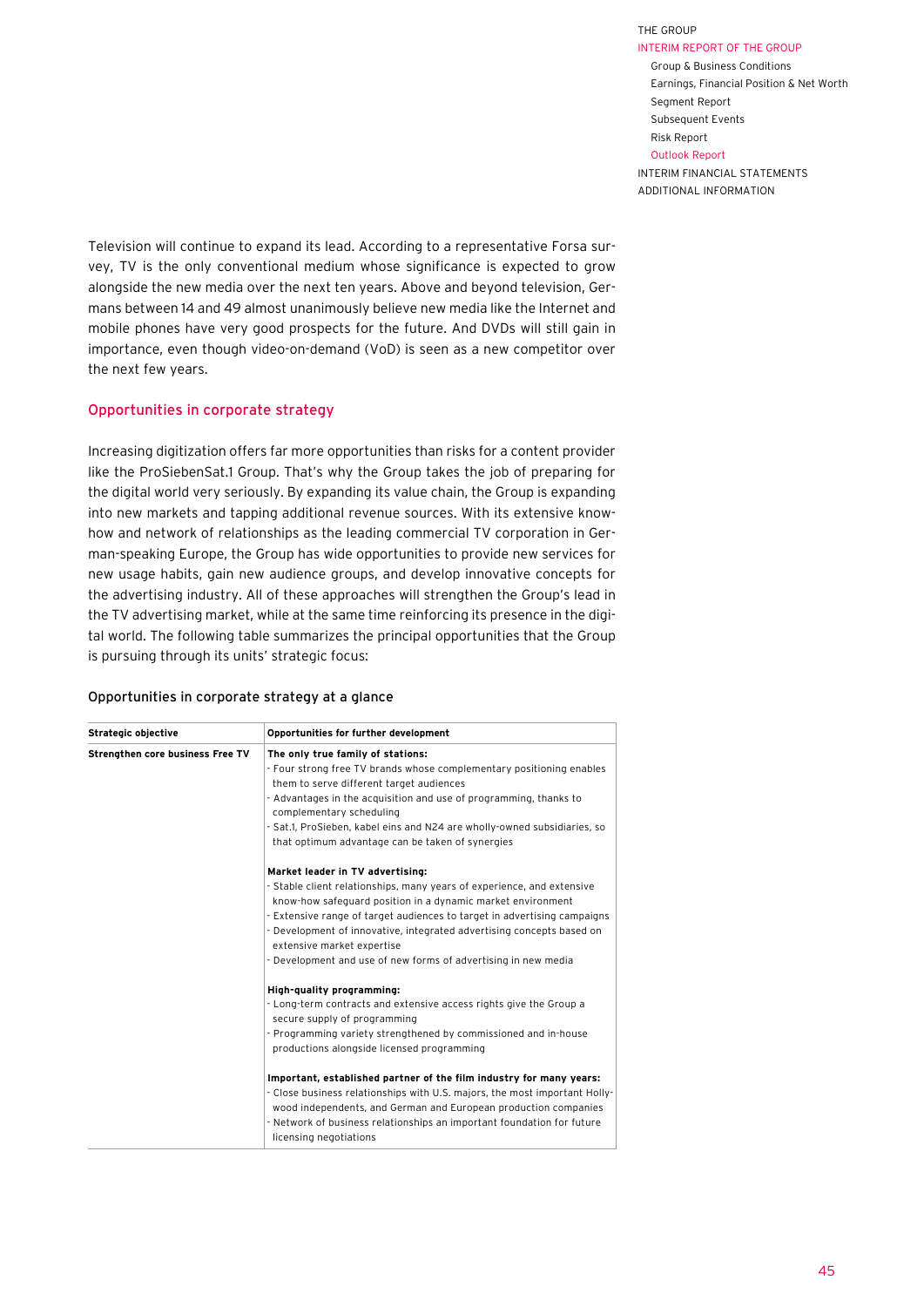Television will continue to expand its lead. According to a representative Forsa survey, TV is the only conventional medium whose significance is expected to grow alongside the new media over the next ten years. Above and beyond television, Germans between 14 and 49 almost unanimously believe new media like the Internet and mobile phones have very good prospects for the future. And DVDs will still gain in importance, even though video-on-demand (VoD) is seen as a new competitor over the next few years.

## Opportunities in corporate strategy

Increasing digitization offers far more opportunities than risks for a content provider like the ProSiebenSat.1 Group. That's why the Group takes the job of preparing for the digital world very seriously. By expanding its value chain, the Group is expanding into new markets and tapping additional revenue sources. With its extensive know-how and network of relationships as the leading commercial TV corporation in German-speaking Europe, the Group has wide opportunities to provide new services for new usage habits, gain new audience groups, and develop innovative concepts for the advertising industry. All of these approaches will strengthen the Group's lead in the TV advertising market, while at the same time reinforcing its presence in the digital world. The following table summarizes the principal opportunities that the Group is pursuing through its units' strategic focus:

### Opportunities in corporate strategy at a glance

| Strategic objective | Opportunities for further development |
|---|---|
| **Strengthen core business Free TV** | **The only true family of stations:**<br>- Four strong free TV brands whose complementary positioning enables them to serve different target audiences<br>- Advantages in the acquisition and use of programming, thanks to complementary scheduling<br>- Sat.1, ProSieben, kabel eins and N24 are wholly-owned subsidiaries, so that optimum advantage can be taken of synergies<br><br>**Market leader in TV advertising:**<br>- Stable client relationships, many years of experience, and extensive know-how safeguard position in a dynamic market environment<br>- Extensive range of target audiences to target in advertising campaigns<br>- Development of innovative, integrated advertising concepts based on extensive market expertise<br>- Development and use of new forms of advertising in new media<br><br>**High-quality programming:**<br>- Long-term contracts and extensive access rights give the Group a secure supply of programming<br>- Programming variety strengthened by commissioned and in-house productions alongside licensed programming<br><br>**Important, established partner of the film industry for many years:**<br>- Close business relationships with U.S. majors, the most important Hollywood independents, and German and European production companies<br>- Network of business relationships an important foundation for future licensing negotiations |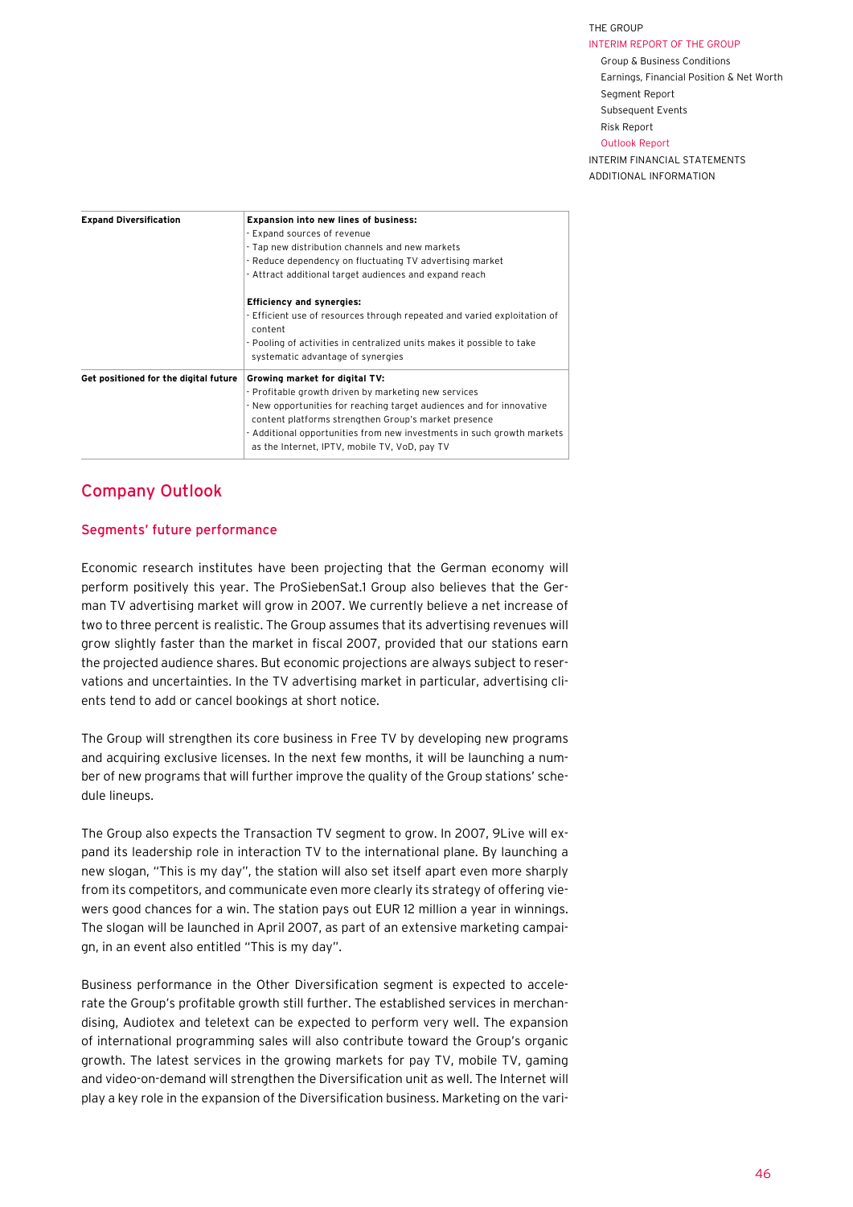| Expand Diversification | **Expansion into new lines of business:**<br>- Expand sources of revenue<br>- Tap new distribution channels and new markets<br>- Reduce dependency on fluctuating TV advertising market<br>- Attract additional target audiences and expand reach<br><br>**Efficiency and synergies:**<br>- Efficient use of resources through repeated and varied exploitation of content<br>- Pooling of activities in centralized units makes it possible to take systematic advantage of synergies |
|---|---|
| **Get positioned for the digital future** | **Growing market for digital TV:**<br>- Profitable growth driven by marketing new services<br>- New opportunities for reaching target audiences and for innovative content platforms strengthen Group's market presence<br>- Additional opportunities from new investments in such growth markets as the Internet, IPTV, mobile TV, VoD, pay TV |

## Company Outlook

### Segments' future performance

Economic research institutes have been projecting that the German economy will perform positively this year. The ProSiebenSat.1 Group also believes that the German TV advertising market will grow in 2007. We currently believe a net increase of two to three percent is realistic. The Group assumes that its advertising revenues will grow slightly faster than the market in fiscal 2007, provided that our stations earn the projected audience shares. But economic projections are always subject to reservations and uncertainties. In the TV advertising market in particular, advertising clients tend to add or cancel bookings at short notice.

The Group will strengthen its core business in Free TV by developing new programs and acquiring exclusive licenses. In the next few months, it will be launching a number of new programs that will further improve the quality of the Group stations' schedule lineups.

The Group also expects the Transaction TV segment to grow. In 2007, 9Live will expand its leadership role in interaction TV to the international plane. By launching a new slogan, "This is my day", the station will also set itself apart even more sharply from its competitors, and communicate even more clearly its strategy of offering viewers good chances for a win. The station pays out EUR 12 million a year in winnings. The slogan will be launched in April 2007, as part of an extensive marketing campaign, in an event also entitled "This is my day".

Business performance in the Other Diversification segment is expected to accelerate the Group's profitable growth still further. The established services in merchandising, Audiotex and teletext can be expected to perform very well. The expansion of international programming sales will also contribute toward the Group's organic growth. The latest services in the growing markets for pay TV, mobile TV, gaming and video-on-demand will strengthen the Diversification unit as well. The Internet will play a key role in the expansion of the Diversification business. Marketing on the vari-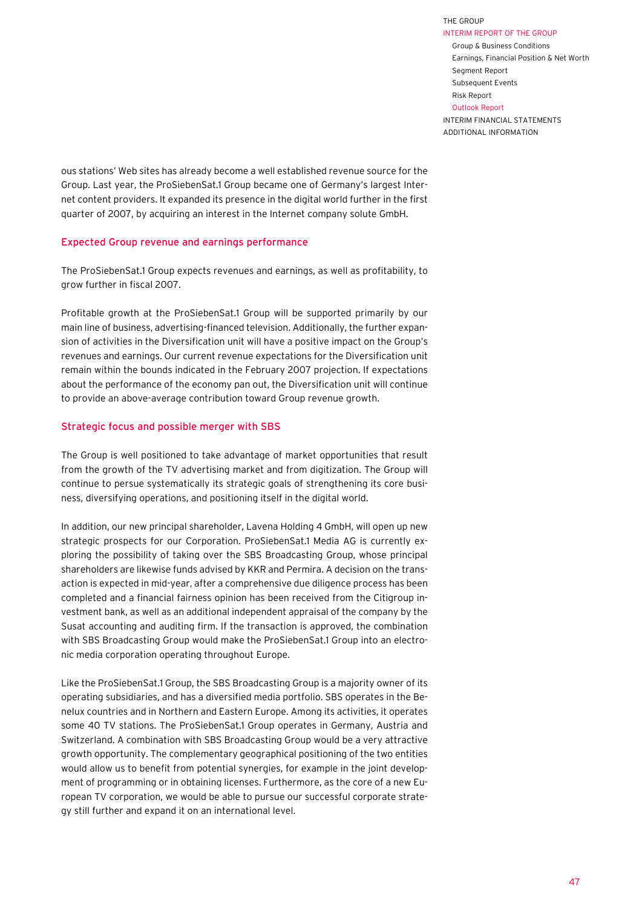ous stations' Web sites has already become a well established revenue source for the Group. Last year, the ProSiebenSat.1 Group became one of Germany's largest Internet content providers. It expanded its presence in the digital world further in the first quarter of 2007, by acquiring an interest in the Internet company solute GmbH.

## Expected Group revenue and earnings performance

The ProSiebenSat.1 Group expects revenues and earnings, as well as profitability, to grow further in fiscal 2007.

Profitable growth at the ProSiebenSat.1 Group will be supported primarily by our main line of business, advertising-financed television. Additionally, the further expansion of activities in the Diversification unit will have a positive impact on the Group's revenues and earnings. Our current revenue expectations for the Diversification unit remain within the bounds indicated in the February 2007 projection. If expectations about the performance of the economy pan out, the Diversification unit will continue to provide an above-average contribution toward Group revenue growth.

## Strategic focus and possible merger with SBS

The Group is well positioned to take advantage of market opportunities that result from the growth of the TV advertising market and from digitization. The Group will continue to persue systematically its strategic goals of strengthening its core business, diversifying operations, and positioning itself in the digital world.

In addition, our new principal shareholder, Lavena Holding 4 GmbH, will open up new strategic prospects for our Corporation. ProSiebenSat.1 Media AG is currently exploring the possibility of taking over the SBS Broadcasting Group, whose principal shareholders are likewise funds advised by KKR and Permira. A decision on the transaction is expected in mid-year, after a comprehensive due diligence process has been completed and a financial fairness opinion has been received from the Citigroup investment bank, as well as an additional independent appraisal of the company by the Susat accounting and auditing firm. If the transaction is approved, the combination with SBS Broadcasting Group would make the ProSiebenSat.1 Group into an electronic media corporation operating throughout Europe.

Like the ProSiebenSat.1 Group, the SBS Broadcasting Group is a majority owner of its operating subsidiaries, and has a diversified media portfolio. SBS operates in the Benelux countries and in Northern and Eastern Europe. Among its activities, it operates some 40 TV stations. The ProSiebenSat.1 Group operates in Germany, Austria and Switzerland. A combination with SBS Broadcasting Group would be a very attractive growth opportunity. The complementary geographical positioning of the two entities would allow us to benefit from potential synergies, for example in the joint development of programming or in obtaining licenses. Furthermore, as the core of a new European TV corporation, we would be able to pursue our successful corporate strategy still further and expand it on an international level.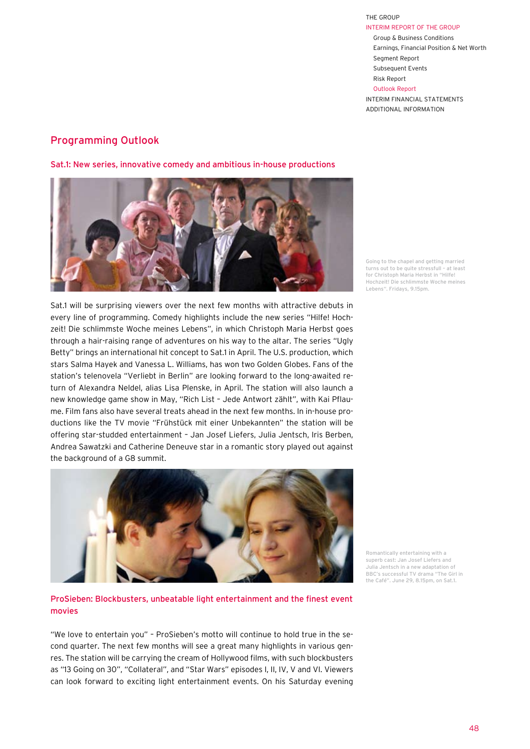## Programming Outlook

### Sat.1: New series, innovative comedy and ambitious in-house productions

Going to the chapel and getting married turns out to be quite stressfull – at least for Christoph Maria Herbst in "Hilfe! Hochzeit! Die schlimmste Woche meines Lebens". Fridays, 9.15pm.

Sat.1 will be surprising viewers over the next few months with attractive debuts in every line of programming. Comedy highlights include the new series "Hilfe! Hochzeit! Die schlimmste Woche meines Lebens", in which Christoph Maria Herbst goes through a hair-raising range of adventures on his way to the altar. The series "Ugly Betty" brings an international hit concept to Sat.1 in April. The U.S. production, which stars Salma Hayek and Vanessa L. Williams, has won two Golden Globes. Fans of the station's telenovela "Verliebt in Berlin" are looking forward to the long-awaited return of Alexandra Neldel, alias Lisa Plenske, in April. The station will also launch a new knowledge game show in May, "Rich List – Jede Antwort zählt", with Kai Pflaume. Film fans also have several treats ahead in the next few months. In in-house productions like the TV movie "Frühstück mit einer Unbekannten" the station will be offering star-studded entertainment – Jan Josef Liefers, Julia Jentsch, Iris Berben, Andrea Sawatzki and Catherine Deneuve star in a romantic story played out against the background of a G8 summit.

Romantically entertaining with a superb cast: Jan Josef Liefers and Julia Jentsch in a new adaptation of BBC's successful TV drama "The Girl in the Café". June 29, 8.15pm, on Sat.1.

### ProSieben: Blockbusters, unbeatable light entertainment and the finest event movies

"We love to entertain you" – ProSieben's motto will continue to hold true in the second quarter. The next few months will see a great many highlights in various genres. The station will be carrying the cream of Hollywood films, with such blockbusters as "13 Going on 30", "Collateral", and "Star Wars" episodes I, II, IV, V and VI. Viewers can look forward to exciting light entertainment events. On his Saturday evening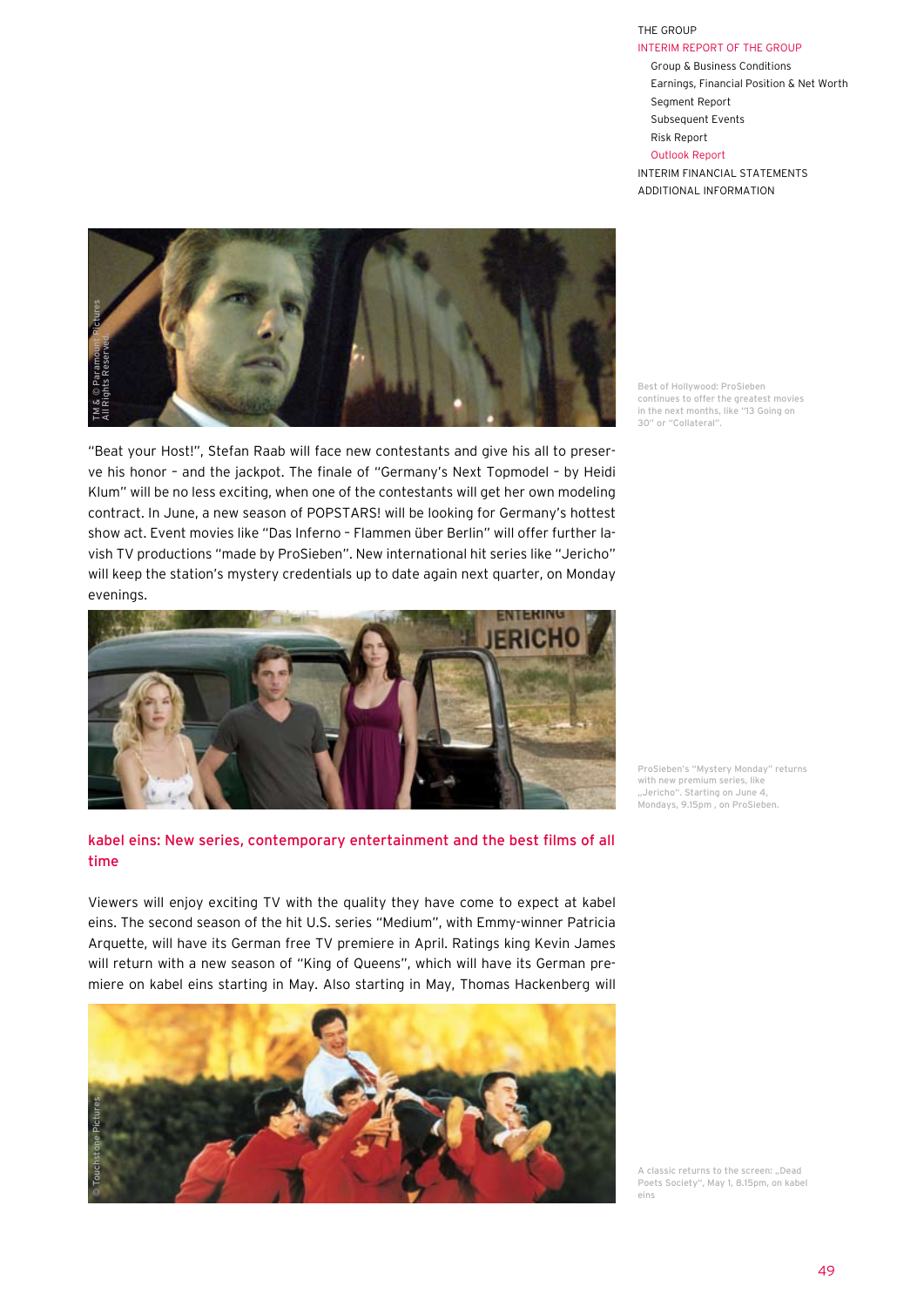Best of Hollywood: ProSieben continues to offer the greatest movies in the next months, like "13 Going on 30" or "Collateral".

"Beat your Host!", Stefan Raab will face new contestants and give his all to preserve his honor – and the jackpot. The finale of "Germany's Next Topmodel – by Heidi Klum" will be no less exciting, when one of the contestants will get her own modeling contract. In June, a new season of POPSTARS! will be looking for Germany's hottest show act. Event movies like "Das Inferno – Flammen über Berlin" will offer further lavish TV productions "made by ProSieben". New international hit series like "Jericho" will keep the station's mystery credentials up to date again next quarter, on Monday evenings.

ProSieben's "Mystery Monday" returns with new premium series, like „Jericho". Starting on June 4, Mondays, 9.15pm , on ProSieben.

## kabel eins: New series, contemporary entertainment and the best films of all time

Viewers will enjoy exciting TV with the quality they have come to expect at kabel eins. The second season of the hit U.S. series "Medium", with Emmy-winner Patricia Arquette, will have its German free TV premiere in April. Ratings king Kevin James will return with a new season of "King of Queens", which will have its German premiere on kabel eins starting in May. Also starting in May, Thomas Hackenberg will

A classic returns to the screen: „Dead Poets Society", May 1, 8.15pm, on kabel eins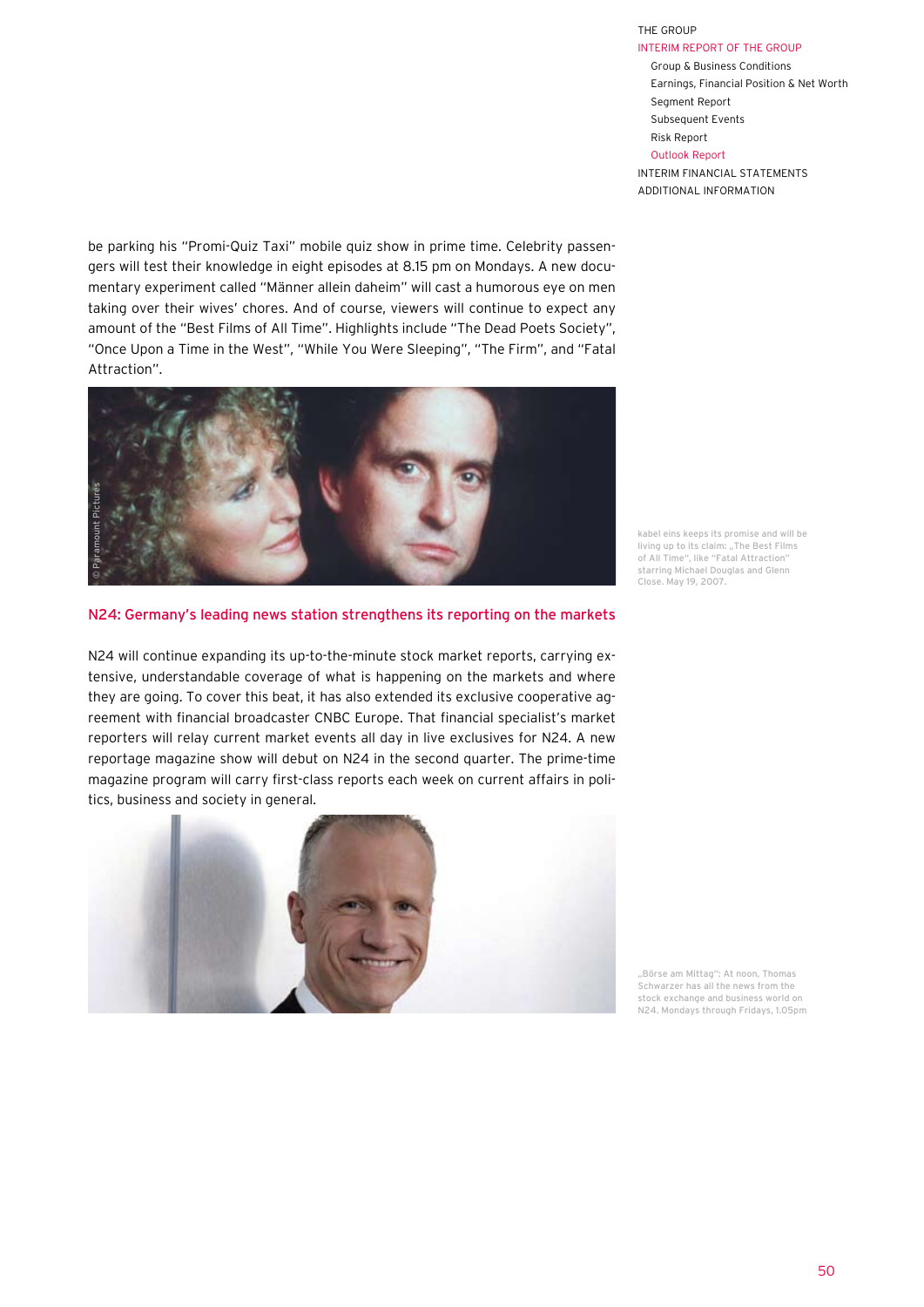be parking his "Promi-Quiz Taxi" mobile quiz show in prime time. Celebrity passengers will test their knowledge in eight episodes at 8.15 pm on Mondays. A new documentary experiment called "Männer allein daheim" will cast a humorous eye on men taking over their wives' chores. And of course, viewers will continue to expect any amount of the "Best Films of All Time". Highlights include "The Dead Poets Society", "Once Upon a Time in the West", "While You Were Sleeping", "The Firm", and "Fatal Attraction".

© Paramount Pictures

kabel eins keeps its promise and will be living up to its claim: „The Best Films of All Time", like "Fatal Attraction" starring Michael Douglas and Glenn Close. May 19, 2007.

## N24: Germany's leading news station strengthens its reporting on the markets

N24 will continue expanding its up-to-the-minute stock market reports, carrying extensive, understandable coverage of what is happening on the markets and where they are going. To cover this beat, it has also extended its exclusive cooperative agreement with financial broadcaster CNBC Europe. That financial specialist's market reporters will relay current market events all day in live exclusives for N24. A new reportage magazine show will debut on N24 in the second quarter. The prime-time magazine program will carry first-class reports each week on current affairs in politics, business and society in general.

„Börse am Mittag": At noon, Thomas Schwarzer has all the news from the stock exchange and business world on N24. Mondays through Fridays, 1.05pm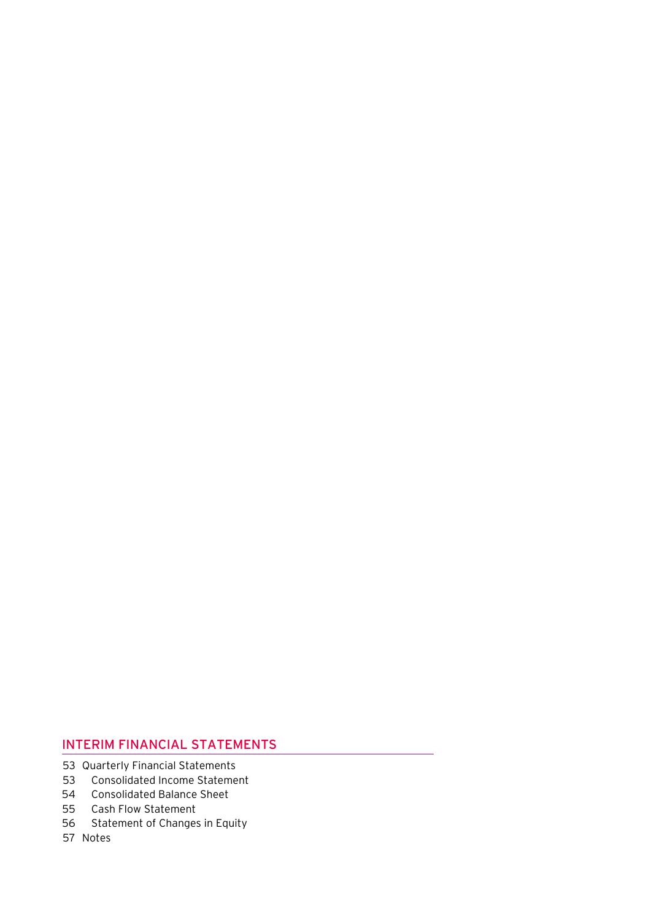## INTERIM FINANCIAL STATEMENTS

- 53 Quarterly Financial Statements
  - 53 Consolidated Income Statement
  - 54 Consolidated Balance Sheet
  - 55 Cash Flow Statement
  - 56 Statement of Changes in Equity
- 57 Notes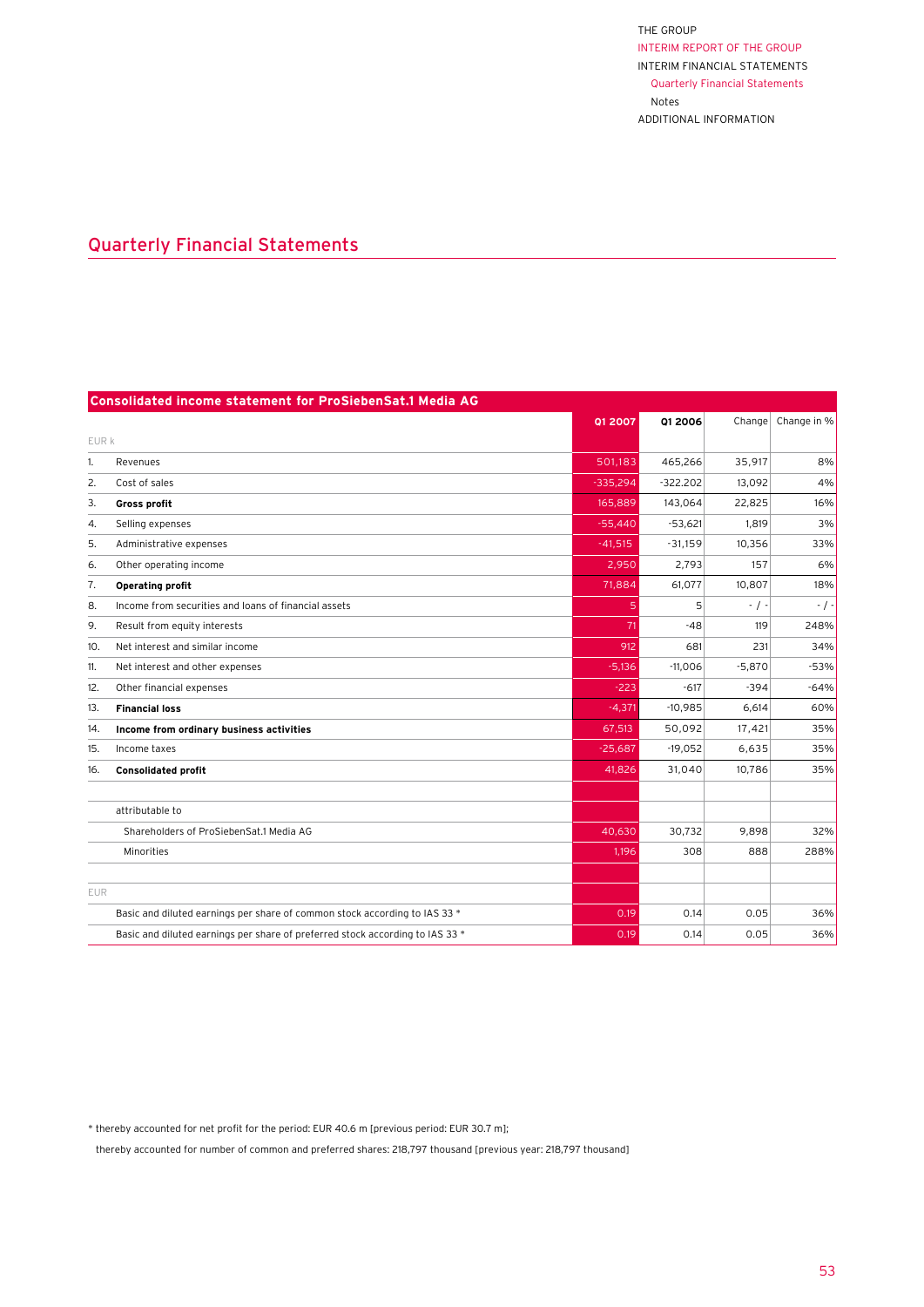## Quarterly Financial Statements

| Consolidated income statement for ProSiebenSat.1 Media AG | | Q1 2007 | Q1 2006 | Change | Change in % |
|---|---|---|---|---|---|
| EUR k | | | | | |
| 1. | Revenues | 501,183 | 465,266 | 35,917 | 8% |
| 2. | Cost of sales | -335,294 | -322.202 | 13,092 | 4% |
| 3. | **Gross profit** | 165,889 | 143,064 | 22,825 | 16% |
| 4. | Selling expenses | -55,440 | -53,621 | 1,819 | 3% |
| 5. | Administrative expenses | -41,515 | -31,159 | 10,356 | 33% |
| 6. | Other operating income | 2,950 | 2,793 | 157 | 6% |
| 7. | **Operating profit** | 71,884 | 61,077 | 10,807 | 18% |
| 8. | Income from securities and loans of financial assets | 5 | 5 | - / - | - / - |
| 9. | Result from equity interests | 71 | -48 | 119 | 248% |
| 10. | Net interest and similar income | 912 | 681 | 231 | 34% |
| 11. | Net interest and other expenses | -5,136 | -11,006 | -5,870 | -53% |
| 12. | Other financial expenses | -223 | -617 | -394 | -64% |
| 13. | **Financial loss** | -4,371 | -10,985 | 6,614 | 60% |
| 14. | **Income from ordinary business activities** | 67,513 | 50,092 | 17,421 | 35% |
| 15. | Income taxes | -25,687 | -19,052 | 6,635 | 35% |
| 16. | **Consolidated profit** | 41,826 | 31,040 | 10,786 | 35% |
| | | | | | |
| | attributable to | | | | |
| | Shareholders of ProSiebenSat.1 Media AG | 40,630 | 30,732 | 9,898 | 32% |
| | Minorities | 1,196 | 308 | 888 | 288% |
| | | | | | |
| EUR | | | | | |
| | Basic and diluted earnings per share of common stock according to IAS 33 * | 0.19 | 0.14 | 0.05 | 36% |
| | Basic and diluted earnings per share of preferred stock according to IAS 33 * | 0.19 | 0.14 | 0.05 | 36% |

* thereby accounted for net profit for the period: EUR 40.6 m [previous period: EUR 30.7 m];

thereby accounted for number of common and preferred shares: 218,797 thousand [previous year: 218,797 thousand]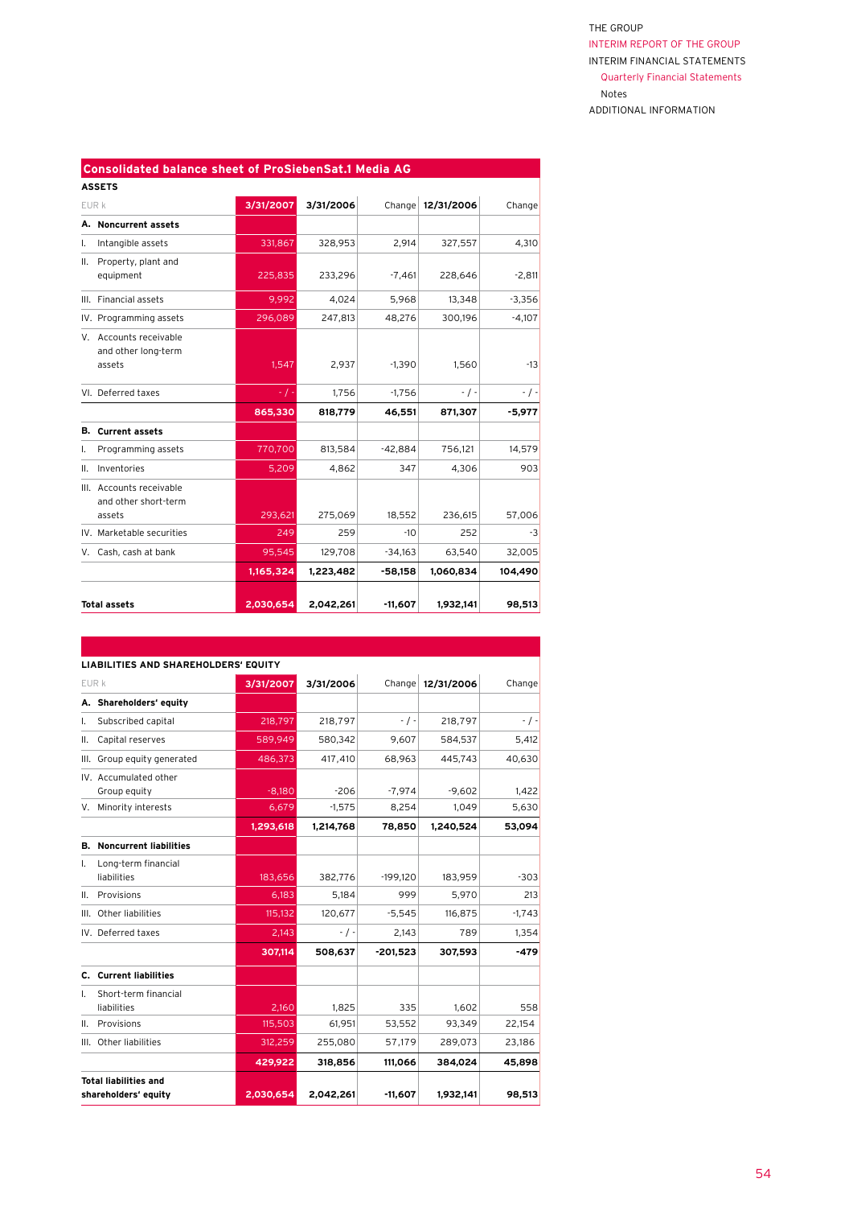## Consolidated balance sheet of ProSiebenSat.1 Media AG

**ASSETS**

| EUR k | 3/31/2007 | 3/31/2006 | Change | 12/31/2006 | Change |
|---|---|---|---|---|---|
| **A. Noncurrent assets** | | | | | |
| I. Intangible assets | 331,867 | 328,953 | 2,914 | 327,557 | 4,310 |
| II. Property, plant and equipment | 225,835 | 233,296 | -7,461 | 228,646 | -2,811 |
| III. Financial assets | 9,992 | 4,024 | 5,968 | 13,348 | -3,356 |
| IV. Programming assets | 296,089 | 247,813 | 48,276 | 300,196 | -4,107 |
| V. Accounts receivable and other long-term assets | 1,547 | 2,937 | -1,390 | 1,560 | -13 |
| VI. Deferred taxes | - / - | 1,756 | -1,756 | - / - | - / - |
| | **865,330** | **818,779** | **46,551** | **871,307** | **-5,977** |
| **B. Current assets** | | | | | |
| I. Programming assets | 770,700 | 813,584 | -42,884 | 756,121 | 14,579 |
| II. Inventories | 5,209 | 4,862 | 347 | 4,306 | 903 |
| III. Accounts receivable and other short-term assets | 293,621 | 275,069 | 18,552 | 236,615 | 57,006 |
| IV. Marketable securities | 249 | 259 | -10 | 252 | -3 |
| V. Cash, cash at bank | 95,545 | 129,708 | -34,163 | 63,540 | 32,005 |
| | **1,165,324** | **1,223,482** | **-58,158** | **1,060,834** | **104,490** |
| **Total assets** | **2,030,654** | **2,042,261** | **-11,607** | **1,932,141** | **98,513** |

**LIABILITIES AND SHAREHOLDERS' EQUITY**

| EUR k | 3/31/2007 | 3/31/2006 | Change | 12/31/2006 | Change |
|---|---|---|---|---|---|
| **A. Shareholders' equity** | | | | | |
| I. Subscribed capital | 218,797 | 218,797 | - / - | 218,797 | - / - |
| II. Capital reserves | 589,949 | 580,342 | 9,607 | 584,537 | 5,412 |
| III. Group equity generated | 486,373 | 417,410 | 68,963 | 445,743 | 40,630 |
| IV. Accumulated other Group equity | -8,180 | -206 | -7,974 | -9,602 | 1,422 |
| V. Minority interests | 6,679 | -1,575 | 8,254 | 1,049 | 5,630 |
| | **1,293,618** | **1,214,768** | **78,850** | **1,240,524** | **53,094** |
| **B. Noncurrent liabilities** | | | | | |
| I. Long-term financial liabilities | 183,656 | 382,776 | -199,120 | 183,959 | -303 |
| II. Provisions | 6,183 | 5,184 | 999 | 5,970 | 213 |
| III. Other liabilities | 115,132 | 120,677 | -5,545 | 116,875 | -1,743 |
| IV. Deferred taxes | 2,143 | - / - | 2,143 | 789 | 1,354 |
| | **307,114** | **508,637** | **-201,523** | **307,593** | **-479** |
| **C. Current liabilities** | | | | | |
| I. Short-term financial liabilities | 2,160 | 1,825 | 335 | 1,602 | 558 |
| II. Provisions | 115,503 | 61,951 | 53,552 | 93,349 | 22,154 |
| III. Other liabilities | 312,259 | 255,080 | 57,179 | 289,073 | 23,186 |
| | **429,922** | **318,856** | **111,066** | **384,024** | **45,898** |
| **Total liabilities and shareholders' equity** | **2,030,654** | **2,042,261** | **-11,607** | **1,932,141** | **98,513** |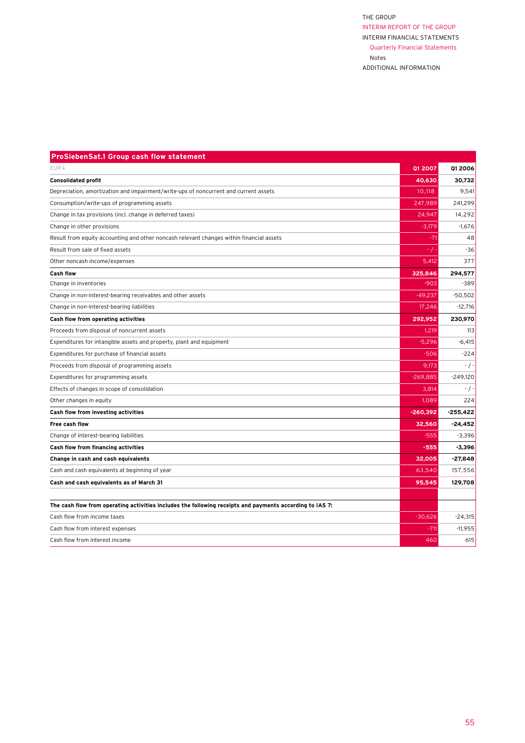## ProSiebenSat.1 Group cash flow statement

| EUR k | Q1 2007 | Q1 2006 |
|---|---|---|
| **Consolidated profit** | **40,630** | **30,732** |
| Depreciation, amortization and impairment/write-ups of noncurrent and current assets | 10,118 | 9,541 |
| Consumption/write-ups of programming assets | 247,989 | 241,299 |
| Change in tax provisions (incl. change in deferred taxes) | 24,947 | 14,292 |
| Change in other provisions | -3,179 | -1,676 |
| Result from equity accounting and other noncash relevant changes within financial assets | -71 | 48 |
| Result from sale of fixed assets | - / - | -36 |
| Other noncash income/expenses | 5,412 | 377 |
| **Cash flow** | **325,846** | **294,577** |
| Change in inventories | -903 | -389 |
| Change in non-interest-bearing receivables and other assets | -49,237 | -50,502 |
| Change in non-interest-bearing liabilities | 17,246 | -12,716 |
| **Cash flow from operating activities** | **292,952** | **230,970** |
| Proceeds from disposal of noncurrent assets | 1,219 | 113 |
| Expenditures for intangible assets and property, plant and equipment | -5,296 | -6,415 |
| Expenditures for purchase of financial assets | -506 | -224 |
| Proceeds from disposal of programming assets | 9,173 | - / - |
| Expenditures for programming assets | -269,885 | -249,120 |
| Effects of changes in scope of consolidation | 3,814 | - / - |
| Other changes in equity | 1,089 | 224 |
| **Cash flow from investing activities** | **-260,392** | **-255,422** |
| **Free cash flow** | **32,560** | **-24,452** |
| Change of interest-bearing liabilities | -555 | -3,396 |
| **Cash flow from financing activities** | **-555** | **-3,396** |
| **Change in cash and cash equivalents** | **32,005** | **-27,848** |
| Cash and cash equivalents at beginning of year | 63,540 | 157,556 |
| **Cash and cash equivalents as of March 31** | **95,545** | **129,708** |
| | | |
| **The cash flow from operating activities includes the following receipts and payments according to IAS 7:** | | |
| Cash flow from income taxes | -30,626 | -24,315 |
| Cash flow from interest expenses | -711 | -11,955 |
| Cash flow from interest income | 460 | 615 |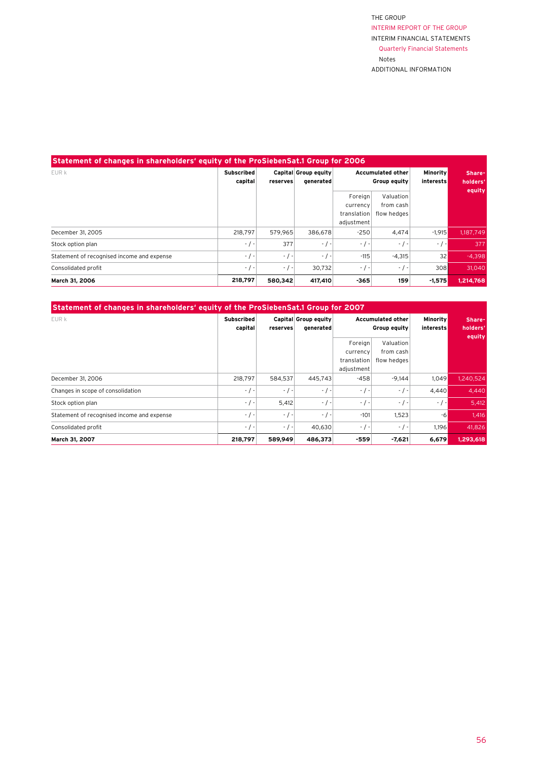## Statement of changes in shareholders' equity of the ProSiebenSat.1 Group for 2006

| EUR k | Subscribed capital | Capital reserves | Group equity generated | Accumulated other Group equity | | Minority interests | Share-holders' equity |
|---|---|---|---|---|---|---|---|
| | | | | Foreign currency translation adjustment | Valuation from cash flow hedges | | |
| December 31, 2005 | 218,797 | 579,965 | 386,678 | -250 | 4,474 | -1,915 | 1,187,749 |
| Stock option plan | - / - | 377 | - / - | - / - | - / - | - / - | 377 |
| Statement of recognised income and expense | - / - | - / - | - / - | -115 | -4,315 | 32 | -4,398 |
| Consolidated profit | - / - | - / - | 30,732 | - / - | - / - | 308 | 31,040 |
| **March 31, 2006** | **218,797** | **580,342** | **417,410** | **-365** | **159** | **-1,575** | **1,214,768** |

## Statement of changes in shareholders' equity of the ProSiebenSat.1 Group for 2007

| EUR k | Subscribed capital | Capital reserves | Group equity generated | Accumulated other Group equity | | Minority interests | Share-holders' equity |
|---|---|---|---|---|---|---|---|
| | | | | Foreign currency translation adjustment | Valuation from cash flow hedges | | |
| December 31, 2006 | 218,797 | 584,537 | 445,743 | -458 | -9,144 | 1,049 | 1,240,524 |
| Changes in scope of consolidation | - / - | - / - | - / - | - / - | - / - | 4,440 | 4,440 |
| Stock option plan | - / - | 5,412 | - / - | - / - | - / - | - / - | 5,412 |
| Statement of recognised income and expense | - / - | - / - | - / - | -101 | 1,523 | -6 | 1,416 |
| Consolidated profit | - / - | - / - | 40,630 | - / - | - / - | 1,196 | 41,826 |
| **March 31, 2007** | **218,797** | **589,949** | **486,373** | **-559** | **-7,621** | **6,679** | **1,293,618** |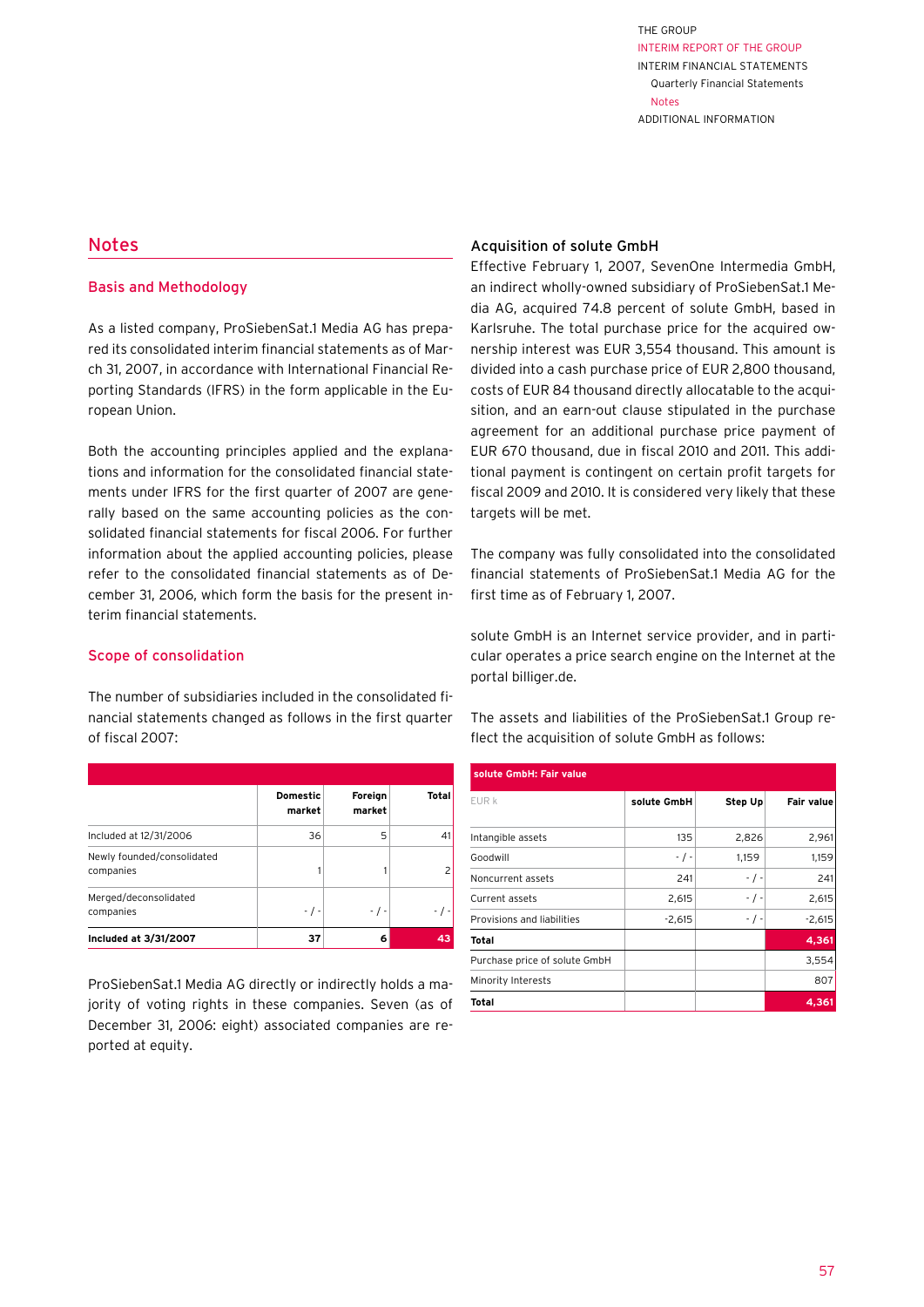## Notes

### Basis and Methodology

As a listed company, ProSiebenSat.1 Media AG has prepared its consolidated interim financial statements as of March 31, 2007, in accordance with International Financial Reporting Standards (IFRS) in the form applicable in the European Union.

Both the accounting principles applied and the explanations and information for the consolidated financial statements under IFRS for the first quarter of 2007 are generally based on the same accounting policies as the consolidated financial statements for fiscal 2006. For further information about the applied accounting policies, please refer to the consolidated financial statements as of December 31, 2006, which form the basis for the present interim financial statements.

### Scope of consolidation

The number of subsidiaries included in the consolidated financial statements changed as follows in the first quarter of fiscal 2007:

| | Domestic market | Foreign market | Total |
|---|---|---|---|
| Included at 12/31/2006 | 36 | 5 | 41 |
| Newly founded/consolidated companies | 1 | 1 | 2 |
| Merged/deconsolidated companies | - / - | - / - | - / - |
| **Included at 3/31/2007** | **37** | **6** | **43** |

ProSiebenSat.1 Media AG directly or indirectly holds a majority of voting rights in these companies. Seven (as of December 31, 2006: eight) associated companies are reported at equity.

### Acquisition of solute GmbH

Effective February 1, 2007, SevenOne Intermedia GmbH, an indirect wholly-owned subsidiary of ProSiebenSat.1 Media AG, acquired 74.8 percent of solute GmbH, based in Karlsruhe. The total purchase price for the acquired ownership interest was EUR 3,554 thousand. This amount is divided into a cash purchase price of EUR 2,800 thousand, costs of EUR 84 thousand directly allocatable to the acquisition, and an earn-out clause stipulated in the purchase agreement for an additional purchase price payment of EUR 670 thousand, due in fiscal 2010 and 2011. This additional payment is contingent on certain profit targets for fiscal 2009 and 2010. It is considered very likely that these targets will be met.

The company was fully consolidated into the consolidated financial statements of ProSiebenSat.1 Media AG for the first time as of February 1, 2007.

solute GmbH is an Internet service provider, and in particular operates a price search engine on the Internet at the portal billiger.de.

The assets and liabilities of the ProSiebenSat.1 Group reflect the acquisition of solute GmbH as follows:

**solute GmbH: Fair value**

| EUR k | solute GmbH | Step Up | Fair value |
|---|---|---|---|
| Intangible assets | 135 | 2,826 | 2,961 |
| Goodwill | - / - | 1,159 | 1,159 |
| Noncurrent assets | 241 | - / - | 241 |
| Current assets | 2,615 | - / - | 2,615 |
| Provisions and liabilities | -2,615 | - / - | -2,615 |
| **Total** | | | **4,361** |
| Purchase price of solute GmbH | | | 3,554 |
| Minority Interests | | | 807 |
| **Total** | | | **4,361** |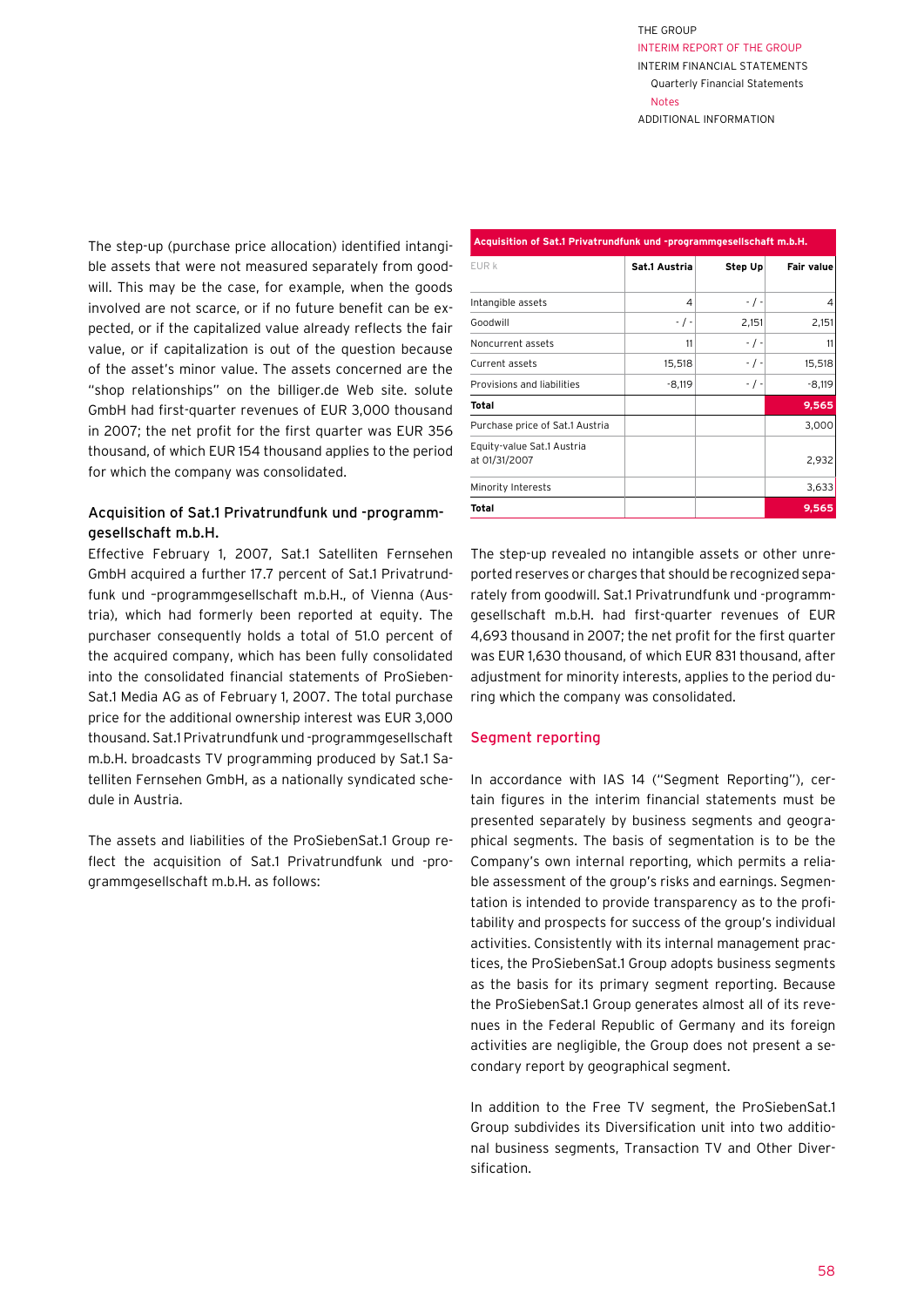The step-up (purchase price allocation) identified intangible assets that were not measured separately from goodwill. This may be the case, for example, when the goods involved are not scarce, or if no future benefit can be expected, or if the capitalized value already reflects the fair value, or if capitalization is out of the question because of the asset's minor value. The assets concerned are the "shop relationships" on the billiger.de Web site. solute GmbH had first-quarter revenues of EUR 3,000 thousand in 2007; the net profit for the first quarter was EUR 356 thousand, of which EUR 154 thousand applies to the period for which the company was consolidated.

### Acquisition of Sat.1 Privatrundfunk und -programmgesellschaft m.b.H.

Effective February 1, 2007, Sat.1 Satelliten Fernsehen GmbH acquired a further 17.7 percent of Sat.1 Privatrundfunk und –programmgesellschaft m.b.H., of Vienna (Austria), which had formerly been reported at equity. The purchaser consequently holds a total of 51.0 percent of the acquired company, which has been fully consolidated into the consolidated financial statements of ProSiebenSat.1 Media AG as of February 1, 2007. The total purchase price for the additional ownership interest was EUR 3,000 thousand. Sat.1 Privatrundfunk und -programmgesellschaft m.b.H. broadcasts TV programming produced by Sat.1 Satelliten Fernsehen GmbH, as a nationally syndicated schedule in Austria.

The assets and liabilities of the ProSiebenSat.1 Group reflect the acquisition of Sat.1 Privatrundfunk und -programmgesellschaft m.b.H. as follows:

**Acquisition of Sat.1 Privatrundfunk und -programmgesellschaft m.b.H.**

| EUR k | Sat.1 Austria | Step Up | Fair value |
|---|---|---|---|
| Intangible assets | 4 | - / - | 4 |
| Goodwill | - / - | 2,151 | 2,151 |
| Noncurrent assets | 11 | - / - | 11 |
| Current assets | 15,518 | - / - | 15,518 |
| Provisions and liabilities | -8,119 | - / - | -8,119 |
| **Total** | | | **9,565** |
| Purchase price of Sat.1 Austria | | | 3,000 |
| Equity-value Sat.1 Austria at 01/31/2007 | | | 2,932 |
| Minority Interests | | | 3,633 |
| **Total** | | | **9,565** |

The step-up revealed no intangible assets or other unreported reserves or charges that should be recognized separately from goodwill. Sat.1 Privatrundfunk und -programmgesellschaft m.b.H. had first-quarter revenues of EUR 4,693 thousand in 2007; the net profit for the first quarter was EUR 1,630 thousand, of which EUR 831 thousand, after adjustment for minority interests, applies to the period during which the company was consolidated.

## Segment reporting

In accordance with IAS 14 ("Segment Reporting"), certain figures in the interim financial statements must be presented separately by business segments and geographical segments. The basis of segmentation is to be the Company's own internal reporting, which permits a reliable assessment of the group's risks and earnings. Segmentation is intended to provide transparency as to the profitability and prospects for success of the group's individual activities. Consistently with its internal management practices, the ProSiebenSat.1 Group adopts business segments as the basis for its primary segment reporting. Because the ProSiebenSat.1 Group generates almost all of its revenues in the Federal Republic of Germany and its foreign activities are negligible, the Group does not present a secondary report by geographical segment.

In addition to the Free TV segment, the ProSiebenSat.1 Group subdivides its Diversification unit into two additional business segments, Transaction TV and Other Diversification.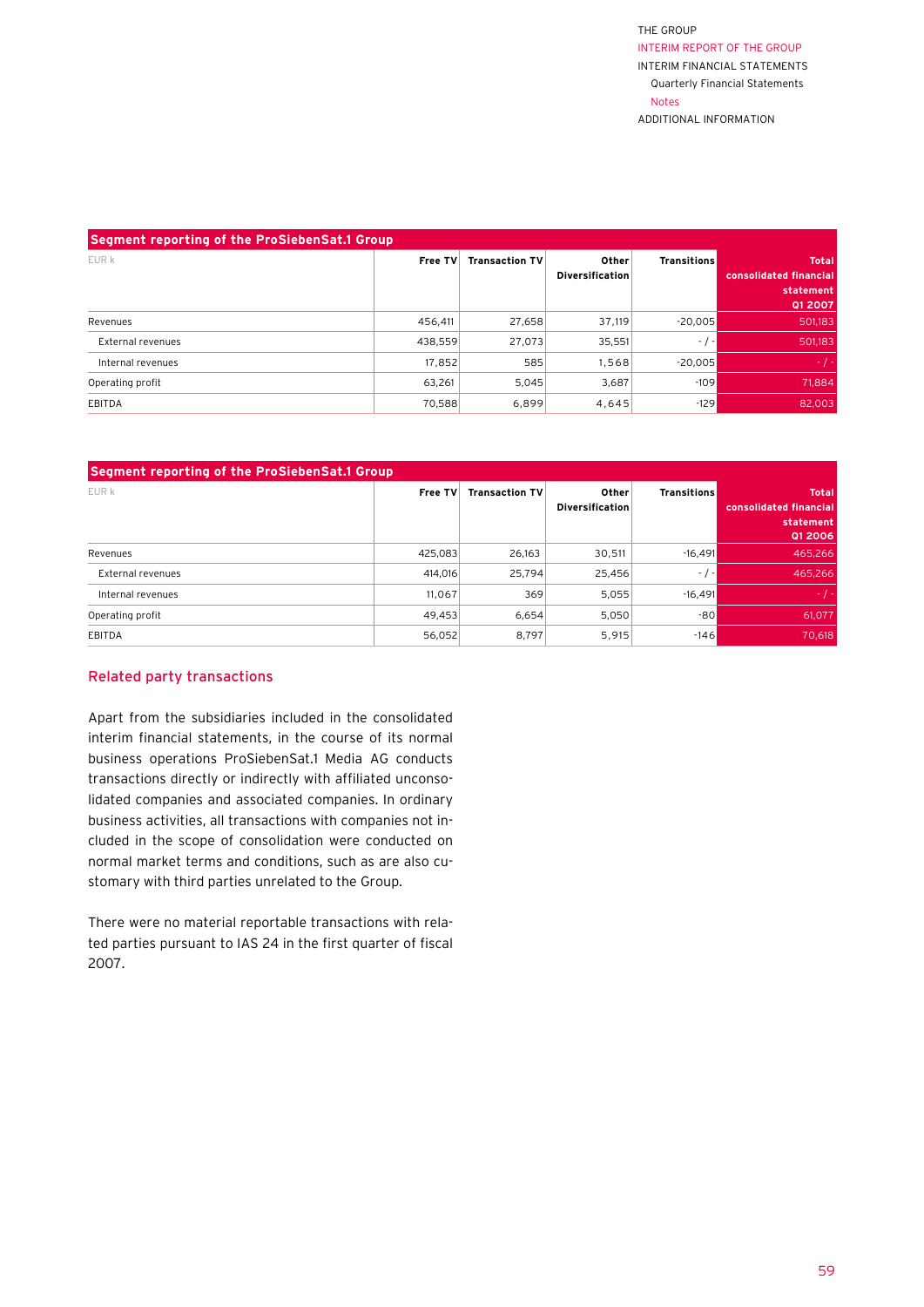### Segment reporting of the ProSiebenSat.1 Group

| EUR k | Free TV | Transaction TV | Other Diversification | Transitions | Total consolidated financial statement Q1 2007 |
|---|---|---|---|---|---|
| Revenues | 456,411 | 27,658 | 37,119 | -20,005 | 501,183 |
| External revenues | 438,559 | 27,073 | 35,551 | - / - | 501,183 |
| Internal revenues | 17,852 | 585 | 1,568 | -20,005 | - / - |
| Operating profit | 63,261 | 5,045 | 3,687 | -109 | 71,884 |
| EBITDA | 70,588 | 6,899 | 4,645 | -129 | 82,003 |

### Segment reporting of the ProSiebenSat.1 Group

| EUR k | Free TV | Transaction TV | Other Diversification | Transitions | Total consolidated financial statement Q1 2006 |
|---|---|---|---|---|---|
| Revenues | 425,083 | 26,163 | 30,511 | -16,491 | 465,266 |
| External revenues | 414,016 | 25,794 | 25,456 | - / - | 465,266 |
| Internal revenues | 11,067 | 369 | 5,055 | -16,491 | - / - |
| Operating profit | 49,453 | 6,654 | 5,050 | -80 | 61,077 |
| EBITDA | 56,052 | 8,797 | 5,915 | -146 | 70,618 |

## Related party transactions

Apart from the subsidiaries included in the consolidated interim financial statements, in the course of its normal business operations ProSiebenSat.1 Media AG conducts transactions directly or indirectly with affiliated unconsolidated companies and associated companies. In ordinary business activities, all transactions with companies not included in the scope of consolidation were conducted on normal market terms and conditions, such as are also customary with third parties unrelated to the Group.

There were no material reportable transactions with related parties pursuant to IAS 24 in the first quarter of fiscal 2007.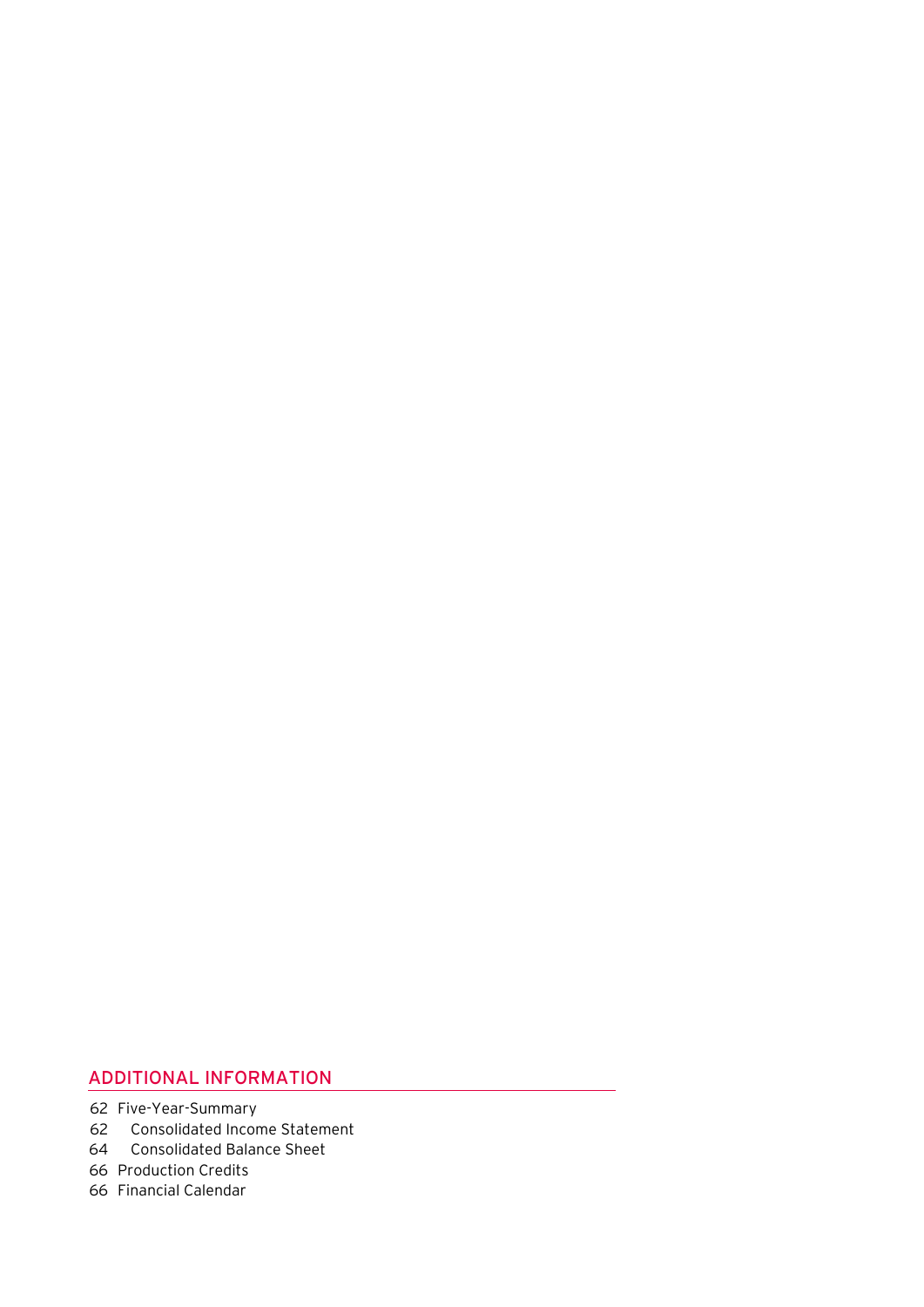## ADDITIONAL INFORMATION

62 Five-Year-Summary
62 Consolidated Income Statement
64 Consolidated Balance Sheet
66 Production Credits
66 Financial Calendar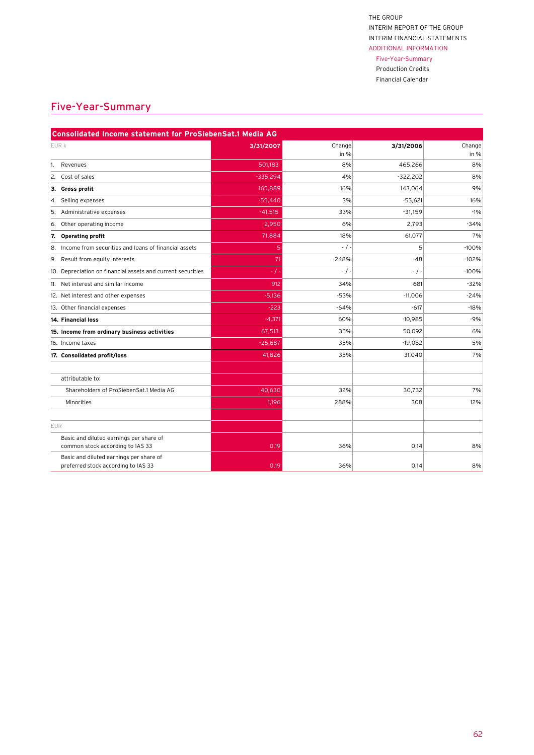## Five-Year-Summary

| Consolidated Income statement for ProSiebenSat.1 Media AG | | | | |
|---|---|---|---|---|
| EUR k | 3/31/2007 | Change in % | 3/31/2006 | Change in % |
| 1. Revenues | 501,183 | 8% | 465,266 | 8% |
| 2. Cost of sales | -335,294 | 4% | -322,202 | 8% |
| **3. Gross profit** | 165,889 | 16% | 143,064 | 9% |
| 4. Selling expenses | -55,440 | 3% | -53,621 | 16% |
| 5. Administrative expenses | -41,515 | 33% | -31,159 | -1% |
| 6. Other operating income | 2,950 | 6% | 2,793 | -34% |
| **7. Operating profit** | 71,884 | 18% | 61,077 | 7% |
| 8. Income from securities and loans of financial assets | 5 | - / - | 5 | -100% |
| 9. Result from equity interests | 71 | -248% | -48 | -102% |
| 10. Depreciation on financial assets and current securities | - / - | - / - | - / - | -100% |
| 11. Net interest and similar income | 912 | 34% | 681 | -32% |
| 12. Net interest and other expenses | -5,136 | -53% | -11,006 | -24% |
| 13. Other financial expenses | -223 | -64% | -617 | -18% |
| **14. Financial loss** | -4,371 | 60% | -10,985 | -9% |
| **15. Income from ordinary business activities** | 67,513 | 35% | 50,092 | 6% |
| 16. Income taxes | -25,687 | 35% | -19,052 | 5% |
| **17. Consolidated profit/loss** | 41,826 | 35% | 31,040 | 7% |
| | | | | |
| attributable to: | | | | |
| Shareholders of ProSiebenSat.1 Media AG | 40,630 | 32% | 30,732 | 7% |
| Minorities | 1,196 | 288% | 308 | 12% |
| | | | | |
| EUR | | | | |
| Basic and diluted earnings per share of common stock according to IAS 33 | 0.19 | 36% | 0.14 | 8% |
| Basic and diluted earnings per share of preferred stock according to IAS 33 | 0.19 | 36% | 0.14 | 8% |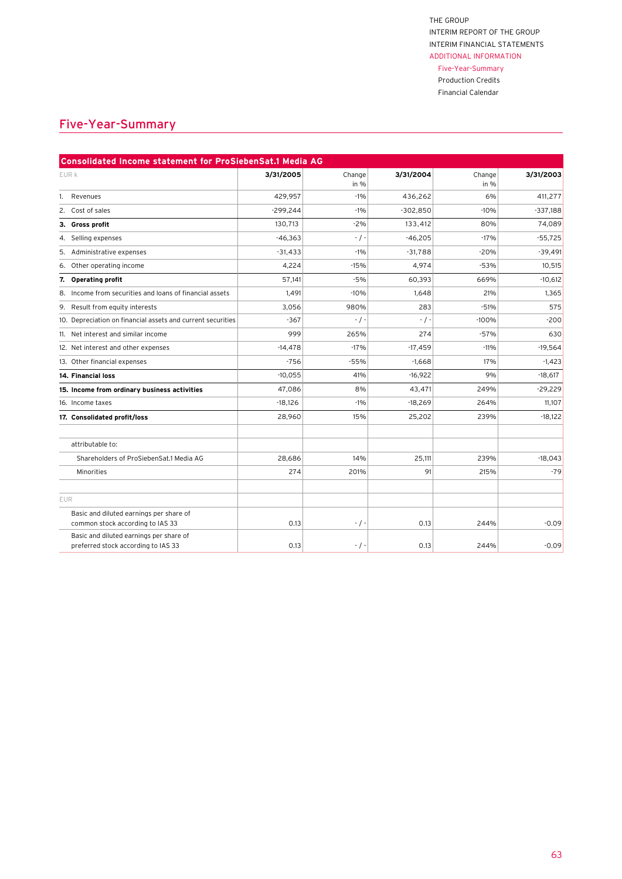## Five-Year-Summary

| Consolidated Income statement for ProSiebenSat.1 Media AG | | | | | |
|---|---|---|---|---|---|
| EUR k | 3/31/2005 | Change in % | 3/31/2004 | Change in % | 3/31/2003 |
| 1. Revenues | 429,957 | -1% | 436,262 | 6% | 411,277 |
| 2. Cost of sales | -299,244 | -1% | -302,850 | -10% | -337,188 |
| **3. Gross profit** | 130,713 | -2% | 133,412 | 80% | 74,089 |
| 4. Selling expenses | -46,363 | - / - | -46,205 | -17% | -55,725 |
| 5. Administrative expenses | -31,433 | -1% | -31,788 | -20% | -39,491 |
| 6. Other operating income | 4,224 | -15% | 4,974 | -53% | 10,515 |
| **7. Operating profit** | 57,141 | -5% | 60,393 | 669% | -10,612 |
| 8. Income from securities and loans of financial assets | 1,491 | -10% | 1,648 | 21% | 1,365 |
| 9. Result from equity interests | 3,056 | 980% | 283 | -51% | 575 |
| 10. Depreciation on financial assets and current securities | -367 | - / - | - / - | -100% | -200 |
| 11. Net interest and similar income | 999 | 265% | 274 | -57% | 630 |
| 12. Net interest and other expenses | -14,478 | -17% | -17,459 | -11% | -19,564 |
| 13. Other financial expenses | -756 | -55% | -1,668 | 17% | -1,423 |
| **14. Financial loss** | -10,055 | 41% | -16,922 | 9% | -18,617 |
| **15. Income from ordinary business activities** | 47,086 | 8% | 43,471 | 249% | -29,229 |
| 16. Income taxes | -18,126 | -1% | -18,269 | 264% | 11,107 |
| **17. Consolidated profit/loss** | 28,960 | 15% | 25,202 | 239% | -18,122 |
| | | | | | |
| attributable to: | | | | | |
| Shareholders of ProSiebenSat.1 Media AG | 28,686 | 14% | 25,111 | 239% | -18,043 |
| Minorities | 274 | 201% | 91 | 215% | -79 |
| | | | | | |
| EUR | | | | | |
| Basic and diluted earnings per share of common stock according to IAS 33 | 0.13 | - / - | 0.13 | 244% | -0.09 |
| Basic and diluted earnings per share of preferred stock according to IAS 33 | 0.13 | - / - | 0.13 | 244% | -0.09 |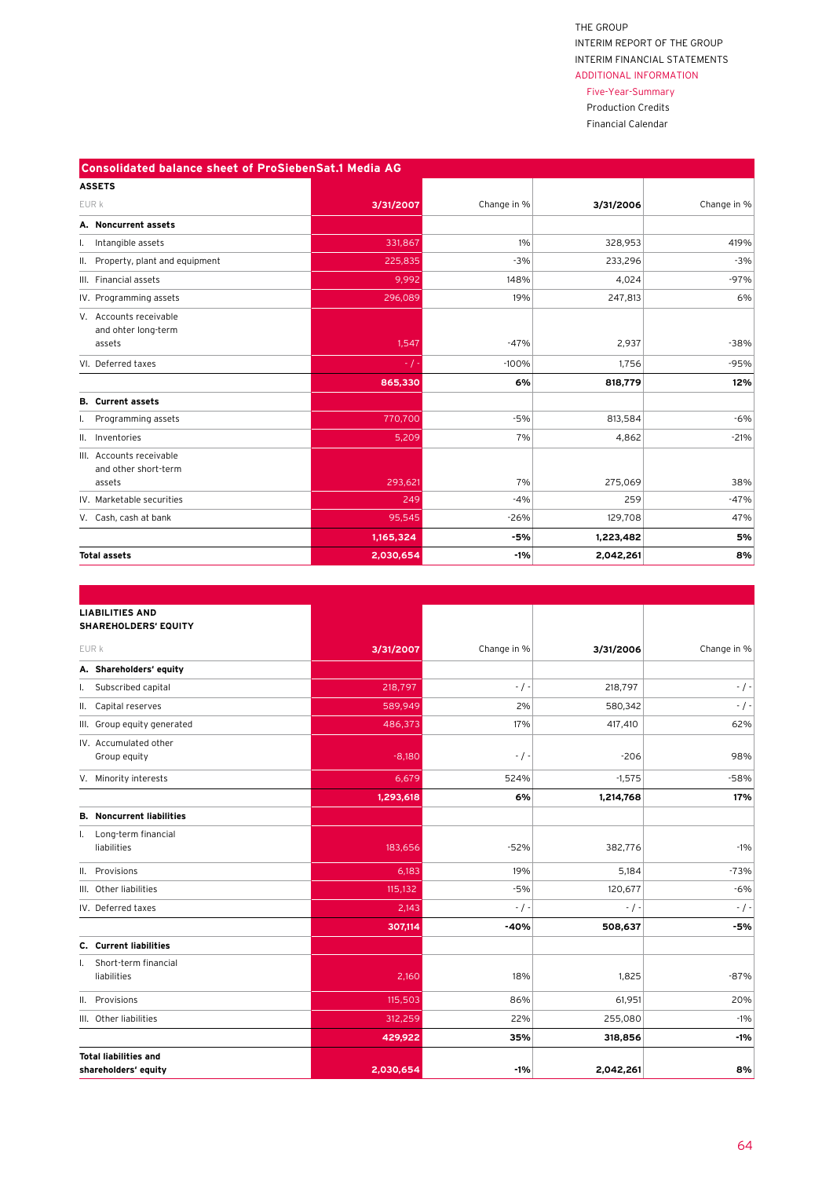## Consolidated balance sheet of ProSiebenSat.1 Media AG

| ASSETS<br>EUR k | 3/31/2007 | Change in % | 3/31/2006 | Change in % |
|---|---|---|---|---|
| **A. Noncurrent assets** | | | | |
| I. Intangible assets | 331,867 | 1% | 328,953 | 419% |
| II. Property, plant and equipment | 225,835 | -3% | 233,296 | -3% |
| III. Financial assets | 9,992 | 148% | 4,024 | -97% |
| IV. Programming assets | 296,089 | 19% | 247,813 | 6% |
| V. Accounts receivable and ohter long-term assets | 1,547 | -47% | 2,937 | -38% |
| VI. Deferred taxes | - / - | -100% | 1,756 | -95% |
| | **865,330** | **6%** | **818,779** | **12%** |
| **B. Current assets** | | | | |
| I. Programming assets | 770,700 | -5% | 813,584 | -6% |
| II. Inventories | 5,209 | 7% | 4,862 | -21% |
| III. Accounts receivable and other short-term assets | 293,621 | 7% | 275,069 | 38% |
| IV. Marketable securities | 249 | -4% | 259 | -47% |
| V. Cash, cash at bank | 95,545 | -26% | 129,708 | 47% |
| | **1,165,324** | **-5%** | **1,223,482** | **5%** |
| **Total assets** | **2,030,654** | **-1%** | **2,042,261** | **8%** |

| LIABILITIES AND SHAREHOLDERS' EQUITY<br>EUR k | 3/31/2007 | Change in % | 3/31/2006 | Change in % |
|---|---|---|---|---|
| **A. Shareholders' equity** | | | | |
| I. Subscribed capital | 218,797 | - / - | 218,797 | - / - |
| II. Capital reserves | 589,949 | 2% | 580,342 | - / - |
| III. Group equity generated | 486,373 | 17% | 417,410 | 62% |
| IV. Accumulated other Group equity | -8,180 | - / - | -206 | 98% |
| V. Minority interests | 6,679 | 524% | -1,575 | -58% |
| | **1,293,618** | **6%** | **1,214,768** | **17%** |
| **B. Noncurrent liabilities** | | | | |
| I. Long-term financial liabilities | 183,656 | -52% | 382,776 | -1% |
| II. Provisions | 6,183 | 19% | 5,184 | -73% |
| III. Other liabilities | 115,132 | -5% | 120,677 | -6% |
| IV. Deferred taxes | 2,143 | - / - | - / - | - / - |
| | **307,114** | **-40%** | **508,637** | **-5%** |
| **C. Current liabilities** | | | | |
| I. Short-term financial liabilities | 2,160 | 18% | 1,825 | -87% |
| II. Provisions | 115,503 | 86% | 61,951 | 20% |
| III. Other liabilities | 312,259 | 22% | 255,080 | -1% |
| | **429,922** | **35%** | **318,856** | **-1%** |
| **Total liabilities and shareholders' equity** | **2,030,654** | **-1%** | **2,042,261** | **8%** |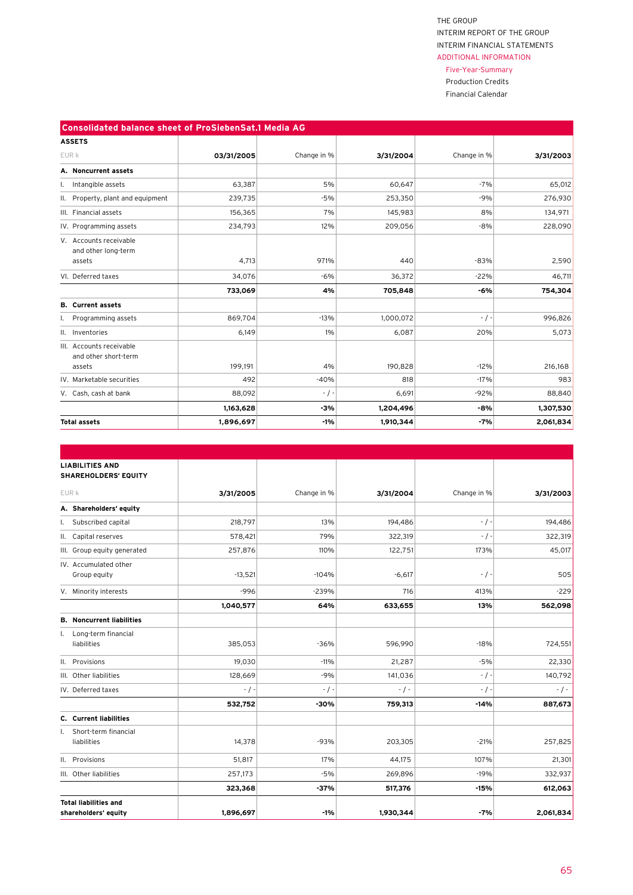## Consolidated balance sheet of ProSiebenSat.1 Media AG

| ASSETS<br>EUR k | 03/31/2005 | Change in % | 3/31/2004 | Change in % | 3/31/2003 |
|---|---|---|---|---|---|
| **A. Noncurrent assets** | | | | | |
| I. Intangible assets | 63,387 | 5% | 60,647 | -7% | 65,012 |
| II. Property, plant and equipment | 239,735 | -5% | 253,350 | -9% | 276,930 |
| III. Financial assets | 156,365 | 7% | 145,983 | 8% | 134,971 |
| IV. Programming assets | 234,793 | 12% | 209,056 | -8% | 228,090 |
| V. Accounts receivable and other long-term assets | 4,713 | 971% | 440 | -83% | 2,590 |
| VI. Deferred taxes | 34,076 | -6% | 36,372 | -22% | 46,711 |
| | **733,069** | **4%** | **705,848** | **-6%** | **754,304** |
| **B. Current assets** | | | | | |
| I. Programming assets | 869,704 | -13% | 1,000,072 | - / - | 996,826 |
| II. Inventories | 6,149 | 1% | 6,087 | 20% | 5,073 |
| III. Accounts receivable and other short-term assets | 199,191 | 4% | 190,828 | -12% | 216,168 |
| IV. Marketable securities | 492 | -40% | 818 | -17% | 983 |
| V. Cash, cash at bank | 88,092 | - / - | 6,691 | -92% | 88,840 |
| | **1,163,628** | **-3%** | **1,204,496** | **-8%** | **1,307,530** |
| **Total assets** | **1,896,697** | **-1%** | **1,910,344** | **-7%** | **2,061,834** |

| LIABILITIES AND SHAREHOLDERS' EQUITY<br>EUR k | 3/31/2005 | Change in % | 3/31/2004 | Change in % | 3/31/2003 |
|---|---|---|---|---|---|
| **A. Shareholders' equity** | | | | | |
| I. Subscribed capital | 218,797 | 13% | 194,486 | - / - | 194,486 |
| II. Capital reserves | 578,421 | 79% | 322,319 | - / - | 322,319 |
| III. Group equity generated | 257,876 | 110% | 122,751 | 173% | 45,017 |
| IV. Accumulated other Group equity | -13,521 | -104% | -6,617 | - / - | 505 |
| V. Minority interests | -996 | -239% | 716 | 413% | -229 |
| | **1,040,577** | **64%** | **633,655** | **13%** | **562,098** |
| **B. Noncurrent liabilities** | | | | | |
| I. Long-term financial liabilities | 385,053 | -36% | 596,990 | -18% | 724,551 |
| II. Provisions | 19,030 | -11% | 21,287 | -5% | 22,330 |
| III. Other liabilities | 128,669 | -9% | 141,036 | - / - | 140,792 |
| IV. Deferred taxes | - / - | - / - | - / - | - / - | - / - |
| | **532,752** | **-30%** | **759,313** | **-14%** | **887,673** |
| **C. Current liabilities** | | | | | |
| I. Short-term financial liabilities | 14,378 | -93% | 203,305 | -21% | 257,825 |
| II. Provisions | 51,817 | 17% | 44,175 | 107% | 21,301 |
| III. Other liabilities | 257,173 | -5% | 269,896 | -19% | 332,937 |
| | **323,368** | **-37%** | **517,376** | **-15%** | **612,063** |
| **Total liabilities and shareholders' equity** | **1,896,697** | **-1%** | **1,930,344** | **-7%** | **2,061,834** |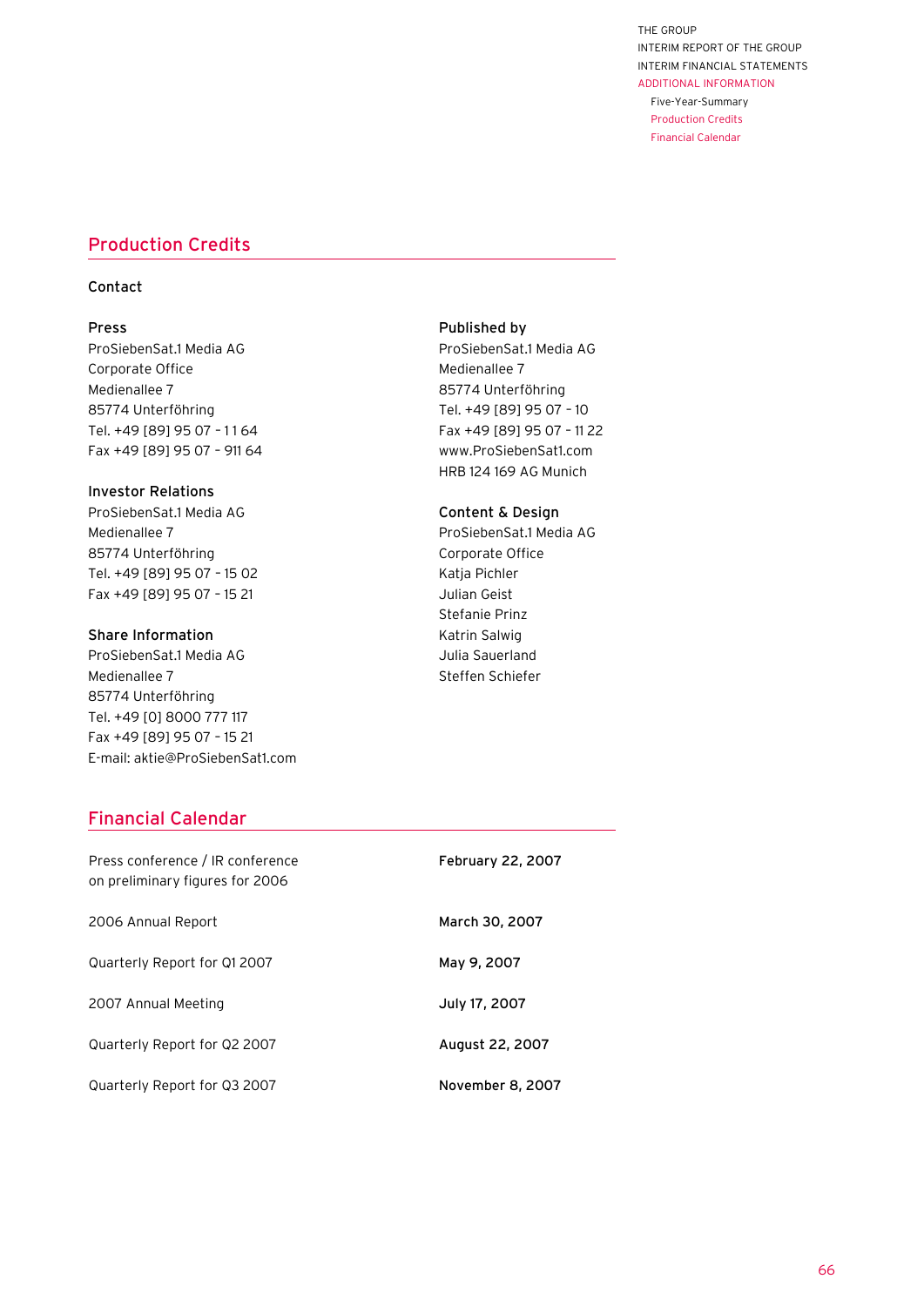## Production Credits

### Contact

**Press**
ProSiebenSat.1 Media AG
Corporate Office
Medienallee 7
85774 Unterföhring
Tel. +49 [89] 95 07 - 11 64
Fax +49 [89] 95 07 - 911 64

**Investor Relations**
ProSiebenSat.1 Media AG
Medienallee 7
85774 Unterföhring
Tel. +49 [89] 95 07 - 15 02
Fax +49 [89] 95 07 - 15 21

**Share Information**
ProSiebenSat.1 Media AG
Medienallee 7
85774 Unterföhring
Tel. +49 [0] 8000 777 117
Fax +49 [89] 95 07 - 15 21
E-mail: aktie@ProSiebenSat1.com

**Published by**
ProSiebenSat.1 Media AG
Medienallee 7
85774 Unterföhring
Tel. +49 [89] 95 07 - 10
Fax +49 [89] 95 07 - 11 22
www.ProSiebenSat1.com
HRB 124 169 AG Munich

**Content & Design**
ProSiebenSat.1 Media AG
Corporate Office
Katja Pichler
Julian Geist
Stefanie Prinz
Katrin Salwig
Julia Sauerland
Steffen Schiefer

## Financial Calendar

| | |
|---|---|
| Press conference / IR conference on preliminary figures for 2006 | **February 22, 2007** |
| 2006 Annual Report | **March 30, 2007** |
| Quarterly Report for Q1 2007 | **May 9, 2007** |
| 2007 Annual Meeting | **July 17, 2007** |
| Quarterly Report for Q2 2007 | **August 22, 2007** |
| Quarterly Report for Q3 2007 | **November 8, 2007** |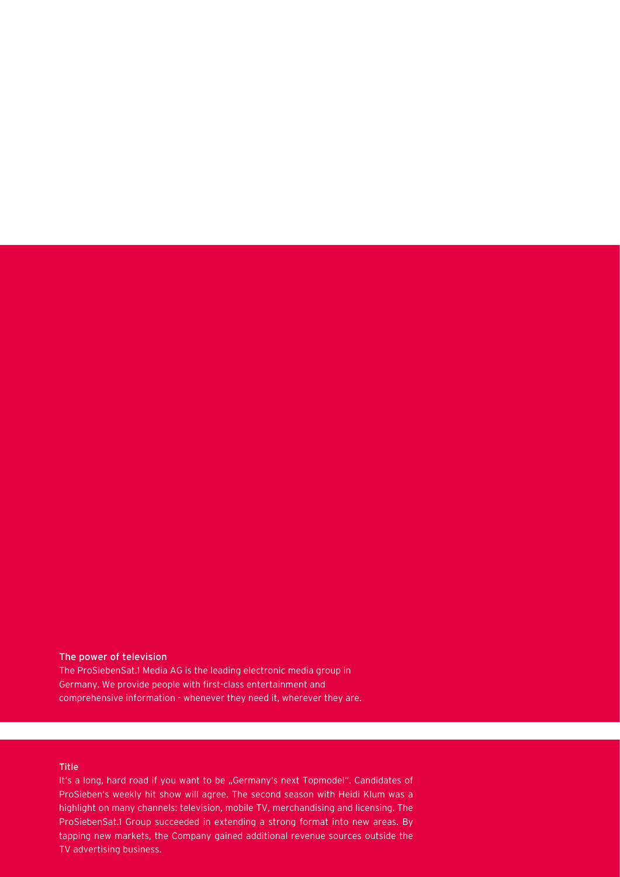## The power of television

The ProSiebenSat.1 Media AG is the leading electronic media group in Germany. We provide people with first-class entertainment and comprehensive information - whenever they need it, wherever they are.

## Title

It's a long, hard road if you want to be „Germany's next Topmodel". Candidates of ProSieben's weekly hit show will agree. The second season with Heidi Klum was a highlight on many channels: television, mobile TV, merchandising and licensing. The ProSiebenSat.1 Group succeeded in extending a strong format into new areas. By tapping new markets, the Company gained additional revenue sources outside the TV advertising business.